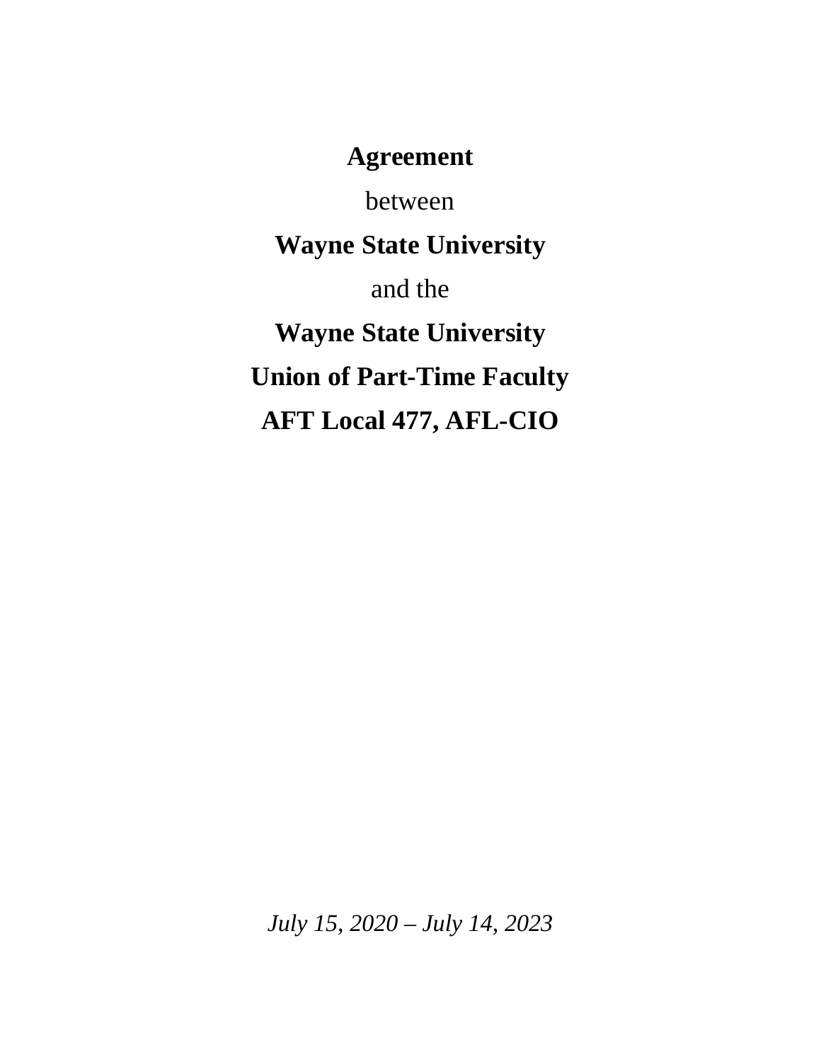**Agreement**

between

**Wayne State University**

and the

**Wayne State University**

**Union of Part-Time Faculty**

**AFT Local 477, AFL-CIO**

*July 15, 2020 – July 14, 2023*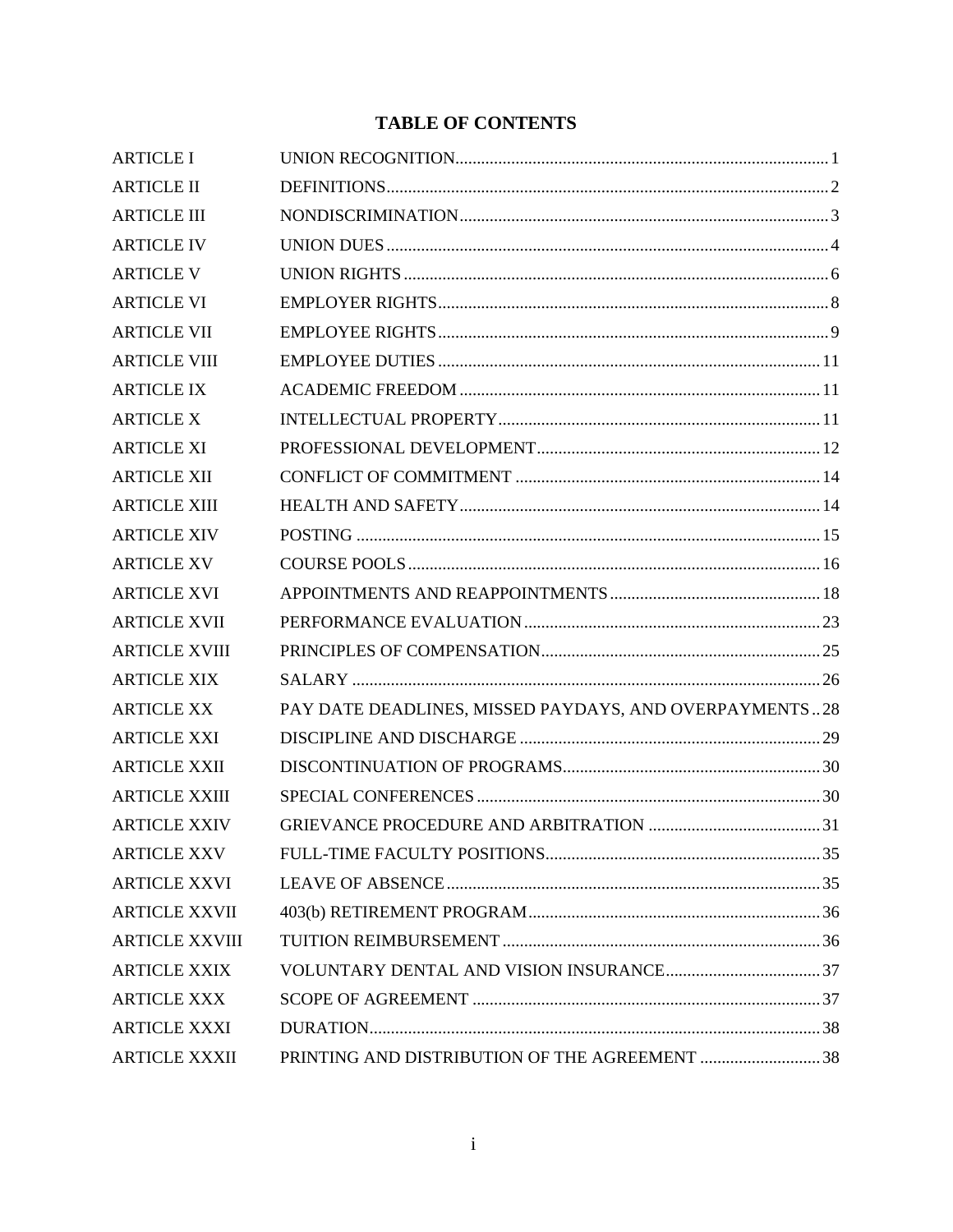# TABLE OF CONTENTS

| | | |
|---|---|---|
| ARTICLE I | UNION RECOGNITION | 1 |
| ARTICLE II | DEFINITIONS | 2 |
| ARTICLE III | NONDISCRIMINATION | 3 |
| ARTICLE IV | UNION DUES | 4 |
| ARTICLE V | UNION RIGHTS | 6 |
| ARTICLE VI | EMPLOYER RIGHTS | 8 |
| ARTICLE VII | EMPLOYEE RIGHTS | 9 |
| ARTICLE VIII | EMPLOYEE DUTIES | 11 |
| ARTICLE IX | ACADEMIC FREEDOM | 11 |
| ARTICLE X | INTELLECTUAL PROPERTY | 11 |
| ARTICLE XI | PROFESSIONAL DEVELOPMENT | 12 |
| ARTICLE XII | CONFLICT OF COMMITMENT | 14 |
| ARTICLE XIII | HEALTH AND SAFETY | 14 |
| ARTICLE XIV | POSTING | 15 |
| ARTICLE XV | COURSE POOLS | 16 |
| ARTICLE XVI | APPOINTMENTS AND REAPPOINTMENTS | 18 |
| ARTICLE XVII | PERFORMANCE EVALUATION | 23 |
| ARTICLE XVIII | PRINCIPLES OF COMPENSATION | 25 |
| ARTICLE XIX | SALARY | 26 |
| ARTICLE XX | PAY DATE DEADLINES, MISSED PAYDAYS, AND OVERPAYMENTS | 28 |
| ARTICLE XXI | DISCIPLINE AND DISCHARGE | 29 |
| ARTICLE XXII | DISCONTINUATION OF PROGRAMS | 30 |
| ARTICLE XXIII | SPECIAL CONFERENCES | 30 |
| ARTICLE XXIV | GRIEVANCE PROCEDURE AND ARBITRATION | 31 |
| ARTICLE XXV | FULL-TIME FACULTY POSITIONS | 35 |
| ARTICLE XXVI | LEAVE OF ABSENCE | 35 |
| ARTICLE XXVII | 403(b) RETIREMENT PROGRAM | 36 |
| ARTICLE XXVIII | TUITION REIMBURSEMENT | 36 |
| ARTICLE XXIX | VOLUNTARY DENTAL AND VISION INSURANCE | 37 |
| ARTICLE XXX | SCOPE OF AGREEMENT | 37 |
| ARTICLE XXXI | DURATION | 38 |
| ARTICLE XXXII | PRINTING AND DISTRIBUTION OF THE AGREEMENT | 38 |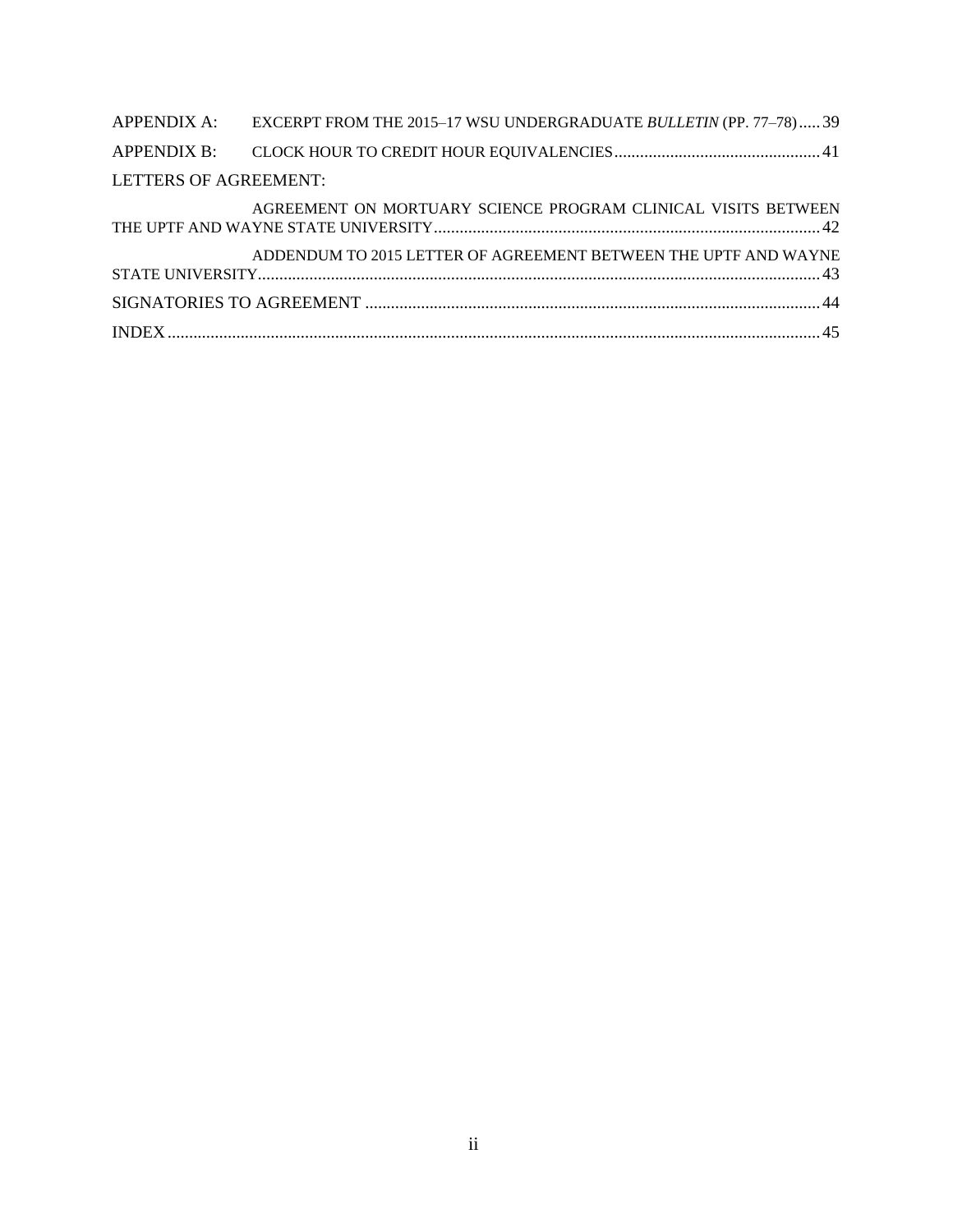APPENDIX A: EXCERPT FROM THE 2015–17 WSU UNDERGRADUATE *BULLETIN* (PP. 77–78)..... 39

APPENDIX B: CLOCK HOUR TO CREDIT HOUR EQUIVALENCIES................................................ 41

LETTERS OF AGREEMENT:

AGREEMENT ON MORTUARY SCIENCE PROGRAM CLINICAL VISITS BETWEEN THE UPTF AND WAYNE STATE UNIVERSITY......................................................................................... 42

ADDENDUM TO 2015 LETTER OF AGREEMENT BETWEEN THE UPTF AND WAYNE STATE UNIVERSITY.................................................................................................................................. 43

SIGNATORIES TO AGREEMENT ......................................................................................................... 44

INDEX...................................................................................................................................................... 45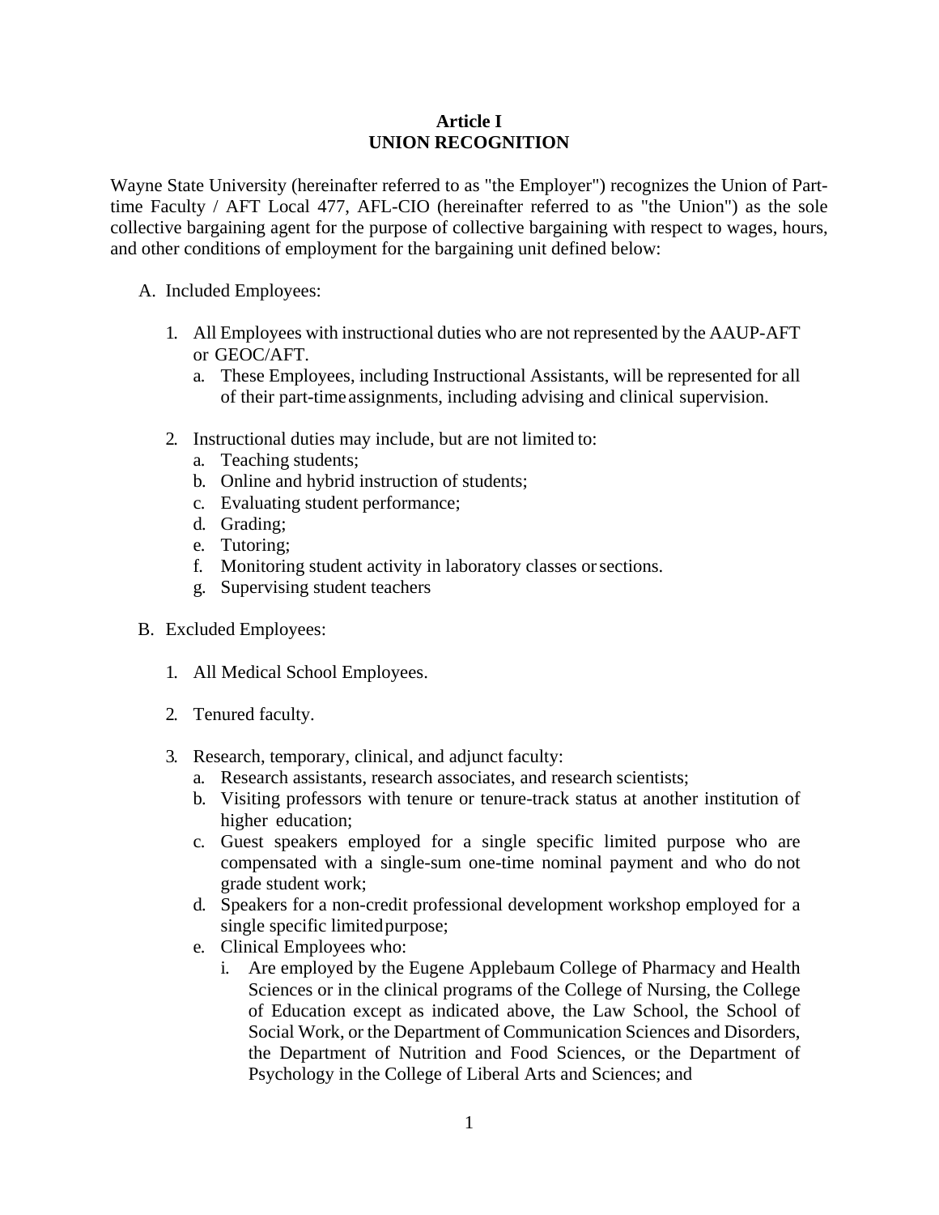# Article I
# UNION RECOGNITION

Wayne State University (hereinafter referred to as "the Employer") recognizes the Union of Part-time Faculty / AFT Local 477, AFL-CIO (hereinafter referred to as "the Union") as the sole collective bargaining agent for the purpose of collective bargaining with respect to wages, hours, and other conditions of employment for the bargaining unit defined below:

A. Included Employees:

   1. All Employees with instructional duties who are not represented by the AAUP-AFT or GEOC/AFT.
      a. These Employees, including Instructional Assistants, will be represented for all of their part-time assignments, including advising and clinical supervision.

   2. Instructional duties may include, but are not limited to:
      a. Teaching students;
      b. Online and hybrid instruction of students;
      c. Evaluating student performance;
      d. Grading;
      e. Tutoring;
      f. Monitoring student activity in laboratory classes or sections.
      g. Supervising student teachers

B. Excluded Employees:

   1. All Medical School Employees.

   2. Tenured faculty.

   3. Research, temporary, clinical, and adjunct faculty:
      a. Research assistants, research associates, and research scientists;
      b. Visiting professors with tenure or tenure-track status at another institution of higher education;
      c. Guest speakers employed for a single specific limited purpose who are compensated with a single-sum one-time nominal payment and who do not grade student work;
      d. Speakers for a non-credit professional development workshop employed for a single specific limited purpose;
      e. Clinical Employees who:
         i. Are employed by the Eugene Applebaum College of Pharmacy and Health Sciences or in the clinical programs of the College of Nursing, the College of Education except as indicated above, the Law School, the School of Social Work, or the Department of Communication Sciences and Disorders, the Department of Nutrition and Food Sciences, or the Department of Psychology in the College of Liberal Arts and Sciences; and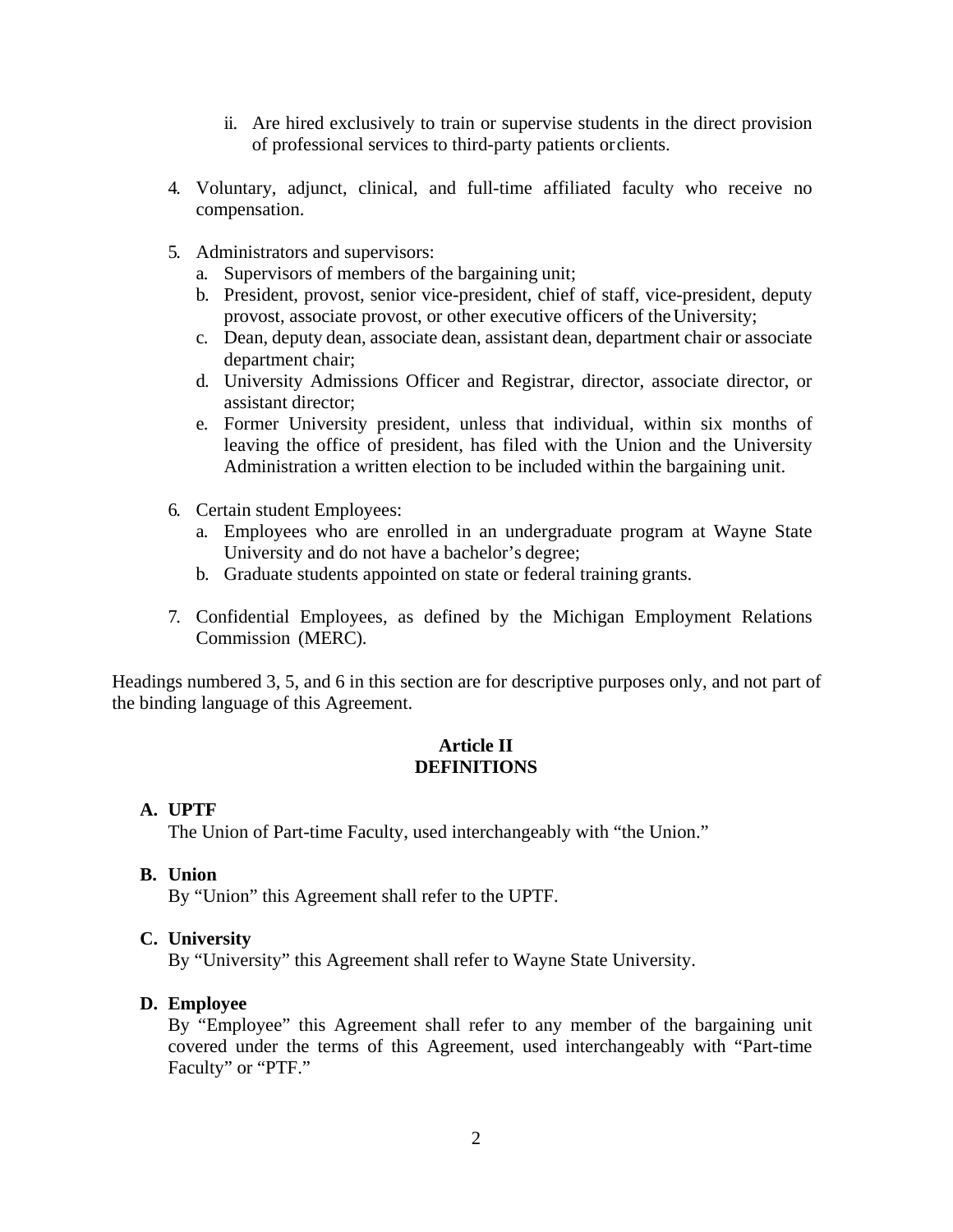ii. Are hired exclusively to train or supervise students in the direct provision of professional services to third-party patients or clients.

4. Voluntary, adjunct, clinical, and full-time affiliated faculty who receive no compensation.

5. Administrators and supervisors:
   a. Supervisors of members of the bargaining unit;
   b. President, provost, senior vice-president, chief of staff, vice-president, deputy provost, associate provost, or other executive officers of the University;
   c. Dean, deputy dean, associate dean, assistant dean, department chair or associate department chair;
   d. University Admissions Officer and Registrar, director, associate director, or assistant director;
   e. Former University president, unless that individual, within six months of leaving the office of president, has filed with the Union and the University Administration a written election to be included within the bargaining unit.

6. Certain student Employees:
   a. Employees who are enrolled in an undergraduate program at Wayne State University and do not have a bachelor's degree;
   b. Graduate students appointed on state or federal training grants.

7. Confidential Employees, as defined by the Michigan Employment Relations Commission (MERC).

Headings numbered 3, 5, and 6 in this section are for descriptive purposes only, and not part of the binding language of this Agreement.

## Article II
## DEFINITIONS

**A. UPTF**
The Union of Part-time Faculty, used interchangeably with "the Union."

**B. Union**
By "Union" this Agreement shall refer to the UPTF.

**C. University**
By "University" this Agreement shall refer to Wayne State University.

**D. Employee**
By "Employee" this Agreement shall refer to any member of the bargaining unit covered under the terms of this Agreement, used interchangeably with "Part-time Faculty" or "PTF."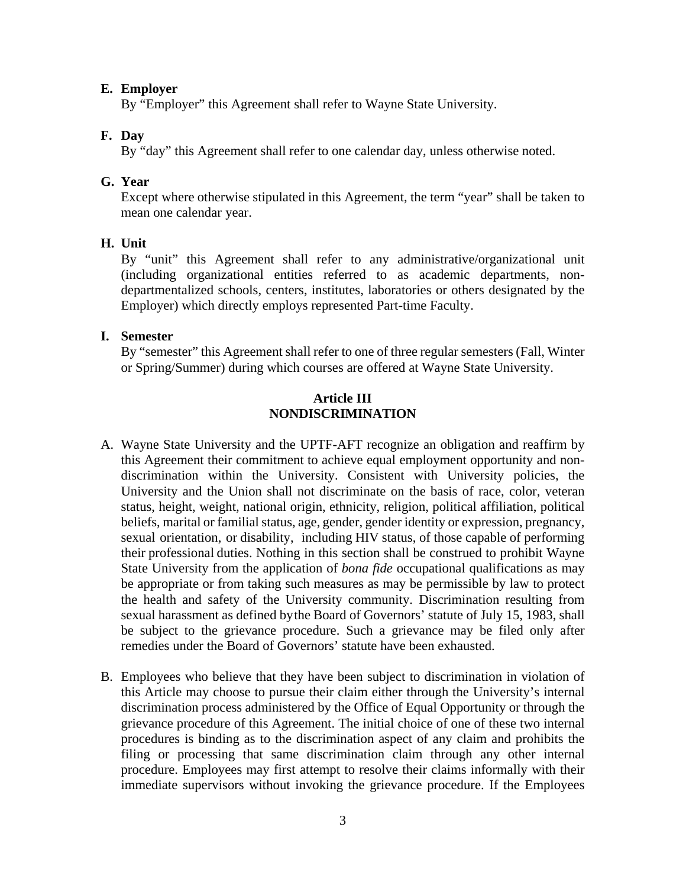**E. Employer**

By "Employer" this Agreement shall refer to Wayne State University.

**F. Day**

By "day" this Agreement shall refer to one calendar day, unless otherwise noted.

**G. Year**

Except where otherwise stipulated in this Agreement, the term "year" shall be taken to mean one calendar year.

**H. Unit**

By "unit" this Agreement shall refer to any administrative/organizational unit (including organizational entities referred to as academic departments, non-departmentalized schools, centers, institutes, laboratories or others designated by the Employer) which directly employs represented Part-time Faculty.

**I. Semester**

By "semester" this Agreement shall refer to one of three regular semesters (Fall, Winter or Spring/Summer) during which courses are offered at Wayne State University.

## Article III
## NONDISCRIMINATION

A. Wayne State University and the UPTF-AFT recognize an obligation and reaffirm by this Agreement their commitment to achieve equal employment opportunity and non-discrimination within the University. Consistent with University policies, the University and the Union shall not discriminate on the basis of race, color, veteran status, height, weight, national origin, ethnicity, religion, political affiliation, political beliefs, marital or familial status, age, gender, gender identity or expression, pregnancy, sexual orientation, or disability, including HIV status, of those capable of performing their professional duties. Nothing in this section shall be construed to prohibit Wayne State University from the application of *bona fide* occupational qualifications as may be appropriate or from taking such measures as may be permissible by law to protect the health and safety of the University community. Discrimination resulting from sexual harassment as defined by the Board of Governors' statute of July 15, 1983, shall be subject to the grievance procedure. Such a grievance may be filed only after remedies under the Board of Governors' statute have been exhausted.

B. Employees who believe that they have been subject to discrimination in violation of this Article may choose to pursue their claim either through the University's internal discrimination process administered by the Office of Equal Opportunity or through the grievance procedure of this Agreement. The initial choice of one of these two internal procedures is binding as to the discrimination aspect of any claim and prohibits the filing or processing that same discrimination claim through any other internal procedure. Employees may first attempt to resolve their claims informally with their immediate supervisors without invoking the grievance procedure. If the Employees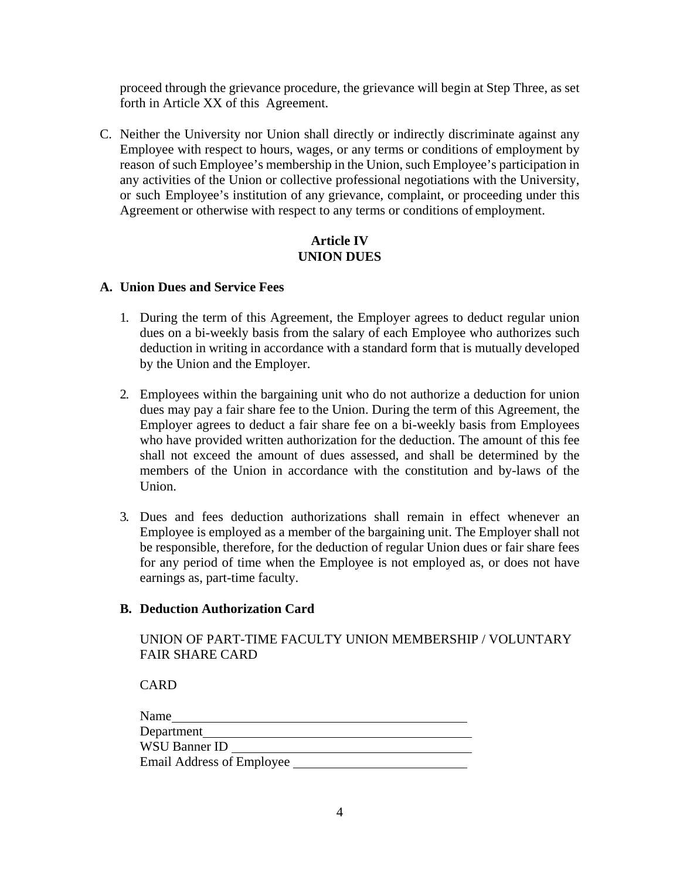proceed through the grievance procedure, the grievance will begin at Step Three, as set forth in Article XX of this Agreement.

C. Neither the University nor Union shall directly or indirectly discriminate against any Employee with respect to hours, wages, or any terms or conditions of employment by reason of such Employee's membership in the Union, such Employee's participation in any activities of the Union or collective professional negotiations with the University, or such Employee's institution of any grievance, complaint, or proceeding under this Agreement or otherwise with respect to any terms or conditions of employment.

## Article IV
## UNION DUES

### A. Union Dues and Service Fees

1. During the term of this Agreement, the Employer agrees to deduct regular union dues on a bi-weekly basis from the salary of each Employee who authorizes such deduction in writing in accordance with a standard form that is mutually developed by the Union and the Employer.

2. Employees within the bargaining unit who do not authorize a deduction for union dues may pay a fair share fee to the Union. During the term of this Agreement, the Employer agrees to deduct a fair share fee on a bi-weekly basis from Employees who have provided written authorization for the deduction. The amount of this fee shall not exceed the amount of dues assessed, and shall be determined by the members of the Union in accordance with the constitution and by-laws of the Union.

3. Dues and fees deduction authorizations shall remain in effect whenever an Employee is employed as a member of the bargaining unit. The Employer shall not be responsible, therefore, for the deduction of regular Union dues or fair share fees for any period of time when the Employee is not employed as, or does not have earnings as, part-time faculty.

### B. Deduction Authorization Card

UNION OF PART-TIME FACULTY UNION MEMBERSHIP / VOLUNTARY FAIR SHARE CARD

CARD

Name\_\_\_\_\_\_\_\_\_\_\_\_\_\_\_\_\_\_\_\_\_\_\_\_\_\_\_\_\_\_\_\_\_\_\_\_\_\_\_\_\_\_\_\_
Department\_\_\_\_\_\_\_\_\_\_\_\_\_\_\_\_\_\_\_\_\_\_\_\_\_\_\_\_\_\_\_\_\_\_\_\_\_\_\_\_\_
WSU Banner ID \_\_\_\_\_\_\_\_\_\_\_\_\_\_\_\_\_\_\_\_\_\_\_\_\_\_\_\_\_\_\_\_\_\_\_\_\_
Email Address of Employee \_\_\_\_\_\_\_\_\_\_\_\_\_\_\_\_\_\_\_\_\_\_\_\_\_\_\_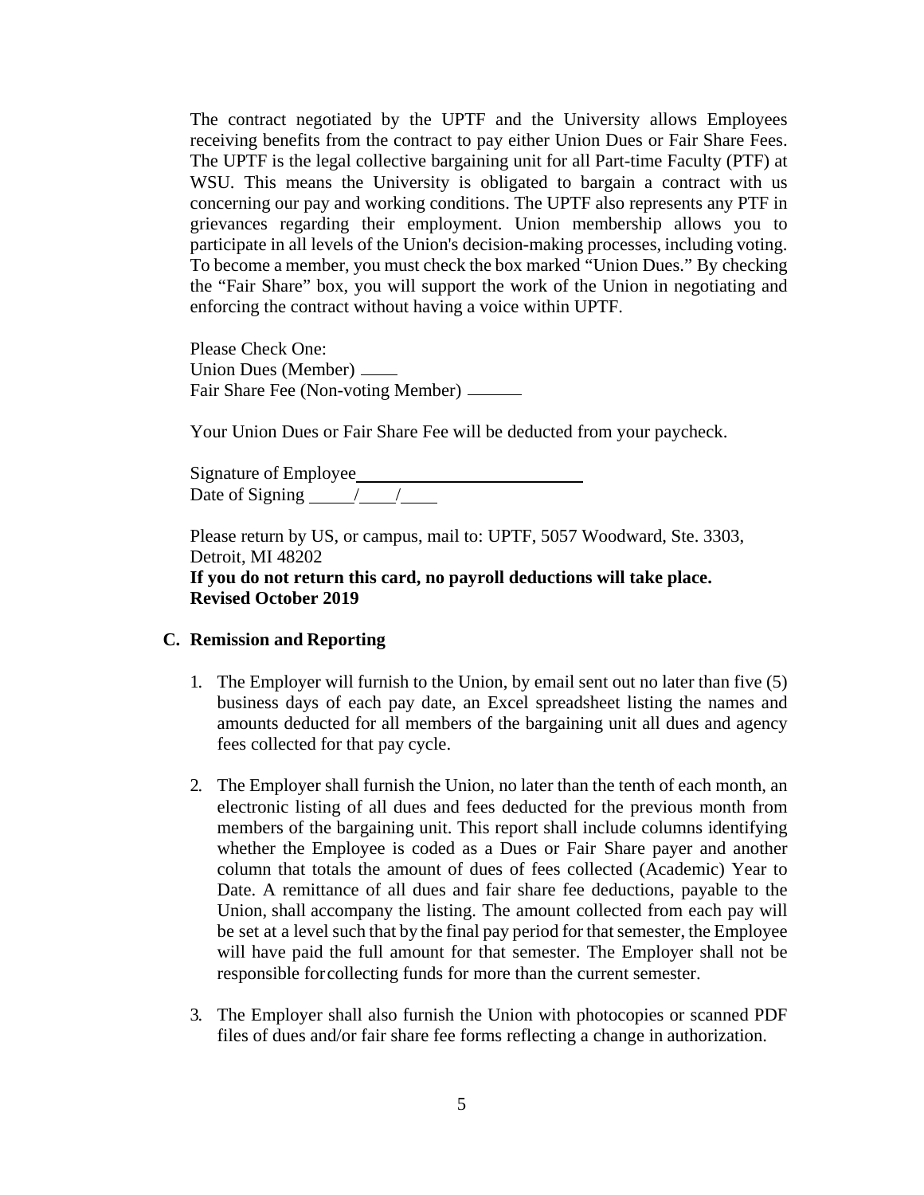The contract negotiated by the UPTF and the University allows Employees receiving benefits from the contract to pay either Union Dues or Fair Share Fees. The UPTF is the legal collective bargaining unit for all Part-time Faculty (PTF) at WSU. This means the University is obligated to bargain a contract with us concerning our pay and working conditions. The UPTF also represents any PTF in grievances regarding their employment. Union membership allows you to participate in all levels of the Union's decision-making processes, including voting. To become a member, you must check the box marked "Union Dues." By checking the "Fair Share" box, you will support the work of the Union in negotiating and enforcing the contract without having a voice within UPTF.

Please Check One:
Union Dues (Member) ____
Fair Share Fee (Non-voting Member) ______

Your Union Dues or Fair Share Fee will be deducted from your paycheck.

Signature of Employee________________________
Date of Signing _____/____/____

Please return by US, or campus, mail to: UPTF, 5057 Woodward, Ste. 3303, Detroit, MI 48202
**If you do not return this card, no payroll deductions will take place.**
**Revised October 2019**

### C. Remission and Reporting

1. The Employer will furnish to the Union, by email sent out no later than five (5) business days of each pay date, an Excel spreadsheet listing the names and amounts deducted for all members of the bargaining unit all dues and agency fees collected for that pay cycle.

2. The Employer shall furnish the Union, no later than the tenth of each month, an electronic listing of all dues and fees deducted for the previous month from members of the bargaining unit. This report shall include columns identifying whether the Employee is coded as a Dues or Fair Share payer and another column that totals the amount of dues of fees collected (Academic) Year to Date. A remittance of all dues and fair share fee deductions, payable to the Union, shall accompany the listing. The amount collected from each pay will be set at a level such that by the final pay period for that semester, the Employee will have paid the full amount for that semester. The Employer shall not be responsible for collecting funds for more than the current semester.

3. The Employer shall also furnish the Union with photocopies or scanned PDF files of dues and/or fair share fee forms reflecting a change in authorization.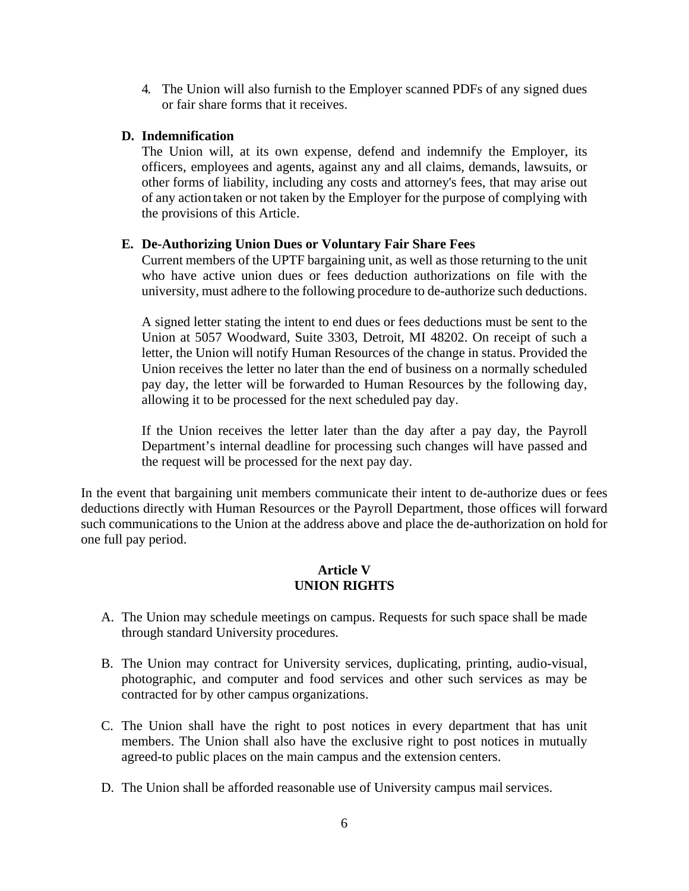4. The Union will also furnish to the Employer scanned PDFs of any signed dues or fair share forms that it receives.

**D. Indemnification**

The Union will, at its own expense, defend and indemnify the Employer, its officers, employees and agents, against any and all claims, demands, lawsuits, or other forms of liability, including any costs and attorney's fees, that may arise out of any action taken or not taken by the Employer for the purpose of complying with the provisions of this Article.

**E. De-Authorizing Union Dues or Voluntary Fair Share Fees**

Current members of the UPTF bargaining unit, as well as those returning to the unit who have active union dues or fees deduction authorizations on file with the university, must adhere to the following procedure to de-authorize such deductions.

A signed letter stating the intent to end dues or fees deductions must be sent to the Union at 5057 Woodward, Suite 3303, Detroit, MI 48202. On receipt of such a letter, the Union will notify Human Resources of the change in status. Provided the Union receives the letter no later than the end of business on a normally scheduled pay day, the letter will be forwarded to Human Resources by the following day, allowing it to be processed for the next scheduled pay day.

If the Union receives the letter later than the day after a pay day, the Payroll Department's internal deadline for processing such changes will have passed and the request will be processed for the next pay day.

In the event that bargaining unit members communicate their intent to de-authorize dues or fees deductions directly with Human Resources or the Payroll Department, those offices will forward such communications to the Union at the address above and place the de-authorization on hold for one full pay period.

## Article V
## UNION RIGHTS

A. The Union may schedule meetings on campus. Requests for such space shall be made through standard University procedures.

B. The Union may contract for University services, duplicating, printing, audio-visual, photographic, and computer and food services and other such services as may be contracted for by other campus organizations.

C. The Union shall have the right to post notices in every department that has unit members. The Union shall also have the exclusive right to post notices in mutually agreed-to public places on the main campus and the extension centers.

D. The Union shall be afforded reasonable use of University campus mail services.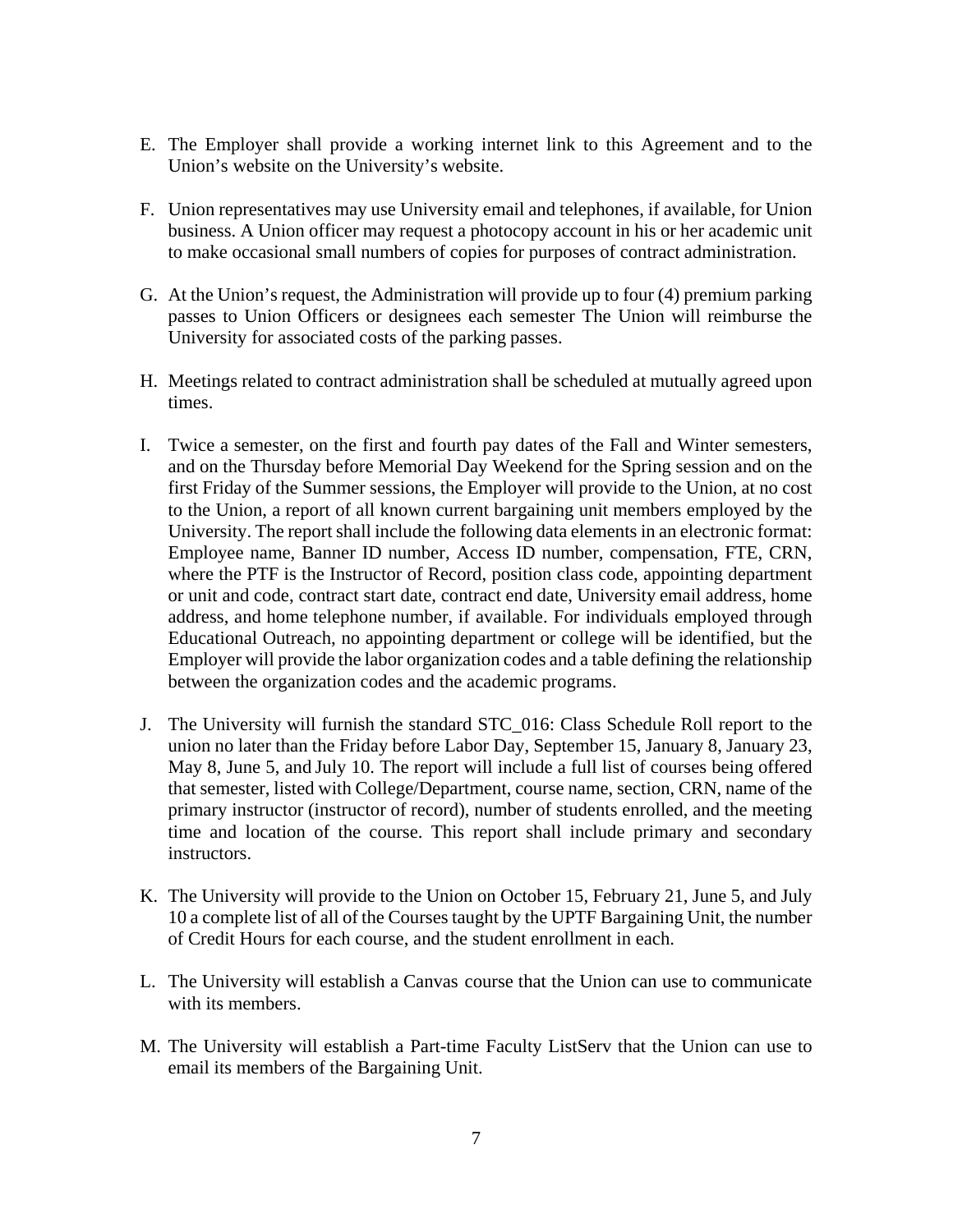E. The Employer shall provide a working internet link to this Agreement and to the Union's website on the University's website.

F. Union representatives may use University email and telephones, if available, for Union business. A Union officer may request a photocopy account in his or her academic unit to make occasional small numbers of copies for purposes of contract administration.

G. At the Union's request, the Administration will provide up to four (4) premium parking passes to Union Officers or designees each semester The Union will reimburse the University for associated costs of the parking passes.

H. Meetings related to contract administration shall be scheduled at mutually agreed upon times.

I. Twice a semester, on the first and fourth pay dates of the Fall and Winter semesters, and on the Thursday before Memorial Day Weekend for the Spring session and on the first Friday of the Summer sessions, the Employer will provide to the Union, at no cost to the Union, a report of all known current bargaining unit members employed by the University. The report shall include the following data elements in an electronic format: Employee name, Banner ID number, Access ID number, compensation, FTE, CRN, where the PTF is the Instructor of Record, position class code, appointing department or unit and code, contract start date, contract end date, University email address, home address, and home telephone number, if available. For individuals employed through Educational Outreach, no appointing department or college will be identified, but the Employer will provide the labor organization codes and a table defining the relationship between the organization codes and the academic programs.

J. The University will furnish the standard STC_016: Class Schedule Roll report to the union no later than the Friday before Labor Day, September 15, January 8, January 23, May 8, June 5, and July 10. The report will include a full list of courses being offered that semester, listed with College/Department, course name, section, CRN, name of the primary instructor (instructor of record), number of students enrolled, and the meeting time and location of the course. This report shall include primary and secondary instructors.

K. The University will provide to the Union on October 15, February 21, June 5, and July 10 a complete list of all of the Courses taught by the UPTF Bargaining Unit, the number of Credit Hours for each course, and the student enrollment in each.

L. The University will establish a Canvas course that the Union can use to communicate with its members.

M. The University will establish a Part-time Faculty ListServ that the Union can use to email its members of the Bargaining Unit.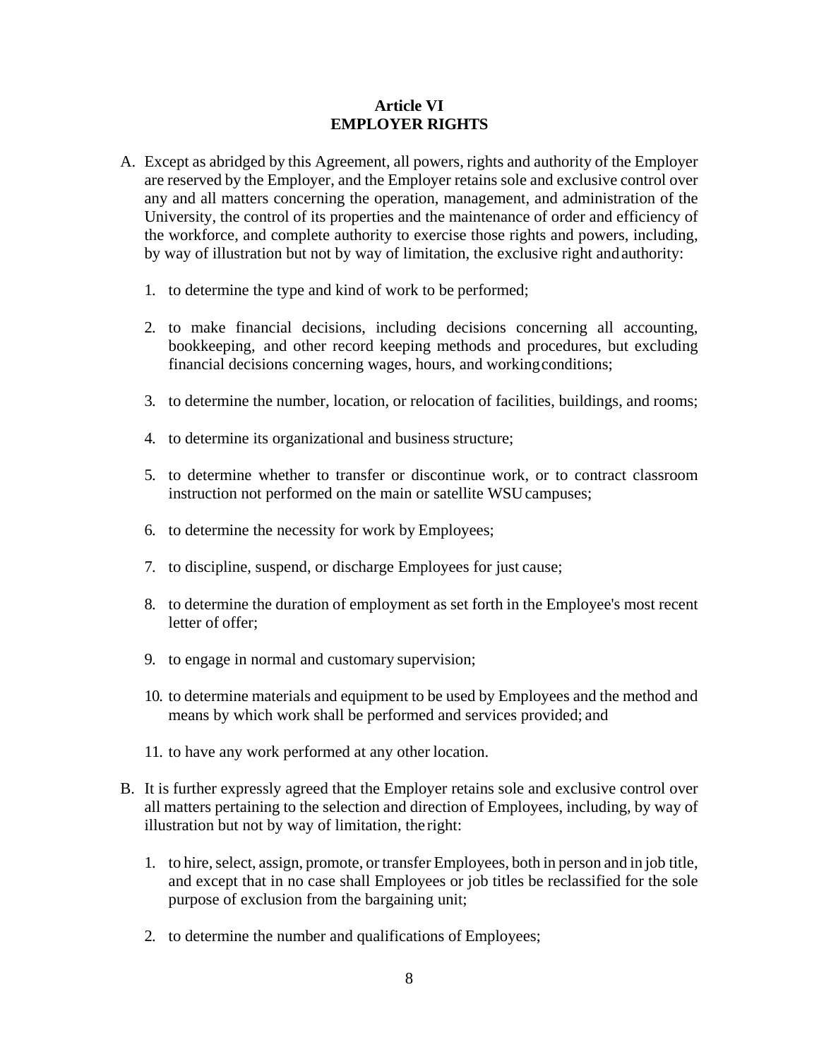## Article VI
## EMPLOYER RIGHTS

A. Except as abridged by this Agreement, all powers, rights and authority of the Employer are reserved by the Employer, and the Employer retains sole and exclusive control over any and all matters concerning the operation, management, and administration of the University, the control of its properties and the maintenance of order and efficiency of the workforce, and complete authority to exercise those rights and powers, including, by way of illustration but not by way of limitation, the exclusive right and authority:

   1. to determine the type and kind of work to be performed;

   2. to make financial decisions, including decisions concerning all accounting, bookkeeping, and other record keeping methods and procedures, but excluding financial decisions concerning wages, hours, and working conditions;

   3. to determine the number, location, or relocation of facilities, buildings, and rooms;

   4. to determine its organizational and business structure;

   5. to determine whether to transfer or discontinue work, or to contract classroom instruction not performed on the main or satellite WSU campuses;

   6. to determine the necessity for work by Employees;

   7. to discipline, suspend, or discharge Employees for just cause;

   8. to determine the duration of employment as set forth in the Employee's most recent letter of offer;

   9. to engage in normal and customary supervision;

   10. to determine materials and equipment to be used by Employees and the method and means by which work shall be performed and services provided; and

   11. to have any work performed at any other location.

B. It is further expressly agreed that the Employer retains sole and exclusive control over all matters pertaining to the selection and direction of Employees, including, by way of illustration but not by way of limitation, the right:

   1. to hire, select, assign, promote, or transfer Employees, both in person and in job title, and except that in no case shall Employees or job titles be reclassified for the sole purpose of exclusion from the bargaining unit;

   2. to determine the number and qualifications of Employees;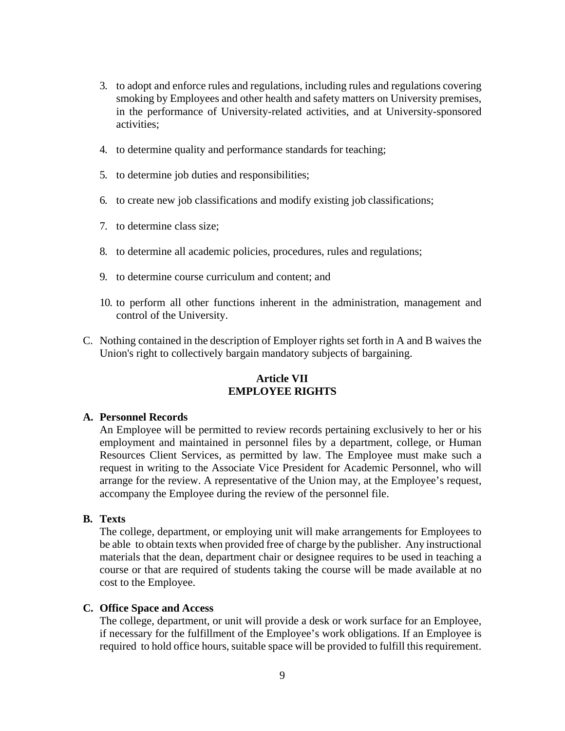3. to adopt and enforce rules and regulations, including rules and regulations covering smoking by Employees and other health and safety matters on University premises, in the performance of University-related activities, and at University-sponsored activities;

4. to determine quality and performance standards for teaching;

5. to determine job duties and responsibilities;

6. to create new job classifications and modify existing job classifications;

7. to determine class size;

8. to determine all academic policies, procedures, rules and regulations;

9. to determine course curriculum and content; and

10. to perform all other functions inherent in the administration, management and control of the University.

C. Nothing contained in the description of Employer rights set forth in A and B waives the Union's right to collectively bargain mandatory subjects of bargaining.

## Article VII
## EMPLOYEE RIGHTS

**A. Personnel Records**

An Employee will be permitted to review records pertaining exclusively to her or his employment and maintained in personnel files by a department, college, or Human Resources Client Services, as permitted by law. The Employee must make such a request in writing to the Associate Vice President for Academic Personnel, who will arrange for the review. A representative of the Union may, at the Employee's request, accompany the Employee during the review of the personnel file.

**B. Texts**

The college, department, or employing unit will make arrangements for Employees to be able to obtain texts when provided free of charge by the publisher. Any instructional materials that the dean, department chair or designee requires to be used in teaching a course or that are required of students taking the course will be made available at no cost to the Employee.

**C. Office Space and Access**

The college, department, or unit will provide a desk or work surface for an Employee, if necessary for the fulfillment of the Employee's work obligations. If an Employee is required to hold office hours, suitable space will be provided to fulfill this requirement.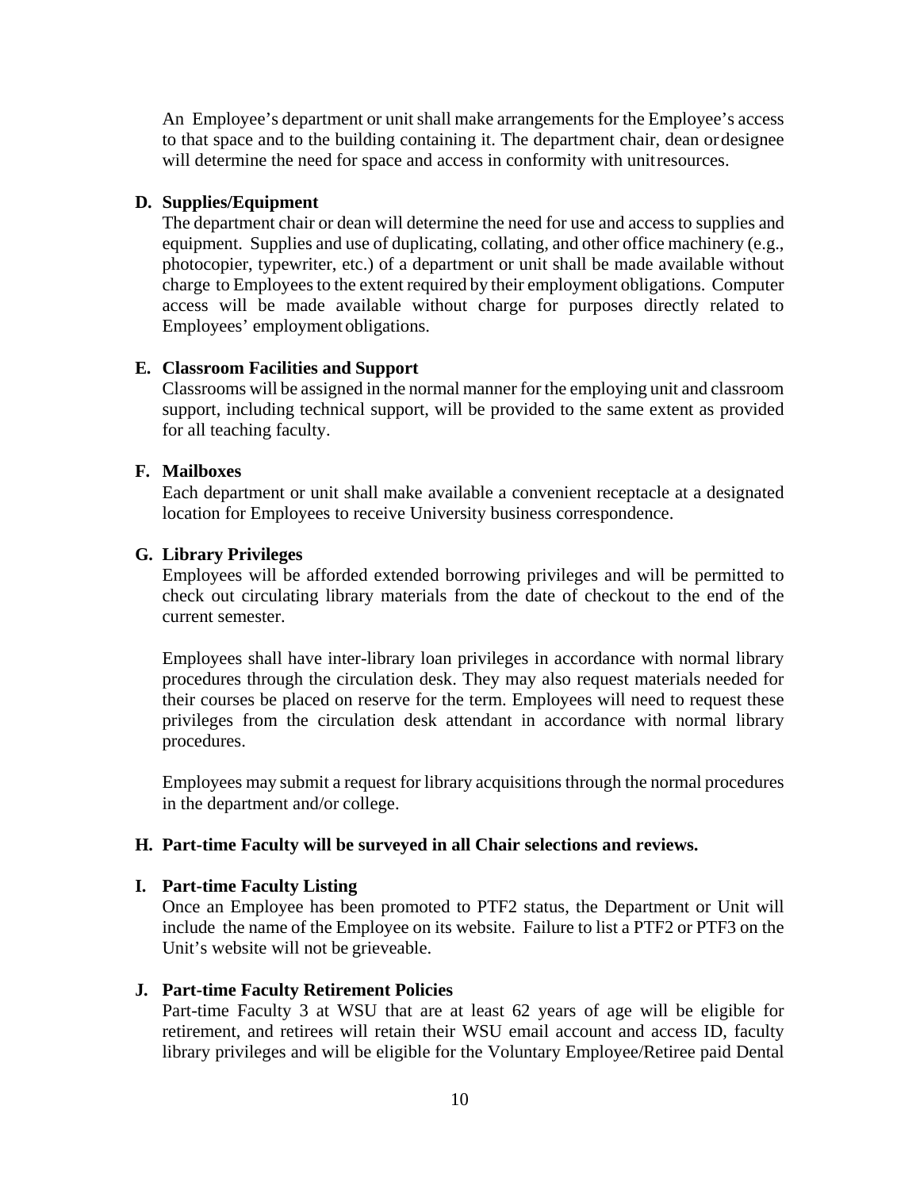An Employee's department or unit shall make arrangements for the Employee's access to that space and to the building containing it. The department chair, dean or designee will determine the need for space and access in conformity with unit resources.

**D. Supplies/Equipment**

The department chair or dean will determine the need for use and access to supplies and equipment. Supplies and use of duplicating, collating, and other office machinery (e.g., photocopier, typewriter, etc.) of a department or unit shall be made available without charge to Employees to the extent required by their employment obligations. Computer access will be made available without charge for purposes directly related to Employees' employment obligations.

**E. Classroom Facilities and Support**

Classrooms will be assigned in the normal manner for the employing unit and classroom support, including technical support, will be provided to the same extent as provided for all teaching faculty.

**F. Mailboxes**

Each department or unit shall make available a convenient receptacle at a designated location for Employees to receive University business correspondence.

**G. Library Privileges**

Employees will be afforded extended borrowing privileges and will be permitted to check out circulating library materials from the date of checkout to the end of the current semester.

Employees shall have inter-library loan privileges in accordance with normal library procedures through the circulation desk. They may also request materials needed for their courses be placed on reserve for the term. Employees will need to request these privileges from the circulation desk attendant in accordance with normal library procedures.

Employees may submit a request for library acquisitions through the normal procedures in the department and/or college.

**H. Part-time Faculty will be surveyed in all Chair selections and reviews.**

**I. Part-time Faculty Listing**

Once an Employee has been promoted to PTF2 status, the Department or Unit will include the name of the Employee on its website. Failure to list a PTF2 or PTF3 on the Unit's website will not be grieveable.

**J. Part-time Faculty Retirement Policies**

Part-time Faculty 3 at WSU that are at least 62 years of age will be eligible for retirement, and retirees will retain their WSU email account and access ID, faculty library privileges and will be eligible for the Voluntary Employee/Retiree paid Dental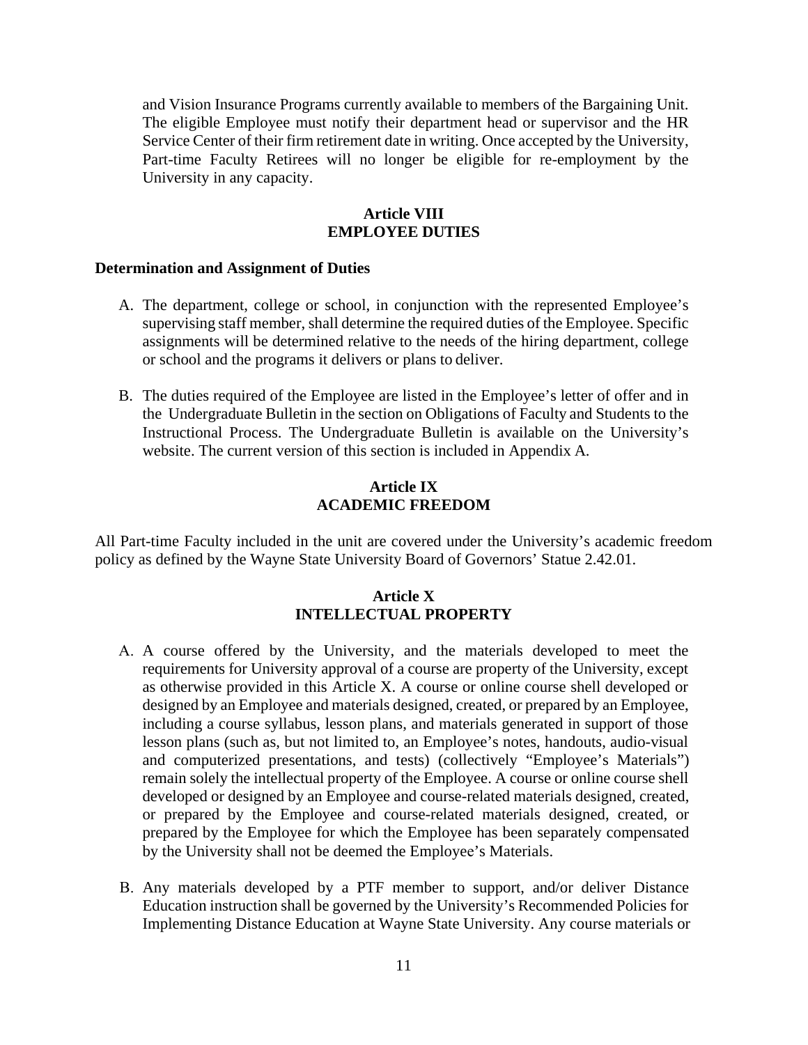and Vision Insurance Programs currently available to members of the Bargaining Unit. The eligible Employee must notify their department head or supervisor and the HR Service Center of their firm retirement date in writing. Once accepted by the University, Part-time Faculty Retirees will no longer be eligible for re-employment by the University in any capacity.

## Article VIII
## EMPLOYEE DUTIES

**Determination and Assignment of Duties**

A. The department, college or school, in conjunction with the represented Employee's supervising staff member, shall determine the required duties of the Employee. Specific assignments will be determined relative to the needs of the hiring department, college or school and the programs it delivers or plans to deliver.

B. The duties required of the Employee are listed in the Employee's letter of offer and in the Undergraduate Bulletin in the section on Obligations of Faculty and Students to the Instructional Process. The Undergraduate Bulletin is available on the University's website. The current version of this section is included in Appendix A.

## Article IX
## ACADEMIC FREEDOM

All Part-time Faculty included in the unit are covered under the University's academic freedom policy as defined by the Wayne State University Board of Governors' Statue 2.42.01.

## Article X
## INTELLECTUAL PROPERTY

A. A course offered by the University, and the materials developed to meet the requirements for University approval of a course are property of the University, except as otherwise provided in this Article X. A course or online course shell developed or designed by an Employee and materials designed, created, or prepared by an Employee, including a course syllabus, lesson plans, and materials generated in support of those lesson plans (such as, but not limited to, an Employee's notes, handouts, audio-visual and computerized presentations, and tests) (collectively "Employee's Materials") remain solely the intellectual property of the Employee. A course or online course shell developed or designed by an Employee and course-related materials designed, created, or prepared by the Employee and course-related materials designed, created, or prepared by the Employee for which the Employee has been separately compensated by the University shall not be deemed the Employee's Materials.

B. Any materials developed by a PTF member to support, and/or deliver Distance Education instruction shall be governed by the University's Recommended Policies for Implementing Distance Education at Wayne State University. Any course materials or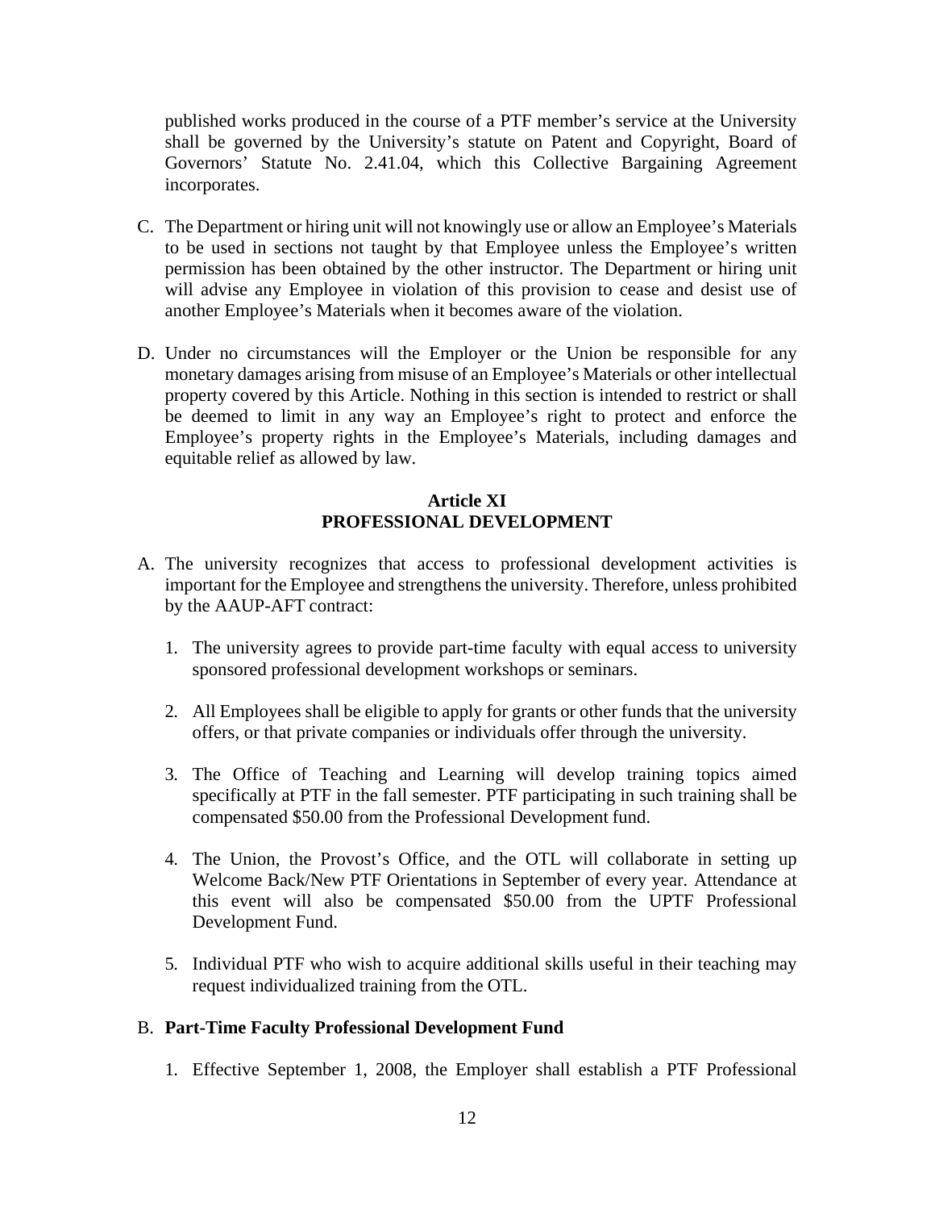published works produced in the course of a PTF member's service at the University shall be governed by the University's statute on Patent and Copyright, Board of Governors' Statute No. 2.41.04, which this Collective Bargaining Agreement incorporates.

C. The Department or hiring unit will not knowingly use or allow an Employee's Materials to be used in sections not taught by that Employee unless the Employee's written permission has been obtained by the other instructor. The Department or hiring unit will advise any Employee in violation of this provision to cease and desist use of another Employee's Materials when it becomes aware of the violation.

D. Under no circumstances will the Employer or the Union be responsible for any monetary damages arising from misuse of an Employee's Materials or other intellectual property covered by this Article. Nothing in this section is intended to restrict or shall be deemed to limit in any way an Employee's right to protect and enforce the Employee's property rights in the Employee's Materials, including damages and equitable relief as allowed by law.

## Article XI
## PROFESSIONAL DEVELOPMENT

A. The university recognizes that access to professional development activities is important for the Employee and strengthens the university. Therefore, unless prohibited by the AAUP-AFT contract:

1. The university agrees to provide part-time faculty with equal access to university sponsored professional development workshops or seminars.

2. All Employees shall be eligible to apply for grants or other funds that the university offers, or that private companies or individuals offer through the university.

3. The Office of Teaching and Learning will develop training topics aimed specifically at PTF in the fall semester. PTF participating in such training shall be compensated $50.00 from the Professional Development fund.

4. The Union, the Provost's Office, and the OTL will collaborate in setting up Welcome Back/New PTF Orientations in September of every year. Attendance at this event will also be compensated $50.00 from the UPTF Professional Development Fund.

5. Individual PTF who wish to acquire additional skills useful in their teaching may request individualized training from the OTL.

B. **Part-Time Faculty Professional Development Fund**

1. Effective September 1, 2008, the Employer shall establish a PTF Professional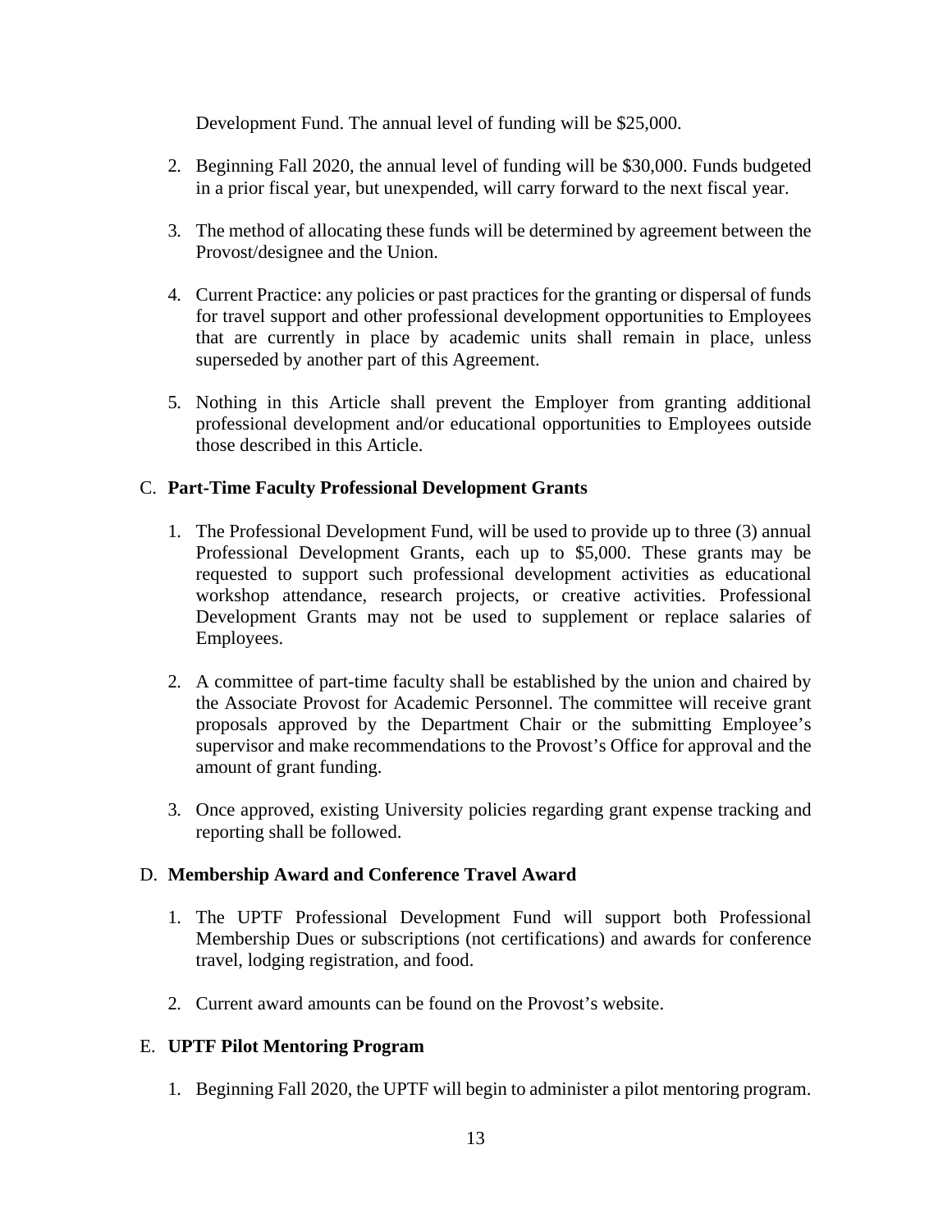Development Fund. The annual level of funding will be $25,000.

2. Beginning Fall 2020, the annual level of funding will be $30,000. Funds budgeted in a prior fiscal year, but unexpended, will carry forward to the next fiscal year.

3. The method of allocating these funds will be determined by agreement between the Provost/designee and the Union.

4. Current Practice: any policies or past practices for the granting or dispersal of funds for travel support and other professional development opportunities to Employees that are currently in place by academic units shall remain in place, unless superseded by another part of this Agreement.

5. Nothing in this Article shall prevent the Employer from granting additional professional development and/or educational opportunities to Employees outside those described in this Article.

C. **Part-Time Faculty Professional Development Grants**

1. The Professional Development Fund, will be used to provide up to three (3) annual Professional Development Grants, each up to $5,000. These grants may be requested to support such professional development activities as educational workshop attendance, research projects, or creative activities. Professional Development Grants may not be used to supplement or replace salaries of Employees.

2. A committee of part-time faculty shall be established by the union and chaired by the Associate Provost for Academic Personnel. The committee will receive grant proposals approved by the Department Chair or the submitting Employee's supervisor and make recommendations to the Provost's Office for approval and the amount of grant funding.

3. Once approved, existing University policies regarding grant expense tracking and reporting shall be followed.

D. **Membership Award and Conference Travel Award**

1. The UPTF Professional Development Fund will support both Professional Membership Dues or subscriptions (not certifications) and awards for conference travel, lodging registration, and food.

2. Current award amounts can be found on the Provost's website.

E. **UPTF Pilot Mentoring Program**

1. Beginning Fall 2020, the UPTF will begin to administer a pilot mentoring program.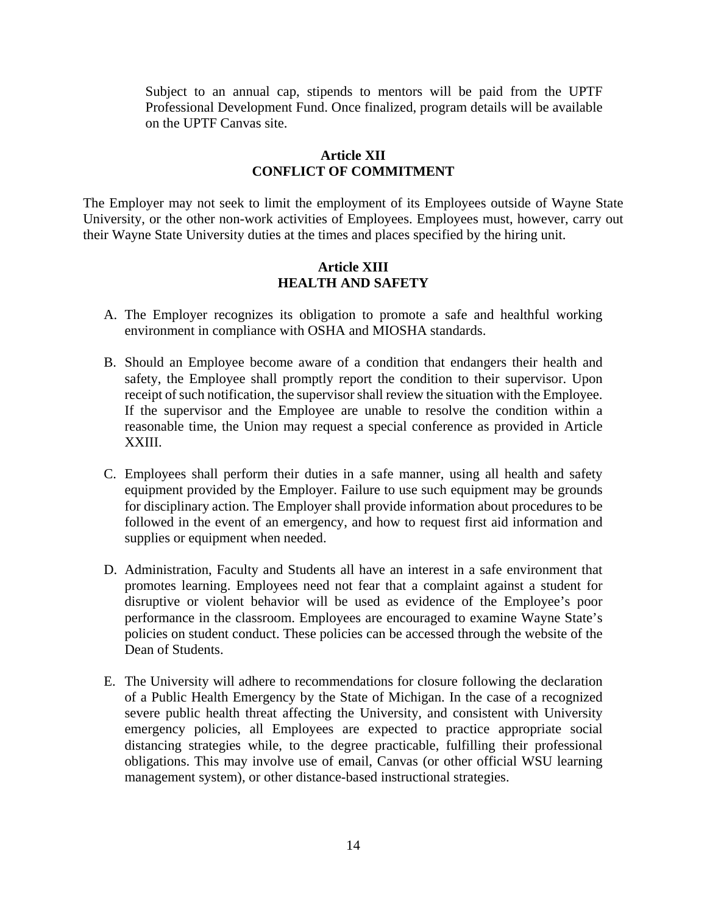Subject to an annual cap, stipends to mentors will be paid from the UPTF Professional Development Fund. Once finalized, program details will be available on the UPTF Canvas site.

## Article XII
## CONFLICT OF COMMITMENT

The Employer may not seek to limit the employment of its Employees outside of Wayne State University, or the other non-work activities of Employees. Employees must, however, carry out their Wayne State University duties at the times and places specified by the hiring unit.

## Article XIII
## HEALTH AND SAFETY

A. The Employer recognizes its obligation to promote a safe and healthful working environment in compliance with OSHA and MIOSHA standards.

B. Should an Employee become aware of a condition that endangers their health and safety, the Employee shall promptly report the condition to their supervisor. Upon receipt of such notification, the supervisor shall review the situation with the Employee. If the supervisor and the Employee are unable to resolve the condition within a reasonable time, the Union may request a special conference as provided in Article XXIII.

C. Employees shall perform their duties in a safe manner, using all health and safety equipment provided by the Employer. Failure to use such equipment may be grounds for disciplinary action. The Employer shall provide information about procedures to be followed in the event of an emergency, and how to request first aid information and supplies or equipment when needed.

D. Administration, Faculty and Students all have an interest in a safe environment that promotes learning. Employees need not fear that a complaint against a student for disruptive or violent behavior will be used as evidence of the Employee's poor performance in the classroom. Employees are encouraged to examine Wayne State's policies on student conduct. These policies can be accessed through the website of the Dean of Students.

E. The University will adhere to recommendations for closure following the declaration of a Public Health Emergency by the State of Michigan. In the case of a recognized severe public health threat affecting the University, and consistent with University emergency policies, all Employees are expected to practice appropriate social distancing strategies while, to the degree practicable, fulfilling their professional obligations. This may involve use of email, Canvas (or other official WSU learning management system), or other distance-based instructional strategies.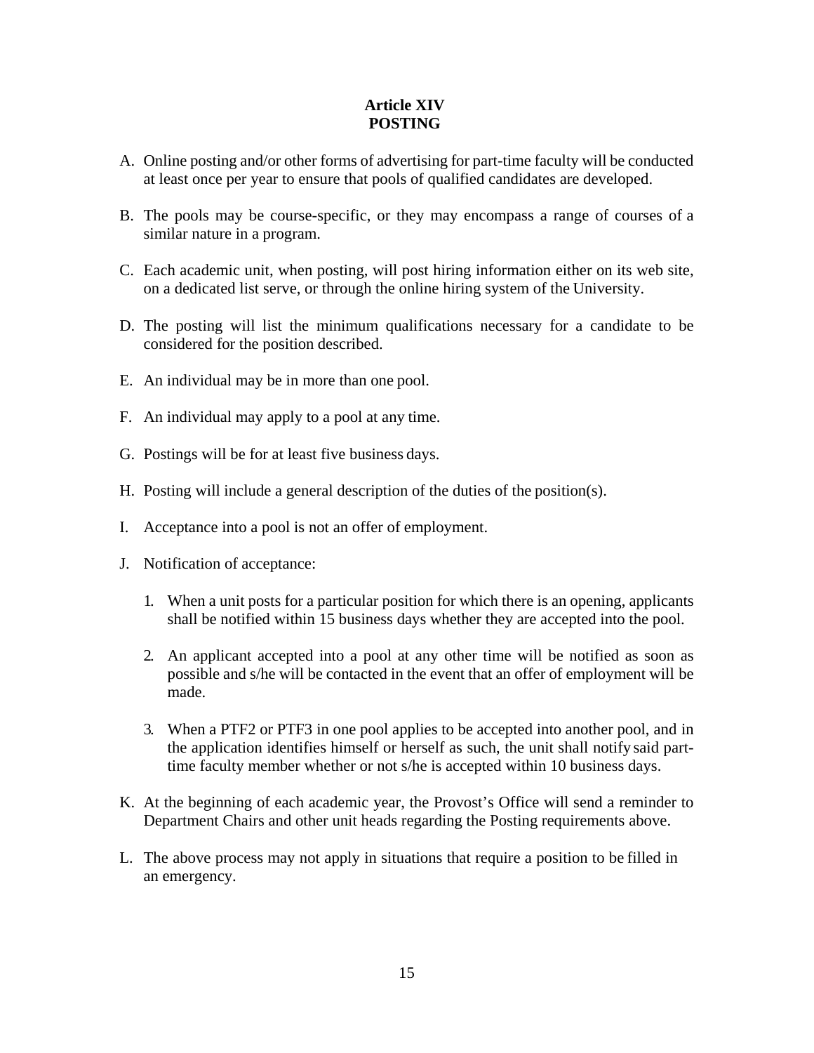# Article XIV
# POSTING

A. Online posting and/or other forms of advertising for part-time faculty will be conducted at least once per year to ensure that pools of qualified candidates are developed.

B. The pools may be course-specific, or they may encompass a range of courses of a similar nature in a program.

C. Each academic unit, when posting, will post hiring information either on its web site, on a dedicated list serve, or through the online hiring system of the University.

D. The posting will list the minimum qualifications necessary for a candidate to be considered for the position described.

E. An individual may be in more than one pool.

F. An individual may apply to a pool at any time.

G. Postings will be for at least five business days.

H. Posting will include a general description of the duties of the position(s).

I. Acceptance into a pool is not an offer of employment.

J. Notification of acceptance:

   1. When a unit posts for a particular position for which there is an opening, applicants shall be notified within 15 business days whether they are accepted into the pool.

   2. An applicant accepted into a pool at any other time will be notified as soon as possible and s/he will be contacted in the event that an offer of employment will be made.

   3. When a PTF2 or PTF3 in one pool applies to be accepted into another pool, and in the application identifies himself or herself as such, the unit shall notify said part-time faculty member whether or not s/he is accepted within 10 business days.

K. At the beginning of each academic year, the Provost's Office will send a reminder to Department Chairs and other unit heads regarding the Posting requirements above.

L. The above process may not apply in situations that require a position to be filled in an emergency.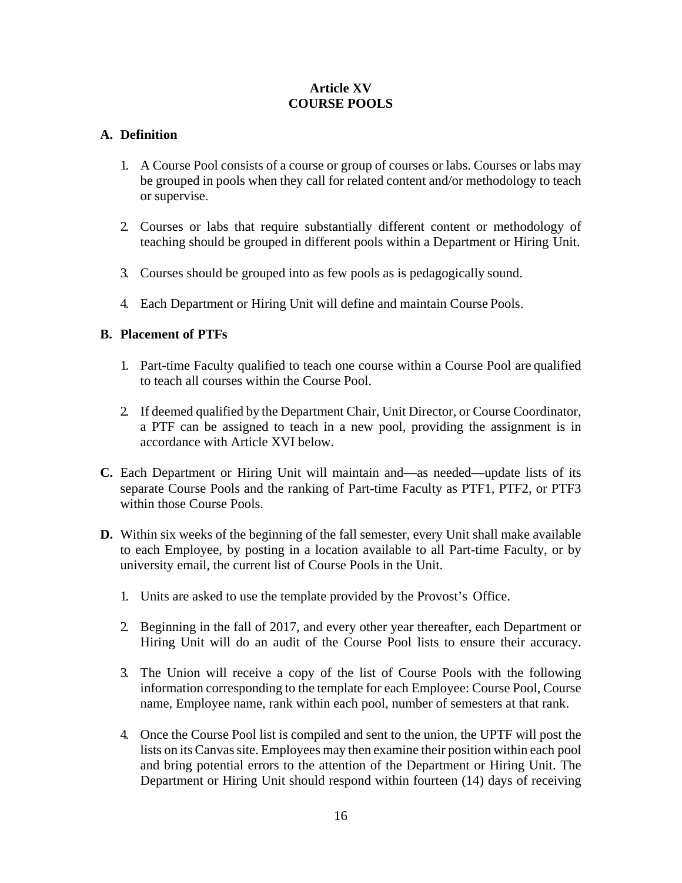# Article XV
# COURSE POOLS

## A. Definition

1. A Course Pool consists of a course or group of courses or labs. Courses or labs may be grouped in pools when they call for related content and/or methodology to teach or supervise.

2. Courses or labs that require substantially different content or methodology of teaching should be grouped in different pools within a Department or Hiring Unit.

3. Courses should be grouped into as few pools as is pedagogically sound.

4. Each Department or Hiring Unit will define and maintain Course Pools.

## B. Placement of PTFs

1. Part-time Faculty qualified to teach one course within a Course Pool are qualified to teach all courses within the Course Pool.

2. If deemed qualified by the Department Chair, Unit Director, or Course Coordinator, a PTF can be assigned to teach in a new pool, providing the assignment is in accordance with Article XVI below.

**C.** Each Department or Hiring Unit will maintain and—as needed—update lists of its separate Course Pools and the ranking of Part-time Faculty as PTF1, PTF2, or PTF3 within those Course Pools.

**D.** Within six weeks of the beginning of the fall semester, every Unit shall make available to each Employee, by posting in a location available to all Part-time Faculty, or by university email, the current list of Course Pools in the Unit.

1. Units are asked to use the template provided by the Provost's Office.

2. Beginning in the fall of 2017, and every other year thereafter, each Department or Hiring Unit will do an audit of the Course Pool lists to ensure their accuracy.

3. The Union will receive a copy of the list of Course Pools with the following information corresponding to the template for each Employee: Course Pool, Course name, Employee name, rank within each pool, number of semesters at that rank.

4. Once the Course Pool list is compiled and sent to the union, the UPTF will post the lists on its Canvas site. Employees may then examine their position within each pool and bring potential errors to the attention of the Department or Hiring Unit. The Department or Hiring Unit should respond within fourteen (14) days of receiving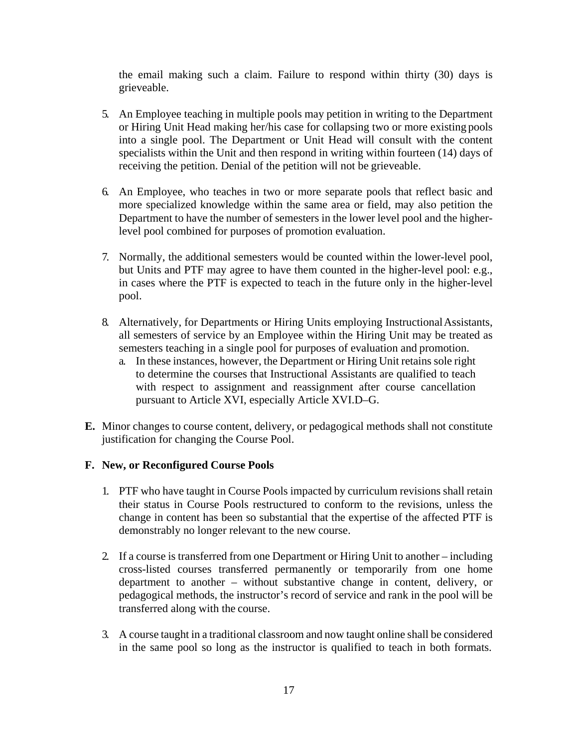the email making such a claim. Failure to respond within thirty (30) days is grieveable.

5. An Employee teaching in multiple pools may petition in writing to the Department or Hiring Unit Head making her/his case for collapsing two or more existing pools into a single pool. The Department or Unit Head will consult with the content specialists within the Unit and then respond in writing within fourteen (14) days of receiving the petition. Denial of the petition will not be grieveable.

6. An Employee, who teaches in two or more separate pools that reflect basic and more specialized knowledge within the same area or field, may also petition the Department to have the number of semesters in the lower level pool and the higher-level pool combined for purposes of promotion evaluation.

7. Normally, the additional semesters would be counted within the lower-level pool, but Units and PTF may agree to have them counted in the higher-level pool: e.g., in cases where the PTF is expected to teach in the future only in the higher-level pool.

8. Alternatively, for Departments or Hiring Units employing Instructional Assistants, all semesters of service by an Employee within the Hiring Unit may be treated as semesters teaching in a single pool for purposes of evaluation and promotion.
   a. In these instances, however, the Department or Hiring Unit retains sole right to determine the courses that Instructional Assistants are qualified to teach with respect to assignment and reassignment after course cancellation pursuant to Article XVI, especially Article XVI.D–G.

**E.** Minor changes to course content, delivery, or pedagogical methods shall not constitute justification for changing the Course Pool.

**F. New, or Reconfigured Course Pools**

1. PTF who have taught in Course Pools impacted by curriculum revisions shall retain their status in Course Pools restructured to conform to the revisions, unless the change in content has been so substantial that the expertise of the affected PTF is demonstrably no longer relevant to the new course.

2. If a course is transferred from one Department or Hiring Unit to another – including cross-listed courses transferred permanently or temporarily from one home department to another – without substantive change in content, delivery, or pedagogical methods, the instructor's record of service and rank in the pool will be transferred along with the course.

3. A course taught in a traditional classroom and now taught online shall be considered in the same pool so long as the instructor is qualified to teach in both formats.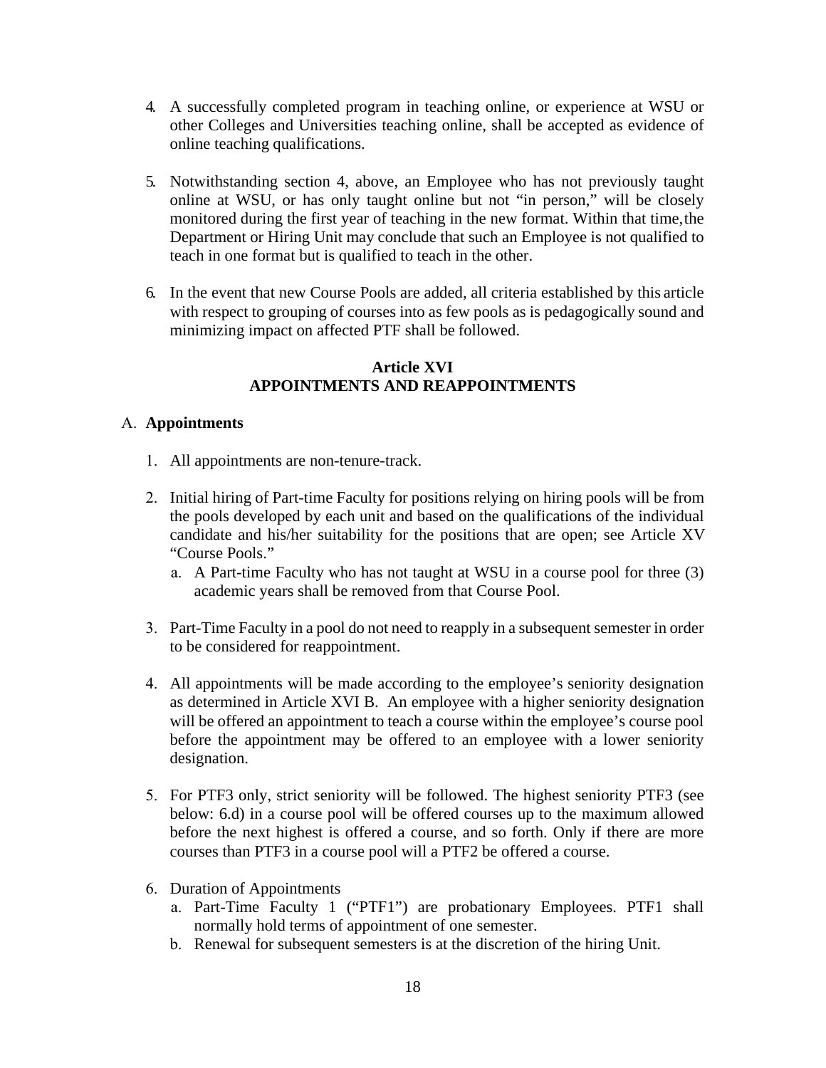4. A successfully completed program in teaching online, or experience at WSU or other Colleges and Universities teaching online, shall be accepted as evidence of online teaching qualifications.

5. Notwithstanding section 4, above, an Employee who has not previously taught online at WSU, or has only taught online but not "in person," will be closely monitored during the first year of teaching in the new format. Within that time, the Department or Hiring Unit may conclude that such an Employee is not qualified to teach in one format but is qualified to teach in the other.

6. In the event that new Course Pools are added, all criteria established by this article with respect to grouping of courses into as few pools as is pedagogically sound and minimizing impact on affected PTF shall be followed.

## Article XVI
## APPOINTMENTS AND REAPPOINTMENTS

A. **Appointments**

1. All appointments are non-tenure-track.

2. Initial hiring of Part-time Faculty for positions relying on hiring pools will be from the pools developed by each unit and based on the qualifications of the individual candidate and his/her suitability for the positions that are open; see Article XV "Course Pools."
   a. A Part-time Faculty who has not taught at WSU in a course pool for three (3) academic years shall be removed from that Course Pool.

3. Part-Time Faculty in a pool do not need to reapply in a subsequent semester in order to be considered for reappointment.

4. All appointments will be made according to the employee's seniority designation as determined in Article XVI B. An employee with a higher seniority designation will be offered an appointment to teach a course within the employee's course pool before the appointment may be offered to an employee with a lower seniority designation.

5. For PTF3 only, strict seniority will be followed. The highest seniority PTF3 (see below: 6.d) in a course pool will be offered courses up to the maximum allowed before the next highest is offered a course, and so forth. Only if there are more courses than PTF3 in a course pool will a PTF2 be offered a course.

6. Duration of Appointments
   a. Part-Time Faculty 1 ("PTF1") are probationary Employees. PTF1 shall normally hold terms of appointment of one semester.
   b. Renewal for subsequent semesters is at the discretion of the hiring Unit.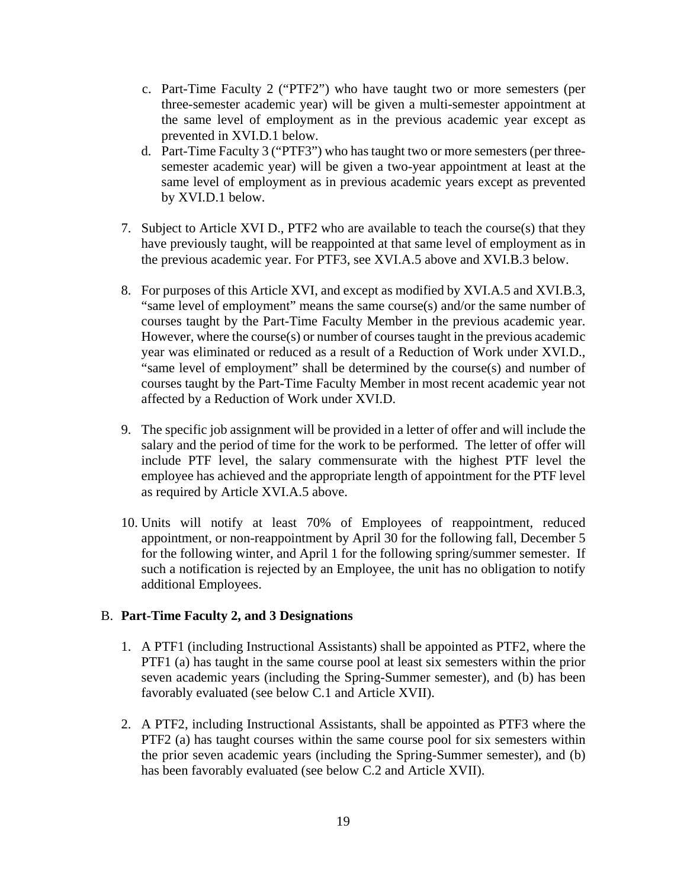c. Part-Time Faculty 2 ("PTF2") who have taught two or more semesters (per three-semester academic year) will be given a multi-semester appointment at the same level of employment as in the previous academic year except as prevented in XVI.D.1 below.

d. Part-Time Faculty 3 ("PTF3") who has taught two or more semesters (per three-semester academic year) will be given a two-year appointment at least at the same level of employment as in previous academic years except as prevented by XVI.D.1 below.

7. Subject to Article XVI D., PTF2 who are available to teach the course(s) that they have previously taught, will be reappointed at that same level of employment as in the previous academic year. For PTF3, see XVI.A.5 above and XVI.B.3 below.

8. For purposes of this Article XVI, and except as modified by XVI.A.5 and XVI.B.3, "same level of employment" means the same course(s) and/or the same number of courses taught by the Part-Time Faculty Member in the previous academic year. However, where the course(s) or number of courses taught in the previous academic year was eliminated or reduced as a result of a Reduction of Work under XVI.D., "same level of employment" shall be determined by the course(s) and number of courses taught by the Part-Time Faculty Member in most recent academic year not affected by a Reduction of Work under XVI.D.

9. The specific job assignment will be provided in a letter of offer and will include the salary and the period of time for the work to be performed. The letter of offer will include PTF level, the salary commensurate with the highest PTF level the employee has achieved and the appropriate length of appointment for the PTF level as required by Article XVI.A.5 above.

10. Units will notify at least 70% of Employees of reappointment, reduced appointment, or non-reappointment by April 30 for the following fall, December 5 for the following winter, and April 1 for the following spring/summer semester. If such a notification is rejected by an Employee, the unit has no obligation to notify additional Employees.

B. **Part-Time Faculty 2, and 3 Designations**

1. A PTF1 (including Instructional Assistants) shall be appointed as PTF2, where the PTF1 (a) has taught in the same course pool at least six semesters within the prior seven academic years (including the Spring-Summer semester), and (b) has been favorably evaluated (see below C.1 and Article XVII).

2. A PTF2, including Instructional Assistants, shall be appointed as PTF3 where the PTF2 (a) has taught courses within the same course pool for six semesters within the prior seven academic years (including the Spring-Summer semester), and (b) has been favorably evaluated (see below C.2 and Article XVII).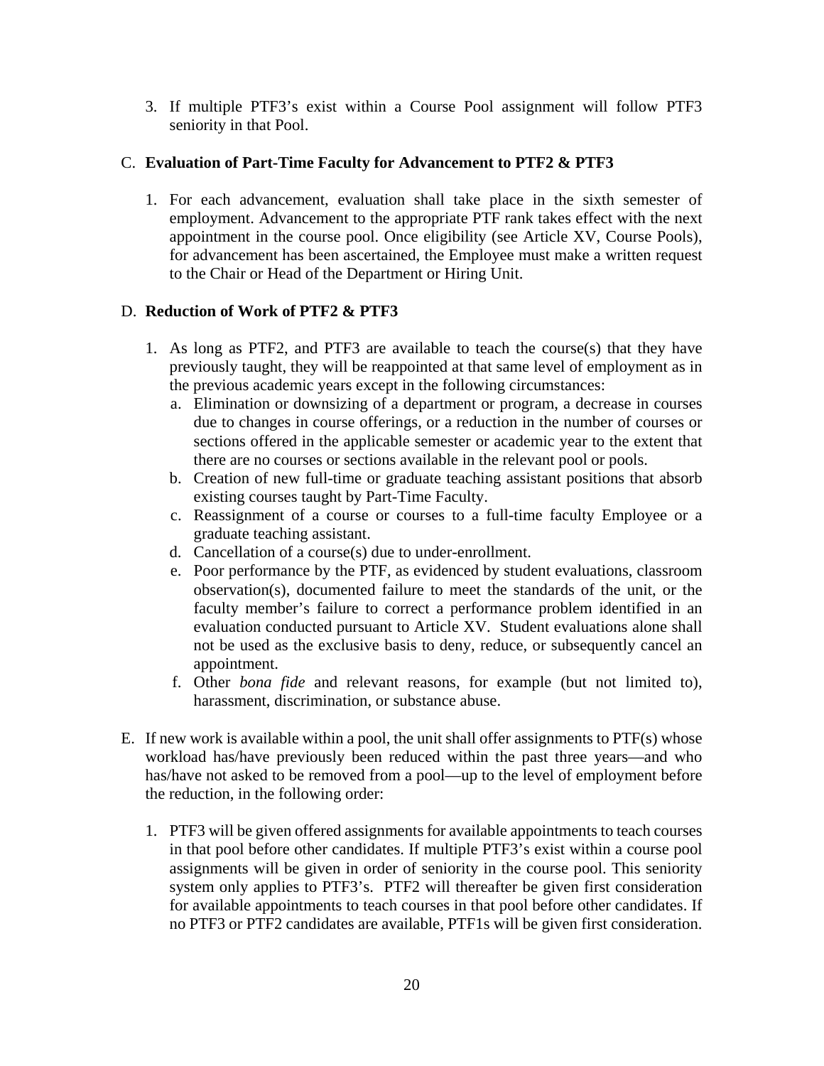3. If multiple PTF3's exist within a Course Pool assignment will follow PTF3 seniority in that Pool.

C. **Evaluation of Part-Time Faculty for Advancement to PTF2 & PTF3**

1. For each advancement, evaluation shall take place in the sixth semester of employment. Advancement to the appropriate PTF rank takes effect with the next appointment in the course pool. Once eligibility (see Article XV, Course Pools), for advancement has been ascertained, the Employee must make a written request to the Chair or Head of the Department or Hiring Unit.

D. **Reduction of Work of PTF2 & PTF3**

1. As long as PTF2, and PTF3 are available to teach the course(s) that they have previously taught, they will be reappointed at that same level of employment as in the previous academic years except in the following circumstances:
   a. Elimination or downsizing of a department or program, a decrease in courses due to changes in course offerings, or a reduction in the number of courses or sections offered in the applicable semester or academic year to the extent that there are no courses or sections available in the relevant pool or pools.
   b. Creation of new full-time or graduate teaching assistant positions that absorb existing courses taught by Part-Time Faculty.
   c. Reassignment of a course or courses to a full-time faculty Employee or a graduate teaching assistant.
   d. Cancellation of a course(s) due to under-enrollment.
   e. Poor performance by the PTF, as evidenced by student evaluations, classroom observation(s), documented failure to meet the standards of the unit, or the faculty member's failure to correct a performance problem identified in an evaluation conducted pursuant to Article XV. Student evaluations alone shall not be used as the exclusive basis to deny, reduce, or subsequently cancel an appointment.
   f. Other *bona fide* and relevant reasons, for example (but not limited to), harassment, discrimination, or substance abuse.

E. If new work is available within a pool, the unit shall offer assignments to PTF(s) whose workload has/have previously been reduced within the past three years—and who has/have not asked to be removed from a pool—up to the level of employment before the reduction, in the following order:

1. PTF3 will be given offered assignments for available appointments to teach courses in that pool before other candidates. If multiple PTF3's exist within a course pool assignments will be given in order of seniority in the course pool. This seniority system only applies to PTF3's. PTF2 will thereafter be given first consideration for available appointments to teach courses in that pool before other candidates. If no PTF3 or PTF2 candidates are available, PTF1s will be given first consideration.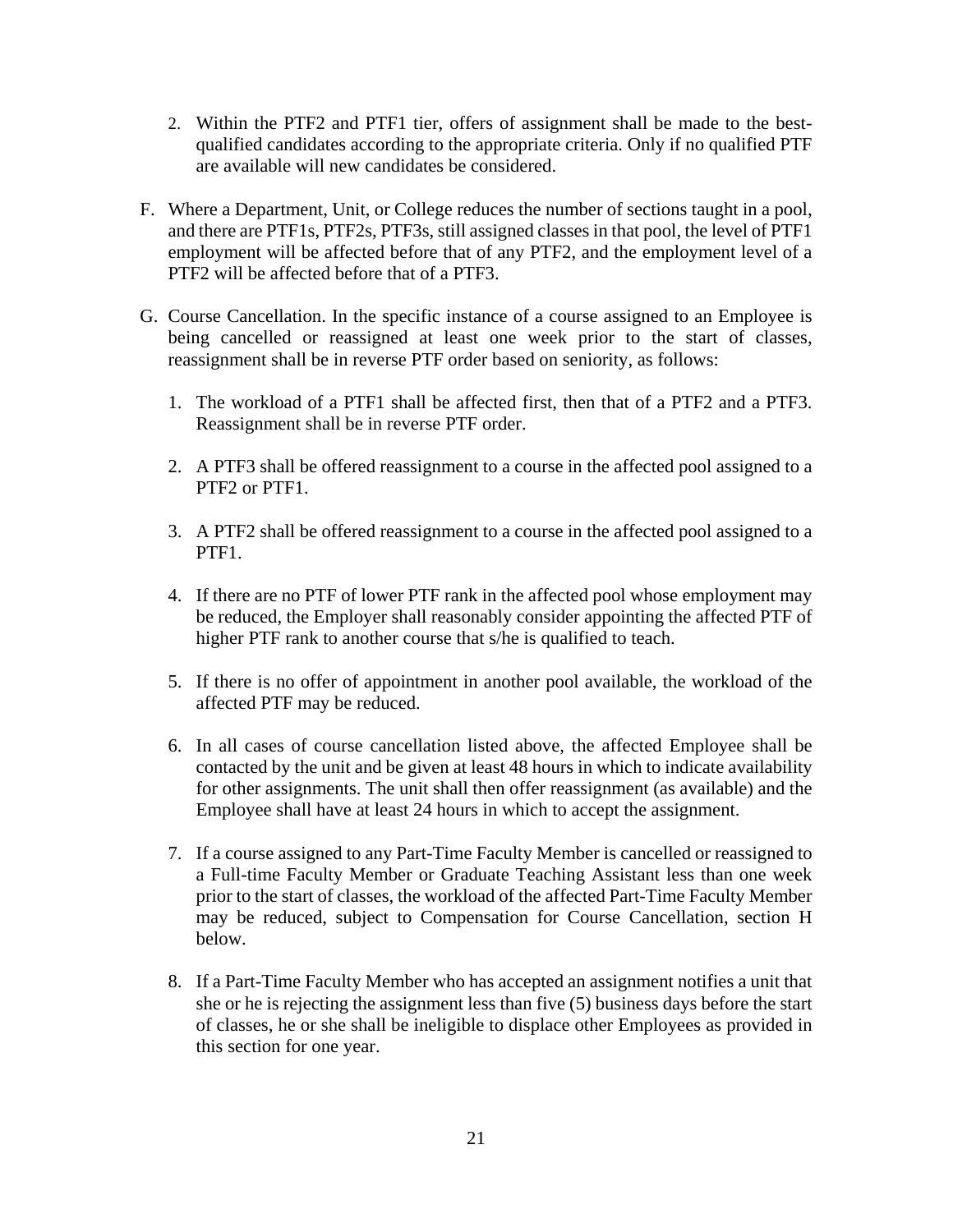2. Within the PTF2 and PTF1 tier, offers of assignment shall be made to the best-qualified candidates according to the appropriate criteria. Only if no qualified PTF are available will new candidates be considered.

F. Where a Department, Unit, or College reduces the number of sections taught in a pool, and there are PTF1s, PTF2s, PTF3s, still assigned classes in that pool, the level of PTF1 employment will be affected before that of any PTF2, and the employment level of a PTF2 will be affected before that of a PTF3.

G. Course Cancellation. In the specific instance of a course assigned to an Employee is being cancelled or reassigned at least one week prior to the start of classes, reassignment shall be in reverse PTF order based on seniority, as follows:

   1. The workload of a PTF1 shall be affected first, then that of a PTF2 and a PTF3. Reassignment shall be in reverse PTF order.

   2. A PTF3 shall be offered reassignment to a course in the affected pool assigned to a PTF2 or PTF1.

   3. A PTF2 shall be offered reassignment to a course in the affected pool assigned to a PTF1.

   4. If there are no PTF of lower PTF rank in the affected pool whose employment may be reduced, the Employer shall reasonably consider appointing the affected PTF of higher PTF rank to another course that s/he is qualified to teach.

   5. If there is no offer of appointment in another pool available, the workload of the affected PTF may be reduced.

   6. In all cases of course cancellation listed above, the affected Employee shall be contacted by the unit and be given at least 48 hours in which to indicate availability for other assignments. The unit shall then offer reassignment (as available) and the Employee shall have at least 24 hours in which to accept the assignment.

   7. If a course assigned to any Part-Time Faculty Member is cancelled or reassigned to a Full-time Faculty Member or Graduate Teaching Assistant less than one week prior to the start of classes, the workload of the affected Part-Time Faculty Member may be reduced, subject to Compensation for Course Cancellation, section H below.

   8. If a Part-Time Faculty Member who has accepted an assignment notifies a unit that she or he is rejecting the assignment less than five (5) business days before the start of classes, he or she shall be ineligible to displace other Employees as provided in this section for one year.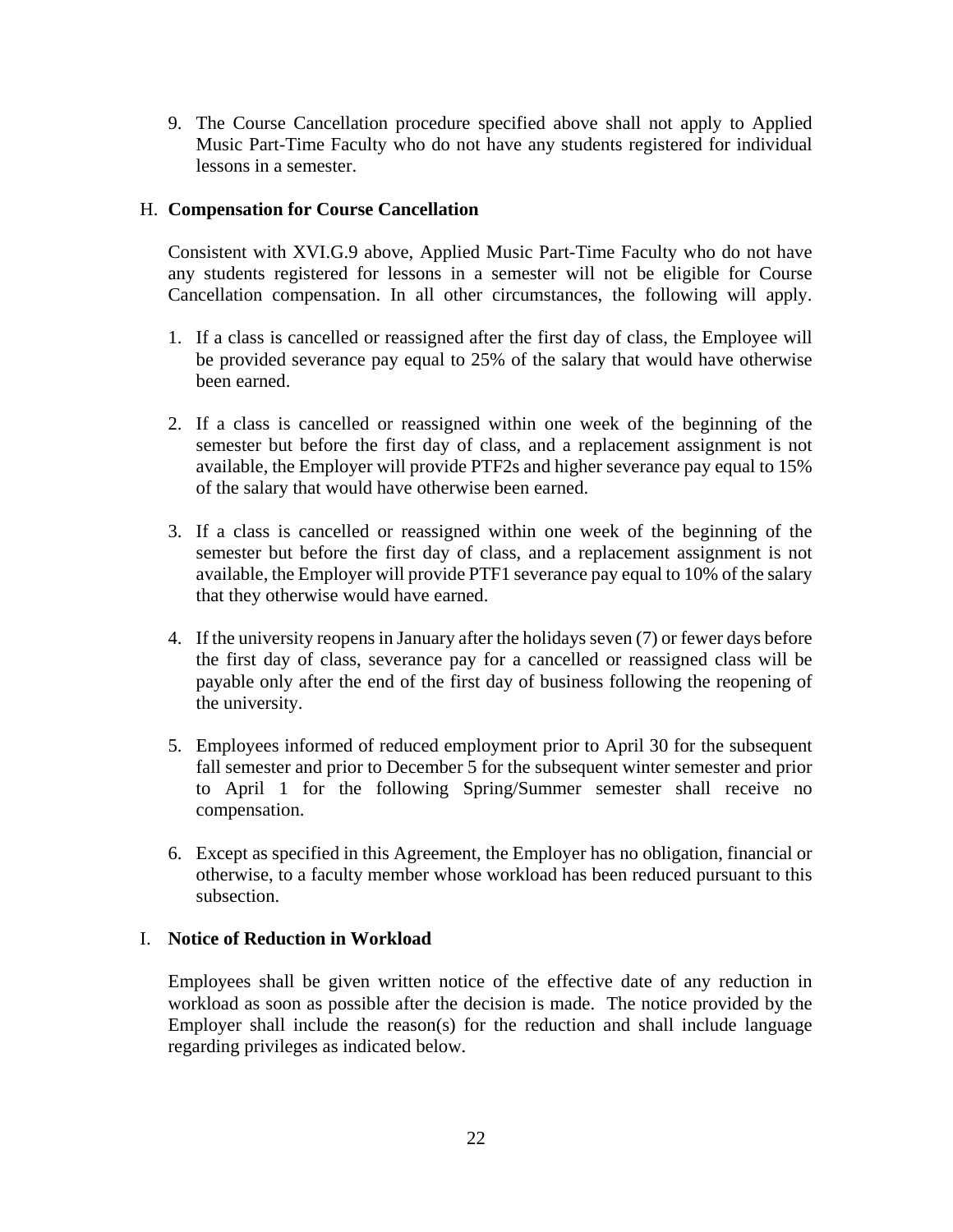9. The Course Cancellation procedure specified above shall not apply to Applied Music Part-Time Faculty who do not have any students registered for individual lessons in a semester.

H. **Compensation for Course Cancellation**

Consistent with XVI.G.9 above, Applied Music Part-Time Faculty who do not have any students registered for lessons in a semester will not be eligible for Course Cancellation compensation. In all other circumstances, the following will apply.

1. If a class is cancelled or reassigned after the first day of class, the Employee will be provided severance pay equal to 25% of the salary that would have otherwise been earned.

2. If a class is cancelled or reassigned within one week of the beginning of the semester but before the first day of class, and a replacement assignment is not available, the Employer will provide PTF2s and higher severance pay equal to 15% of the salary that would have otherwise been earned.

3. If a class is cancelled or reassigned within one week of the beginning of the semester but before the first day of class, and a replacement assignment is not available, the Employer will provide PTF1 severance pay equal to 10% of the salary that they otherwise would have earned.

4. If the university reopens in January after the holidays seven (7) or fewer days before the first day of class, severance pay for a cancelled or reassigned class will be payable only after the end of the first day of business following the reopening of the university.

5. Employees informed of reduced employment prior to April 30 for the subsequent fall semester and prior to December 5 for the subsequent winter semester and prior to April 1 for the following Spring/Summer semester shall receive no compensation.

6. Except as specified in this Agreement, the Employer has no obligation, financial or otherwise, to a faculty member whose workload has been reduced pursuant to this subsection.

I. **Notice of Reduction in Workload**

Employees shall be given written notice of the effective date of any reduction in workload as soon as possible after the decision is made. The notice provided by the Employer shall include the reason(s) for the reduction and shall include language regarding privileges as indicated below.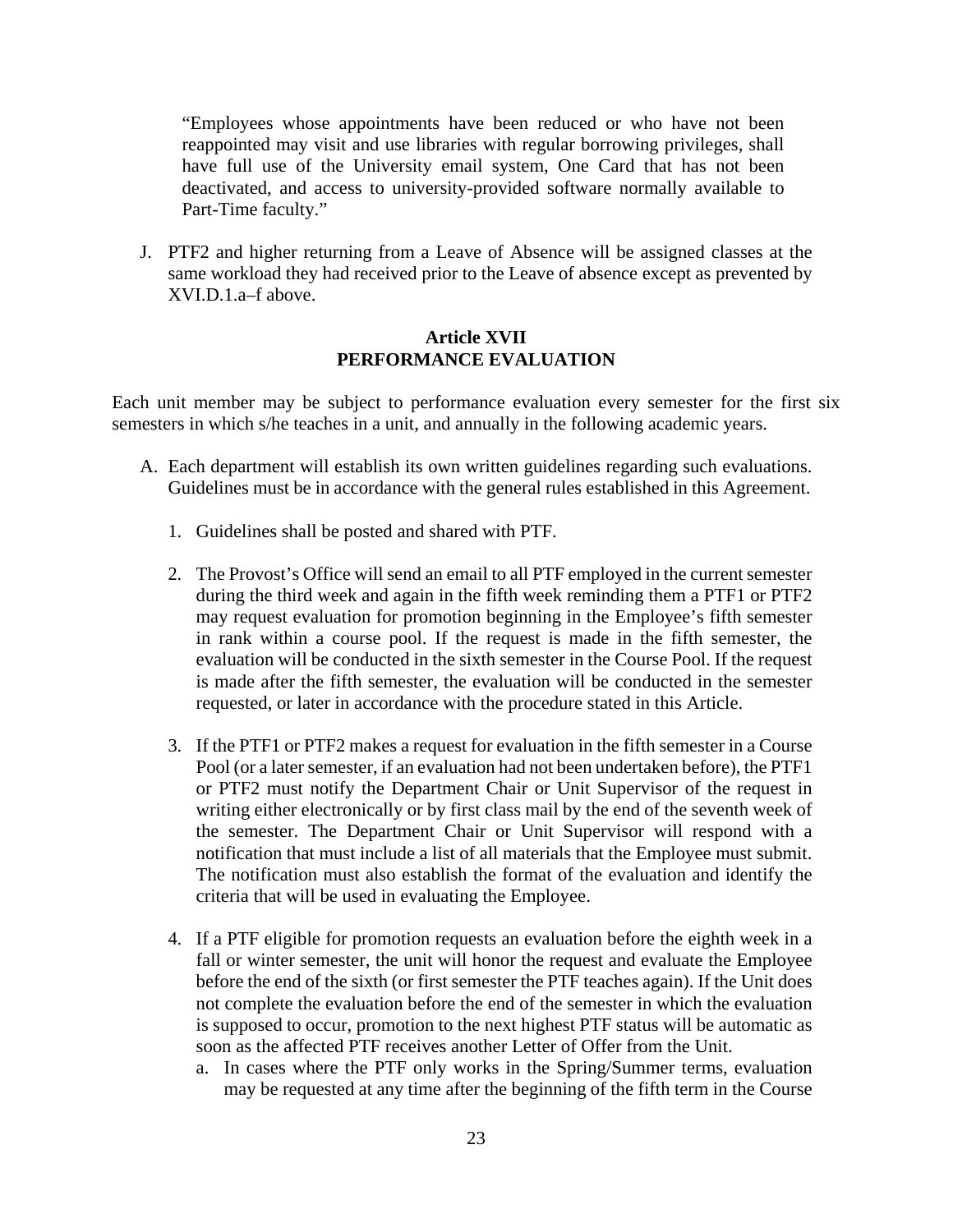> "Employees whose appointments have been reduced or who have not been reappointed may visit and use libraries with regular borrowing privileges, shall have full use of the University email system, One Card that has not been deactivated, and access to university-provided software normally available to Part-Time faculty."

J. PTF2 and higher returning from a Leave of Absence will be assigned classes at the same workload they had received prior to the Leave of absence except as prevented by XVI.D.1.a–f above.

## Article XVII
## PERFORMANCE EVALUATION

Each unit member may be subject to performance evaluation every semester for the first six semesters in which s/he teaches in a unit, and annually in the following academic years.

A. Each department will establish its own written guidelines regarding such evaluations. Guidelines must be in accordance with the general rules established in this Agreement.

   1. Guidelines shall be posted and shared with PTF.

   2. The Provost's Office will send an email to all PTF employed in the current semester during the third week and again in the fifth week reminding them a PTF1 or PTF2 may request evaluation for promotion beginning in the Employee's fifth semester in rank within a course pool. If the request is made in the fifth semester, the evaluation will be conducted in the sixth semester in the Course Pool. If the request is made after the fifth semester, the evaluation will be conducted in the semester requested, or later in accordance with the procedure stated in this Article.

   3. If the PTF1 or PTF2 makes a request for evaluation in the fifth semester in a Course Pool (or a later semester, if an evaluation had not been undertaken before), the PTF1 or PTF2 must notify the Department Chair or Unit Supervisor of the request in writing either electronically or by first class mail by the end of the seventh week of the semester. The Department Chair or Unit Supervisor will respond with a notification that must include a list of all materials that the Employee must submit. The notification must also establish the format of the evaluation and identify the criteria that will be used in evaluating the Employee.

   4. If a PTF eligible for promotion requests an evaluation before the eighth week in a fall or winter semester, the unit will honor the request and evaluate the Employee before the end of the sixth (or first semester the PTF teaches again). If the Unit does not complete the evaluation before the end of the semester in which the evaluation is supposed to occur, promotion to the next highest PTF status will be automatic as soon as the affected PTF receives another Letter of Offer from the Unit.
      a. In cases where the PTF only works in the Spring/Summer terms, evaluation may be requested at any time after the beginning of the fifth term in the Course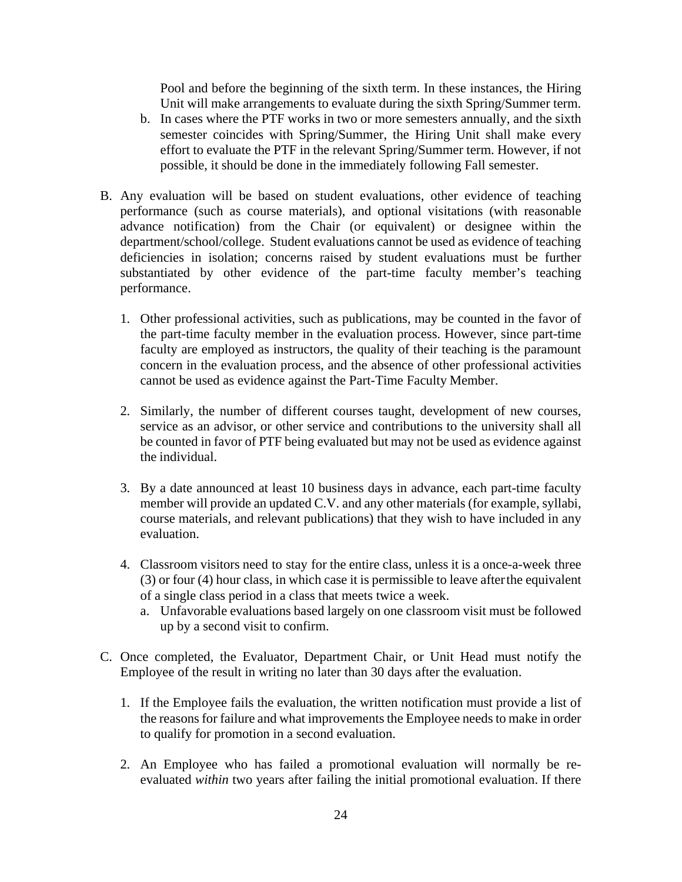Pool and before the beginning of the sixth term. In these instances, the Hiring Unit will make arrangements to evaluate during the sixth Spring/Summer term.

   b. In cases where the PTF works in two or more semesters annually, and the sixth semester coincides with Spring/Summer, the Hiring Unit shall make every effort to evaluate the PTF in the relevant Spring/Summer term. However, if not possible, it should be done in the immediately following Fall semester.

B. Any evaluation will be based on student evaluations, other evidence of teaching performance (such as course materials), and optional visitations (with reasonable advance notification) from the Chair (or equivalent) or designee within the department/school/college. Student evaluations cannot be used as evidence of teaching deficiencies in isolation; concerns raised by student evaluations must be further substantiated by other evidence of the part-time faculty member's teaching performance.

   1. Other professional activities, such as publications, may be counted in the favor of the part-time faculty member in the evaluation process. However, since part-time faculty are employed as instructors, the quality of their teaching is the paramount concern in the evaluation process, and the absence of other professional activities cannot be used as evidence against the Part-Time Faculty Member.

   2. Similarly, the number of different courses taught, development of new courses, service as an advisor, or other service and contributions to the university shall all be counted in favor of PTF being evaluated but may not be used as evidence against the individual.

   3. By a date announced at least 10 business days in advance, each part-time faculty member will provide an updated C.V. and any other materials (for example, syllabi, course materials, and relevant publications) that they wish to have included in any evaluation.

   4. Classroom visitors need to stay for the entire class, unless it is a once-a-week three (3) or four (4) hour class, in which case it is permissible to leave after the equivalent of a single class period in a class that meets twice a week.
      a. Unfavorable evaluations based largely on one classroom visit must be followed up by a second visit to confirm.

C. Once completed, the Evaluator, Department Chair, or Unit Head must notify the Employee of the result in writing no later than 30 days after the evaluation.

   1. If the Employee fails the evaluation, the written notification must provide a list of the reasons for failure and what improvements the Employee needs to make in order to qualify for promotion in a second evaluation.

   2. An Employee who has failed a promotional evaluation will normally be re-evaluated *within* two years after failing the initial promotional evaluation. If there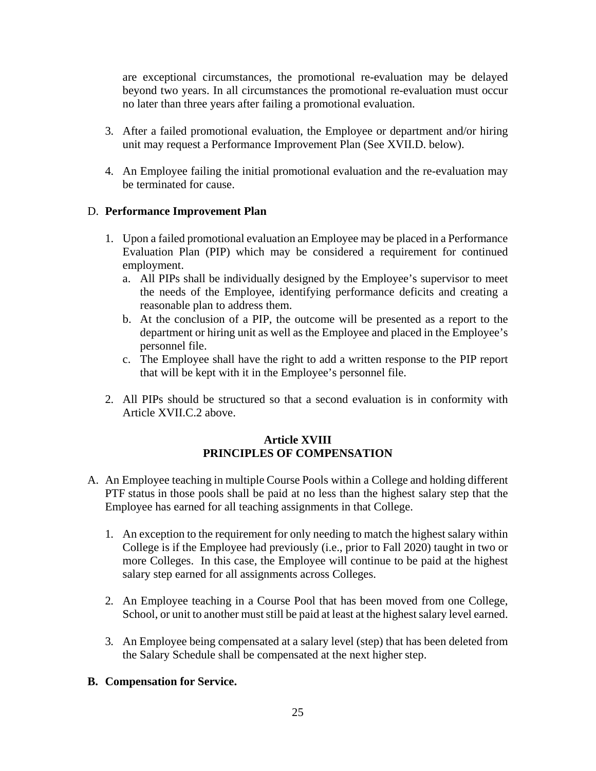are exceptional circumstances, the promotional re-evaluation may be delayed beyond two years. In all circumstances the promotional re-evaluation must occur no later than three years after failing a promotional evaluation.

3. After a failed promotional evaluation, the Employee or department and/or hiring unit may request a Performance Improvement Plan (See XVII.D. below).

4. An Employee failing the initial promotional evaluation and the re-evaluation may be terminated for cause.

D. **Performance Improvement Plan**

1. Upon a failed promotional evaluation an Employee may be placed in a Performance Evaluation Plan (PIP) which may be considered a requirement for continued employment.
   a. All PIPs shall be individually designed by the Employee's supervisor to meet the needs of the Employee, identifying performance deficits and creating a reasonable plan to address them.
   b. At the conclusion of a PIP, the outcome will be presented as a report to the department or hiring unit as well as the Employee and placed in the Employee's personnel file.
   c. The Employee shall have the right to add a written response to the PIP report that will be kept with it in the Employee's personnel file.

2. All PIPs should be structured so that a second evaluation is in conformity with Article XVII.C.2 above.

## Article XVIII
## PRINCIPLES OF COMPENSATION

A. An Employee teaching in multiple Course Pools within a College and holding different PTF status in those pools shall be paid at no less than the highest salary step that the Employee has earned for all teaching assignments in that College.

1. An exception to the requirement for only needing to match the highest salary within College is if the Employee had previously (i.e., prior to Fall 2020) taught in two or more Colleges. In this case, the Employee will continue to be paid at the highest salary step earned for all assignments across Colleges.

2. An Employee teaching in a Course Pool that has been moved from one College, School, or unit to another must still be paid at least at the highest salary level earned.

3. An Employee being compensated at a salary level (step) that has been deleted from the Salary Schedule shall be compensated at the next higher step.

**B. Compensation for Service.**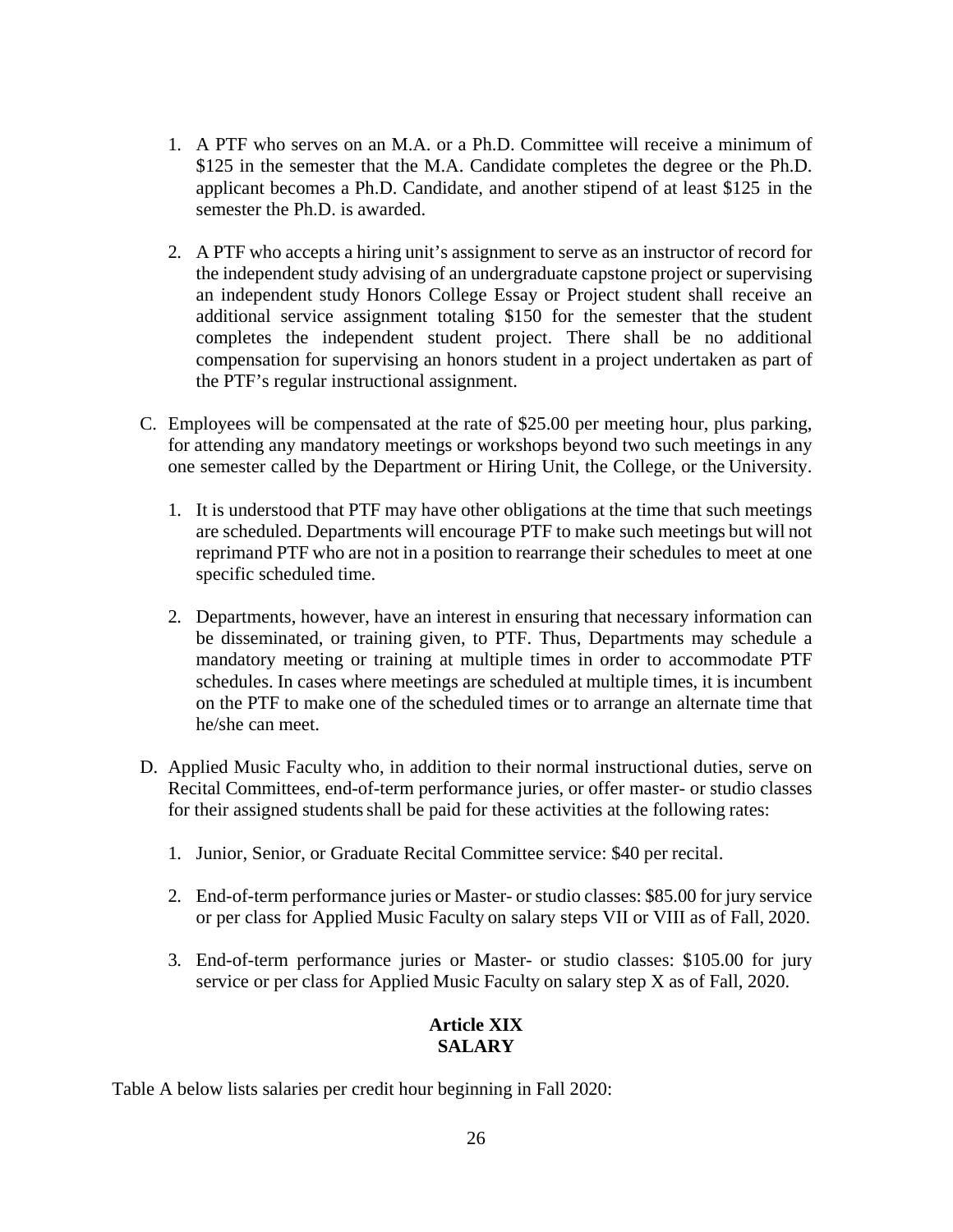1. A PTF who serves on an M.A. or a Ph.D. Committee will receive a minimum of $125 in the semester that the M.A. Candidate completes the degree or the Ph.D. applicant becomes a Ph.D. Candidate, and another stipend of at least $125 in the semester the Ph.D. is awarded.

2. A PTF who accepts a hiring unit's assignment to serve as an instructor of record for the independent study advising of an undergraduate capstone project or supervising an independent study Honors College Essay or Project student shall receive an additional service assignment totaling $150 for the semester that the student completes the independent student project. There shall be no additional compensation for supervising an honors student in a project undertaken as part of the PTF's regular instructional assignment.

C. Employees will be compensated at the rate of $25.00 per meeting hour, plus parking, for attending any mandatory meetings or workshops beyond two such meetings in any one semester called by the Department or Hiring Unit, the College, or the University.

1. It is understood that PTF may have other obligations at the time that such meetings are scheduled. Departments will encourage PTF to make such meetings but will not reprimand PTF who are not in a position to rearrange their schedules to meet at one specific scheduled time.

2. Departments, however, have an interest in ensuring that necessary information can be disseminated, or training given, to PTF. Thus, Departments may schedule a mandatory meeting or training at multiple times in order to accommodate PTF schedules. In cases where meetings are scheduled at multiple times, it is incumbent on the PTF to make one of the scheduled times or to arrange an alternate time that he/she can meet.

D. Applied Music Faculty who, in addition to their normal instructional duties, serve on Recital Committees, end-of-term performance juries, or offer master- or studio classes for their assigned students shall be paid for these activities at the following rates:

1. Junior, Senior, or Graduate Recital Committee service: $40 per recital.

2. End-of-term performance juries or Master- or studio classes: $85.00 for jury service or per class for Applied Music Faculty on salary steps VII or VIII as of Fall, 2020.

3. End-of-term performance juries or Master- or studio classes: $105.00 for jury service or per class for Applied Music Faculty on salary step X as of Fall, 2020.

## Article XIX
## SALARY

Table A below lists salaries per credit hour beginning in Fall 2020: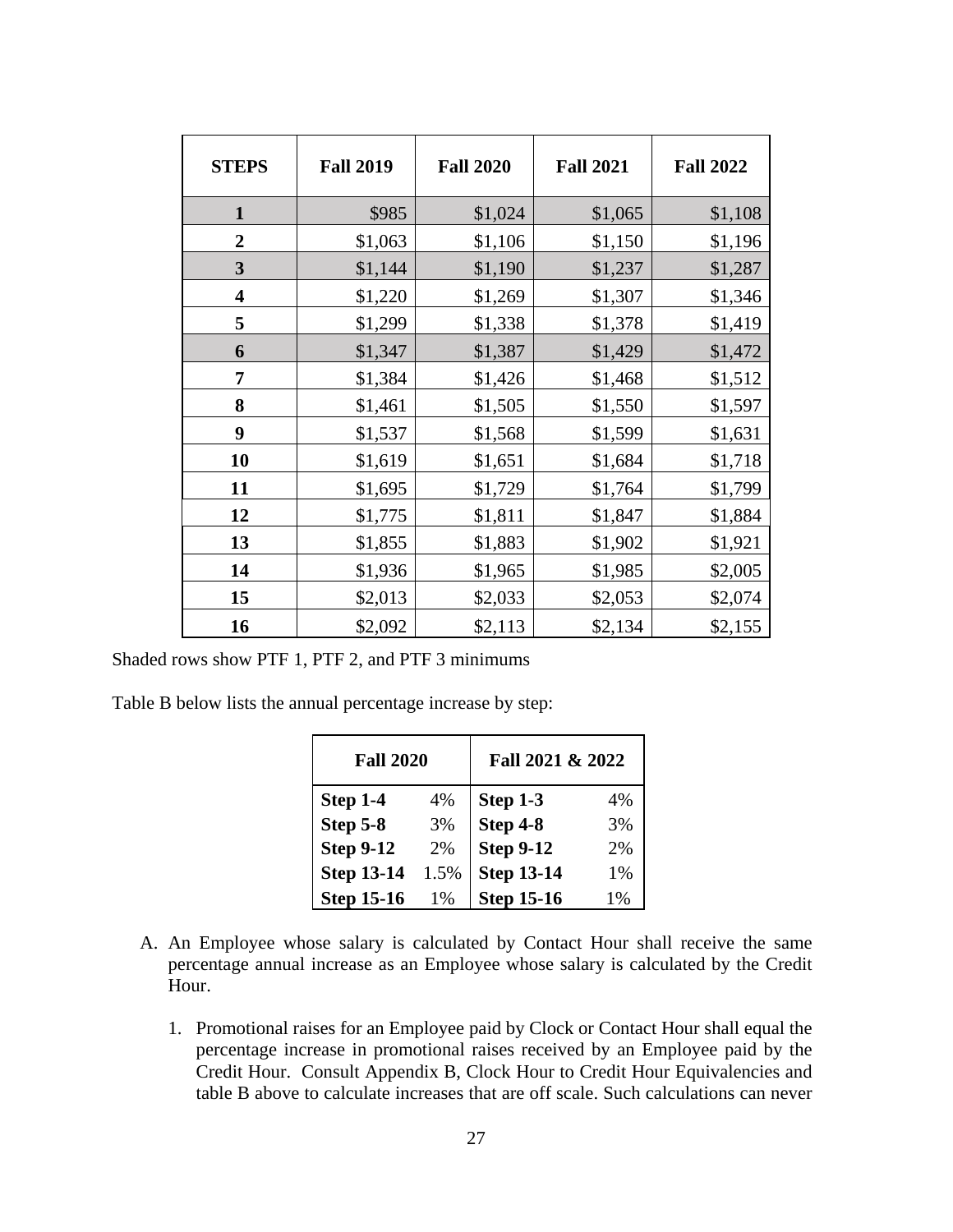| STEPS | Fall 2019 | Fall 2020 | Fall 2021 | Fall 2022 |
|---|---|---|---|---|
| 1 | $985 | $1,024 | $1,065 | $1,108 |
| 2 | $1,063 | $1,106 | $1,150 | $1,196 |
| 3 | $1,144 | $1,190 | $1,237 | $1,287 |
| 4 | $1,220 | $1,269 | $1,307 | $1,346 |
| 5 | $1,299 | $1,338 | $1,378 | $1,419 |
| 6 | $1,347 | $1,387 | $1,429 | $1,472 |
| 7 | $1,384 | $1,426 | $1,468 | $1,512 |
| 8 | $1,461 | $1,505 | $1,550 | $1,597 |
| 9 | $1,537 | $1,568 | $1,599 | $1,631 |
| 10 | $1,619 | $1,651 | $1,684 | $1,718 |
| 11 | $1,695 | $1,729 | $1,764 | $1,799 |
| 12 | $1,775 | $1,811 | $1,847 | $1,884 |
| 13 | $1,855 | $1,883 | $1,902 | $1,921 |
| 14 | $1,936 | $1,965 | $1,985 | $2,005 |
| 15 | $2,013 | $2,033 | $2,053 | $2,074 |
| 16 | $2,092 | $2,113 | $2,134 | $2,155 |

Shaded rows show PTF 1, PTF 2, and PTF 3 minimums

Table B below lists the annual percentage increase by step:

| Fall 2020 | | Fall 2021 & 2022 | |
|---|---|---|---|
| **Step 1-4** | 4% | **Step 1-3** | 4% |
| **Step 5-8** | 3% | **Step 4-8** | 3% |
| **Step 9-12** | 2% | **Step 9-12** | 2% |
| **Step 13-14** | 1.5% | **Step 13-14** | 1% |
| **Step 15-16** | 1% | **Step 15-16** | 1% |

A. An Employee whose salary is calculated by Contact Hour shall receive the same percentage annual increase as an Employee whose salary is calculated by the Credit Hour.

   1. Promotional raises for an Employee paid by Clock or Contact Hour shall equal the percentage increase in promotional raises received by an Employee paid by the Credit Hour. Consult Appendix B, Clock Hour to Credit Hour Equivalencies and table B above to calculate increases that are off scale. Such calculations can never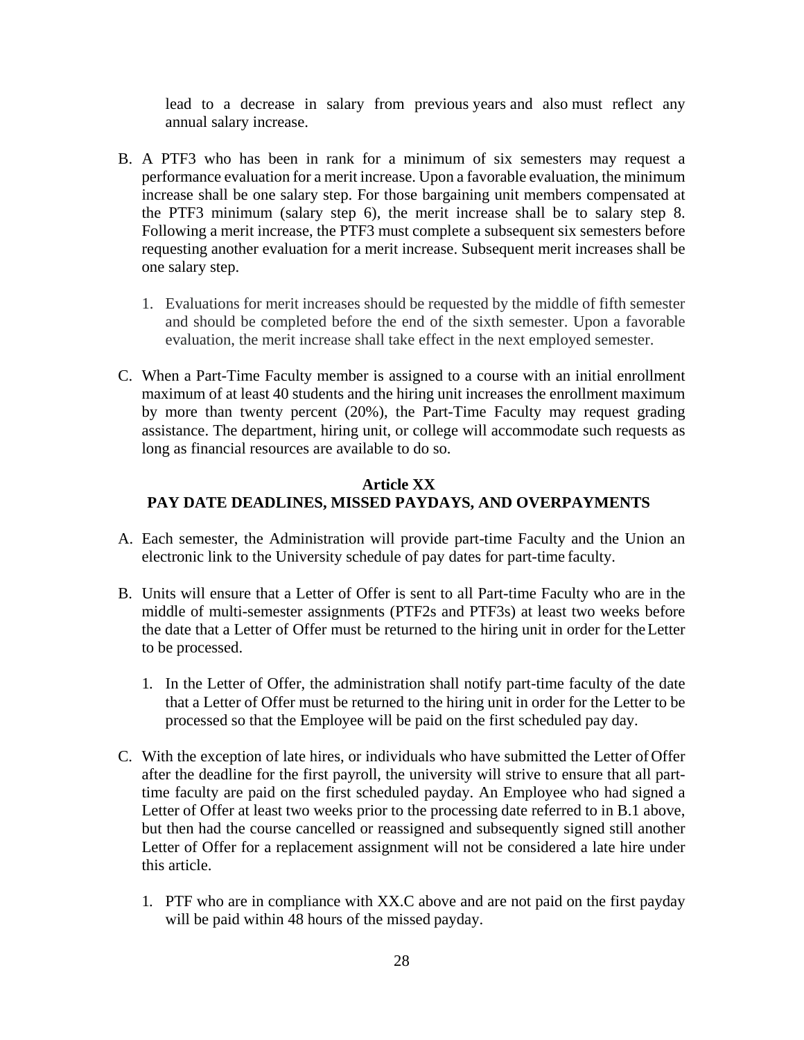lead to a decrease in salary from previous years and also must reflect any annual salary increase.

B. A PTF3 who has been in rank for a minimum of six semesters may request a performance evaluation for a merit increase. Upon a favorable evaluation, the minimum increase shall be one salary step. For those bargaining unit members compensated at the PTF3 minimum (salary step 6), the merit increase shall be to salary step 8. Following a merit increase, the PTF3 must complete a subsequent six semesters before requesting another evaluation for a merit increase. Subsequent merit increases shall be one salary step.

   1. Evaluations for merit increases should be requested by the middle of fifth semester and should be completed before the end of the sixth semester. Upon a favorable evaluation, the merit increase shall take effect in the next employed semester.

C. When a Part-Time Faculty member is assigned to a course with an initial enrollment maximum of at least 40 students and the hiring unit increases the enrollment maximum by more than twenty percent (20%), the Part-Time Faculty may request grading assistance. The department, hiring unit, or college will accommodate such requests as long as financial resources are available to do so.

## Article XX
## PAY DATE DEADLINES, MISSED PAYDAYS, AND OVERPAYMENTS

A. Each semester, the Administration will provide part-time Faculty and the Union an electronic link to the University schedule of pay dates for part-time faculty.

B. Units will ensure that a Letter of Offer is sent to all Part-time Faculty who are in the middle of multi-semester assignments (PTF2s and PTF3s) at least two weeks before the date that a Letter of Offer must be returned to the hiring unit in order for the Letter to be processed.

   1. In the Letter of Offer, the administration shall notify part-time faculty of the date that a Letter of Offer must be returned to the hiring unit in order for the Letter to be processed so that the Employee will be paid on the first scheduled pay day.

C. With the exception of late hires, or individuals who have submitted the Letter of Offer after the deadline for the first payroll, the university will strive to ensure that all part-time faculty are paid on the first scheduled payday. An Employee who had signed a Letter of Offer at least two weeks prior to the processing date referred to in B.1 above, but then had the course cancelled or reassigned and subsequently signed still another Letter of Offer for a replacement assignment will not be considered a late hire under this article.

   1. PTF who are in compliance with XX.C above and are not paid on the first payday will be paid within 48 hours of the missed payday.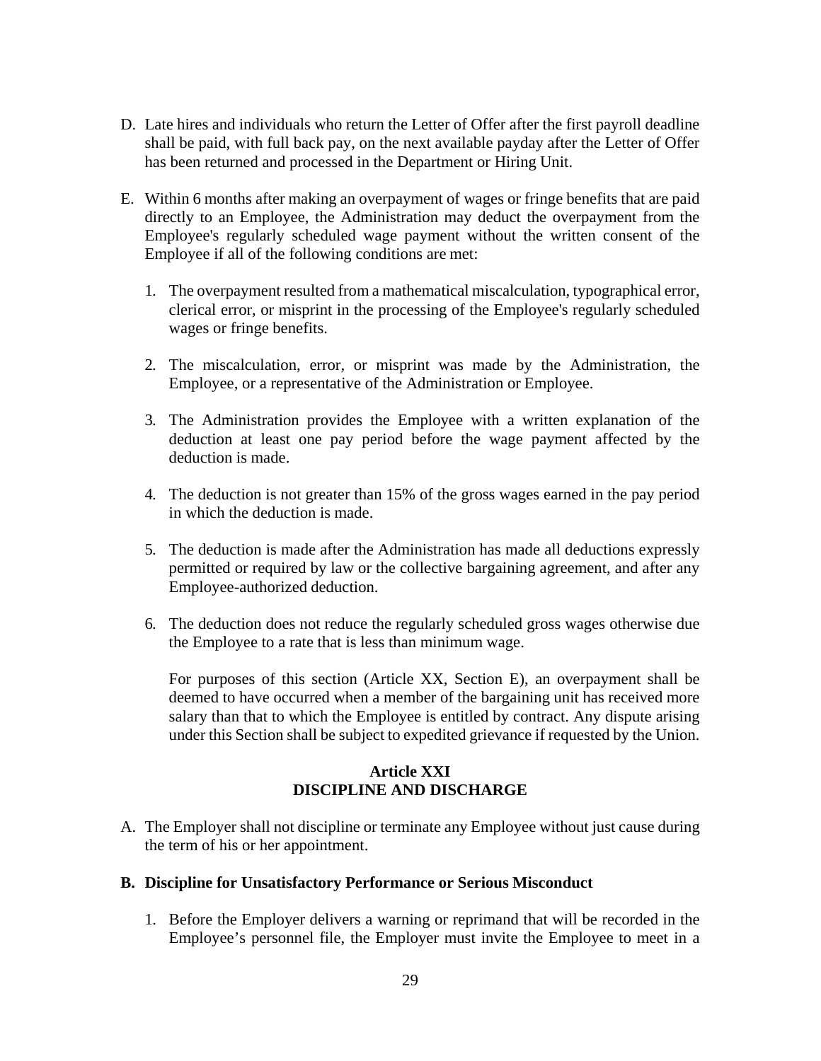D. Late hires and individuals who return the Letter of Offer after the first payroll deadline shall be paid, with full back pay, on the next available payday after the Letter of Offer has been returned and processed in the Department or Hiring Unit.

E. Within 6 months after making an overpayment of wages or fringe benefits that are paid directly to an Employee, the Administration may deduct the overpayment from the Employee's regularly scheduled wage payment without the written consent of the Employee if all of the following conditions are met:

   1. The overpayment resulted from a mathematical miscalculation, typographical error, clerical error, or misprint in the processing of the Employee's regularly scheduled wages or fringe benefits.

   2. The miscalculation, error, or misprint was made by the Administration, the Employee, or a representative of the Administration or Employee.

   3. The Administration provides the Employee with a written explanation of the deduction at least one pay period before the wage payment affected by the deduction is made.

   4. The deduction is not greater than 15% of the gross wages earned in the pay period in which the deduction is made.

   5. The deduction is made after the Administration has made all deductions expressly permitted or required by law or the collective bargaining agreement, and after any Employee-authorized deduction.

   6. The deduction does not reduce the regularly scheduled gross wages otherwise due the Employee to a rate that is less than minimum wage.

   For purposes of this section (Article XX, Section E), an overpayment shall be deemed to have occurred when a member of the bargaining unit has received more salary than that to which the Employee is entitled by contract. Any dispute arising under this Section shall be subject to expedited grievance if requested by the Union.

## Article XXI
## DISCIPLINE AND DISCHARGE

A. The Employer shall not discipline or terminate any Employee without just cause during the term of his or her appointment.

**B. Discipline for Unsatisfactory Performance or Serious Misconduct**

   1. Before the Employer delivers a warning or reprimand that will be recorded in the Employee's personnel file, the Employer must invite the Employee to meet in a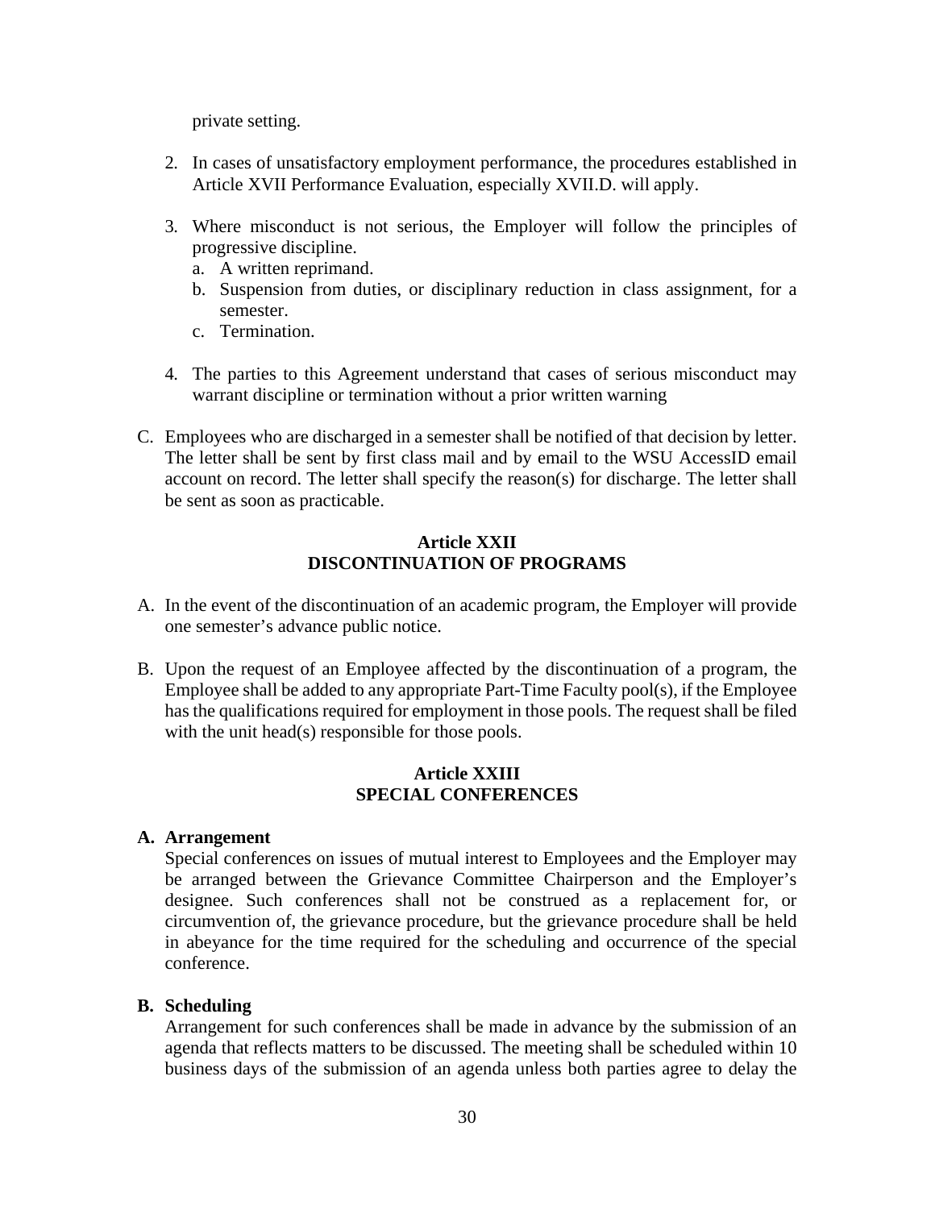private setting.

2. In cases of unsatisfactory employment performance, the procedures established in Article XVII Performance Evaluation, especially XVII.D. will apply.

3. Where misconduct is not serious, the Employer will follow the principles of progressive discipline.
   a. A written reprimand.
   b. Suspension from duties, or disciplinary reduction in class assignment, for a semester.
   c. Termination.

4. The parties to this Agreement understand that cases of serious misconduct may warrant discipline or termination without a prior written warning

C. Employees who are discharged in a semester shall be notified of that decision by letter. The letter shall be sent by first class mail and by email to the WSU AccessID email account on record. The letter shall specify the reason(s) for discharge. The letter shall be sent as soon as practicable.

## Article XXII
## DISCONTINUATION OF PROGRAMS

A. In the event of the discontinuation of an academic program, the Employer will provide one semester's advance public notice.

B. Upon the request of an Employee affected by the discontinuation of a program, the Employee shall be added to any appropriate Part-Time Faculty pool(s), if the Employee has the qualifications required for employment in those pools. The request shall be filed with the unit head(s) responsible for those pools.

## Article XXIII
## SPECIAL CONFERENCES

**A. Arrangement**

Special conferences on issues of mutual interest to Employees and the Employer may be arranged between the Grievance Committee Chairperson and the Employer's designee. Such conferences shall not be construed as a replacement for, or circumvention of, the grievance procedure, but the grievance procedure shall be held in abeyance for the time required for the scheduling and occurrence of the special conference.

**B. Scheduling**

Arrangement for such conferences shall be made in advance by the submission of an agenda that reflects matters to be discussed. The meeting shall be scheduled within 10 business days of the submission of an agenda unless both parties agree to delay the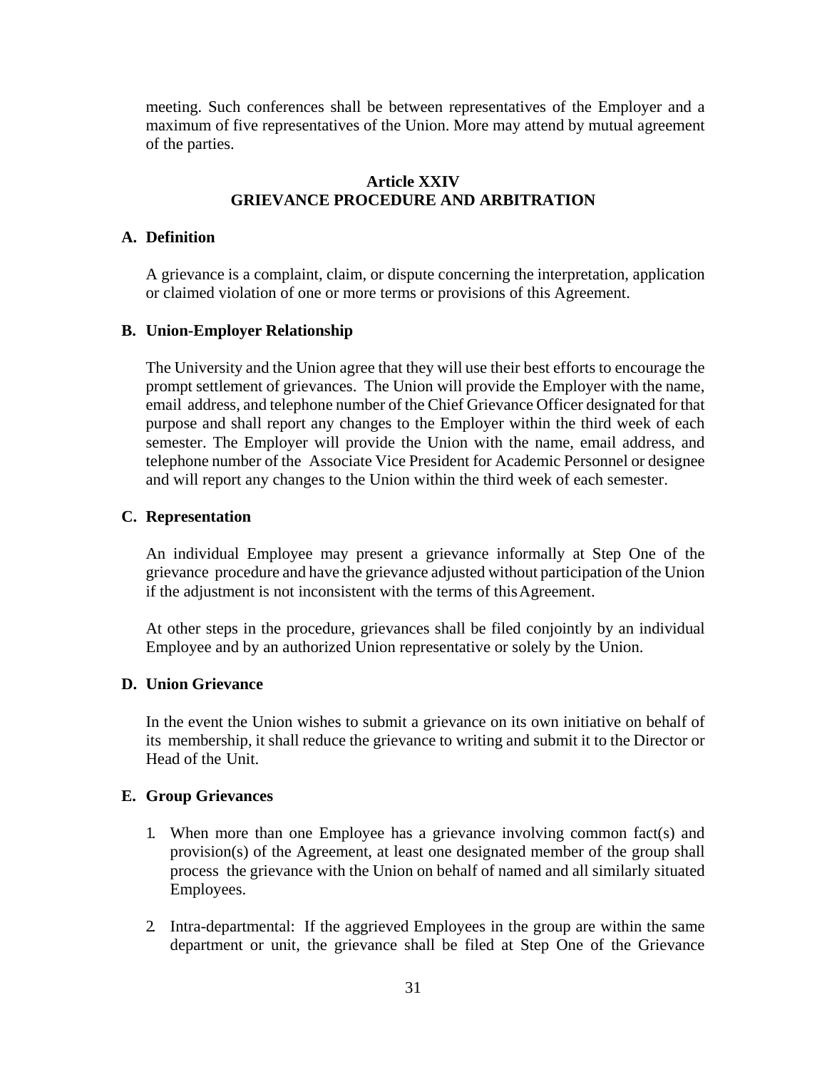meeting. Such conferences shall be between representatives of the Employer and a maximum of five representatives of the Union. More may attend by mutual agreement of the parties.

## Article XXIV
## GRIEVANCE PROCEDURE AND ARBITRATION

### A. Definition

A grievance is a complaint, claim, or dispute concerning the interpretation, application or claimed violation of one or more terms or provisions of this Agreement.

### B. Union-Employer Relationship

The University and the Union agree that they will use their best efforts to encourage the prompt settlement of grievances. The Union will provide the Employer with the name, email address, and telephone number of the Chief Grievance Officer designated for that purpose and shall report any changes to the Employer within the third week of each semester. The Employer will provide the Union with the name, email address, and telephone number of the Associate Vice President for Academic Personnel or designee and will report any changes to the Union within the third week of each semester.

### C. Representation

An individual Employee may present a grievance informally at Step One of the grievance procedure and have the grievance adjusted without participation of the Union if the adjustment is not inconsistent with the terms of this Agreement.

At other steps in the procedure, grievances shall be filed conjointly by an individual Employee and by an authorized Union representative or solely by the Union.

### D. Union Grievance

In the event the Union wishes to submit a grievance on its own initiative on behalf of its membership, it shall reduce the grievance to writing and submit it to the Director or Head of the Unit.

### E. Group Grievances

1. When more than one Employee has a grievance involving common fact(s) and provision(s) of the Agreement, at least one designated member of the group shall process the grievance with the Union on behalf of named and all similarly situated Employees.

2. Intra-departmental: If the aggrieved Employees in the group are within the same department or unit, the grievance shall be filed at Step One of the Grievance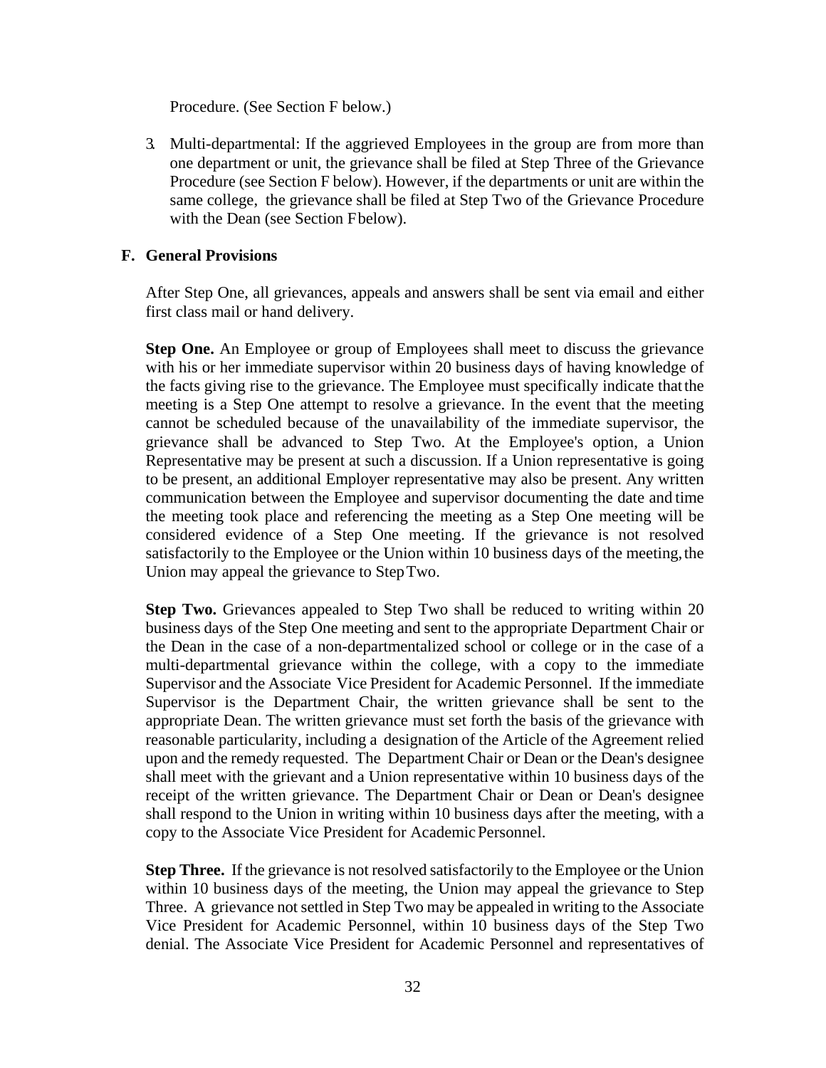Procedure. (See Section F below.)

3. Multi-departmental: If the aggrieved Employees in the group are from more than one department or unit, the grievance shall be filed at Step Three of the Grievance Procedure (see Section F below). However, if the departments or unit are within the same college, the grievance shall be filed at Step Two of the Grievance Procedure with the Dean (see Section F below).

**F. General Provisions**

After Step One, all grievances, appeals and answers shall be sent via email and either first class mail or hand delivery.

**Step One.** An Employee or group of Employees shall meet to discuss the grievance with his or her immediate supervisor within 20 business days of having knowledge of the facts giving rise to the grievance. The Employee must specifically indicate that the meeting is a Step One attempt to resolve a grievance. In the event that the meeting cannot be scheduled because of the unavailability of the immediate supervisor, the grievance shall be advanced to Step Two. At the Employee's option, a Union Representative may be present at such a discussion. If a Union representative is going to be present, an additional Employer representative may also be present. Any written communication between the Employee and supervisor documenting the date and time the meeting took place and referencing the meeting as a Step One meeting will be considered evidence of a Step One meeting. If the grievance is not resolved satisfactorily to the Employee or the Union within 10 business days of the meeting, the Union may appeal the grievance to Step Two.

**Step Two.** Grievances appealed to Step Two shall be reduced to writing within 20 business days of the Step One meeting and sent to the appropriate Department Chair or the Dean in the case of a non-departmentalized school or college or in the case of a multi-departmental grievance within the college, with a copy to the immediate Supervisor and the Associate Vice President for Academic Personnel. If the immediate Supervisor is the Department Chair, the written grievance shall be sent to the appropriate Dean. The written grievance must set forth the basis of the grievance with reasonable particularity, including a designation of the Article of the Agreement relied upon and the remedy requested. The Department Chair or Dean or the Dean's designee shall meet with the grievant and a Union representative within 10 business days of the receipt of the written grievance. The Department Chair or Dean or Dean's designee shall respond to the Union in writing within 10 business days after the meeting, with a copy to the Associate Vice President for Academic Personnel.

**Step Three.** If the grievance is not resolved satisfactorily to the Employee or the Union within 10 business days of the meeting, the Union may appeal the grievance to Step Three. A grievance not settled in Step Two may be appealed in writing to the Associate Vice President for Academic Personnel, within 10 business days of the Step Two denial. The Associate Vice President for Academic Personnel and representatives of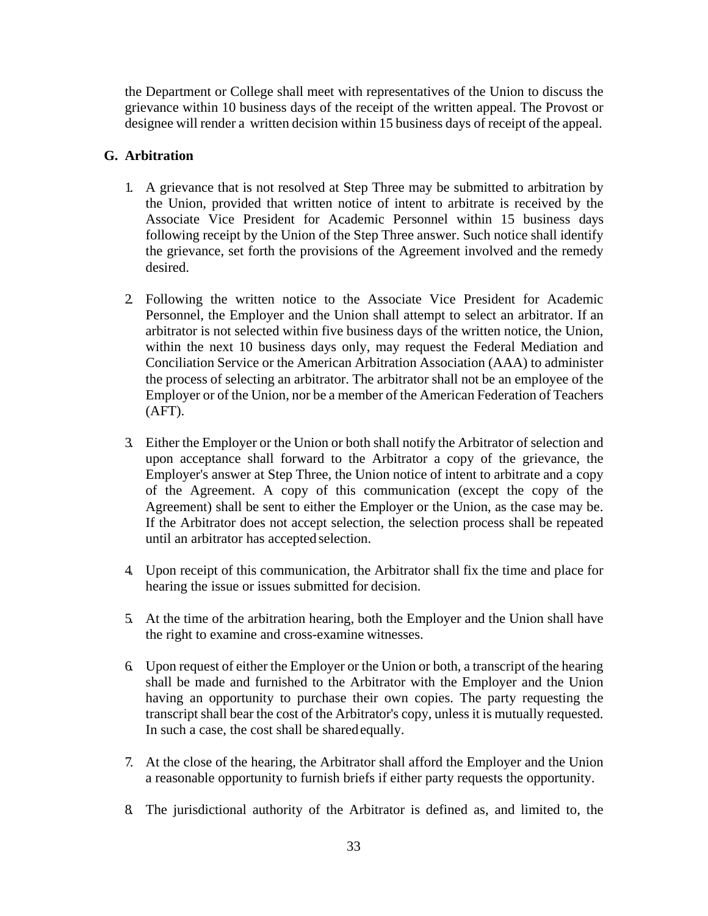the Department or College shall meet with representatives of the Union to discuss the grievance within 10 business days of the receipt of the written appeal. The Provost or designee will render a written decision within 15 business days of receipt of the appeal.

## G. Arbitration

1. A grievance that is not resolved at Step Three may be submitted to arbitration by the Union, provided that written notice of intent to arbitrate is received by the Associate Vice President for Academic Personnel within 15 business days following receipt by the Union of the Step Three answer. Such notice shall identify the grievance, set forth the provisions of the Agreement involved and the remedy desired.

2. Following the written notice to the Associate Vice President for Academic Personnel, the Employer and the Union shall attempt to select an arbitrator. If an arbitrator is not selected within five business days of the written notice, the Union, within the next 10 business days only, may request the Federal Mediation and Conciliation Service or the American Arbitration Association (AAA) to administer the process of selecting an arbitrator. The arbitrator shall not be an employee of the Employer or of the Union, nor be a member of the American Federation of Teachers (AFT).

3. Either the Employer or the Union or both shall notify the Arbitrator of selection and upon acceptance shall forward to the Arbitrator a copy of the grievance, the Employer's answer at Step Three, the Union notice of intent to arbitrate and a copy of the Agreement. A copy of this communication (except the copy of the Agreement) shall be sent to either the Employer or the Union, as the case may be. If the Arbitrator does not accept selection, the selection process shall be repeated until an arbitrator has accepted selection.

4. Upon receipt of this communication, the Arbitrator shall fix the time and place for hearing the issue or issues submitted for decision.

5. At the time of the arbitration hearing, both the Employer and the Union shall have the right to examine and cross-examine witnesses.

6. Upon request of either the Employer or the Union or both, a transcript of the hearing shall be made and furnished to the Arbitrator with the Employer and the Union having an opportunity to purchase their own copies. The party requesting the transcript shall bear the cost of the Arbitrator's copy, unless it is mutually requested. In such a case, the cost shall be shared equally.

7. At the close of the hearing, the Arbitrator shall afford the Employer and the Union a reasonable opportunity to furnish briefs if either party requests the opportunity.

8. The jurisdictional authority of the Arbitrator is defined as, and limited to, the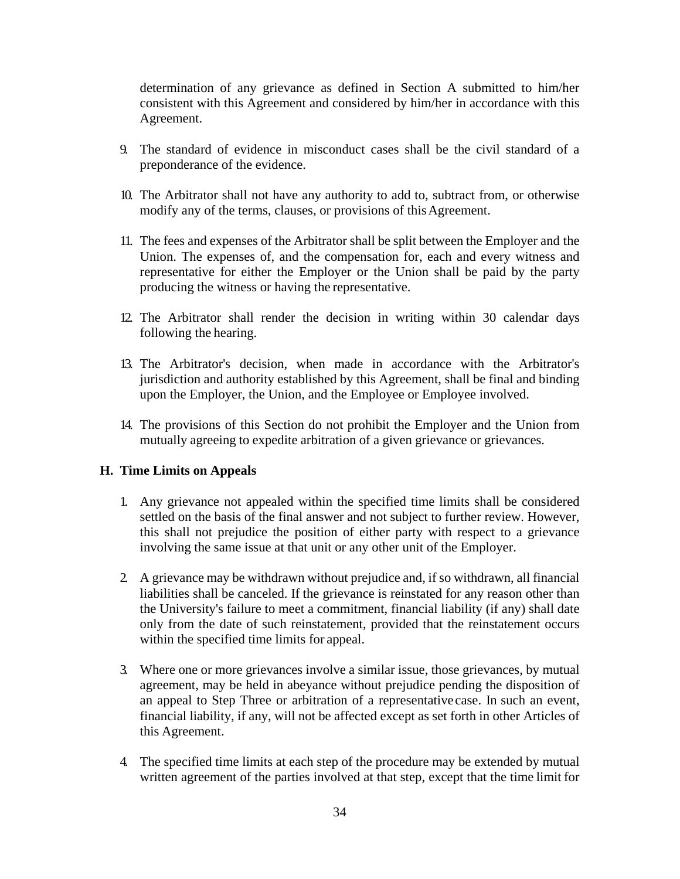determination of any grievance as defined in Section A submitted to him/her consistent with this Agreement and considered by him/her in accordance with this Agreement.

9. The standard of evidence in misconduct cases shall be the civil standard of a preponderance of the evidence.

10. The Arbitrator shall not have any authority to add to, subtract from, or otherwise modify any of the terms, clauses, or provisions of this Agreement.

11. The fees and expenses of the Arbitrator shall be split between the Employer and the Union. The expenses of, and the compensation for, each and every witness and representative for either the Employer or the Union shall be paid by the party producing the witness or having the representative.

12. The Arbitrator shall render the decision in writing within 30 calendar days following the hearing.

13. The Arbitrator's decision, when made in accordance with the Arbitrator's jurisdiction and authority established by this Agreement, shall be final and binding upon the Employer, the Union, and the Employee or Employee involved.

14. The provisions of this Section do not prohibit the Employer and the Union from mutually agreeing to expedite arbitration of a given grievance or grievances.

### H. Time Limits on Appeals

1. Any grievance not appealed within the specified time limits shall be considered settled on the basis of the final answer and not subject to further review. However, this shall not prejudice the position of either party with respect to a grievance involving the same issue at that unit or any other unit of the Employer.

2. A grievance may be withdrawn without prejudice and, if so withdrawn, all financial liabilities shall be canceled. If the grievance is reinstated for any reason other than the University's failure to meet a commitment, financial liability (if any) shall date only from the date of such reinstatement, provided that the reinstatement occurs within the specified time limits for appeal.

3. Where one or more grievances involve a similar issue, those grievances, by mutual agreement, may be held in abeyance without prejudice pending the disposition of an appeal to Step Three or arbitration of a representative case. In such an event, financial liability, if any, will not be affected except as set forth in other Articles of this Agreement.

4. The specified time limits at each step of the procedure may be extended by mutual written agreement of the parties involved at that step, except that the time limit for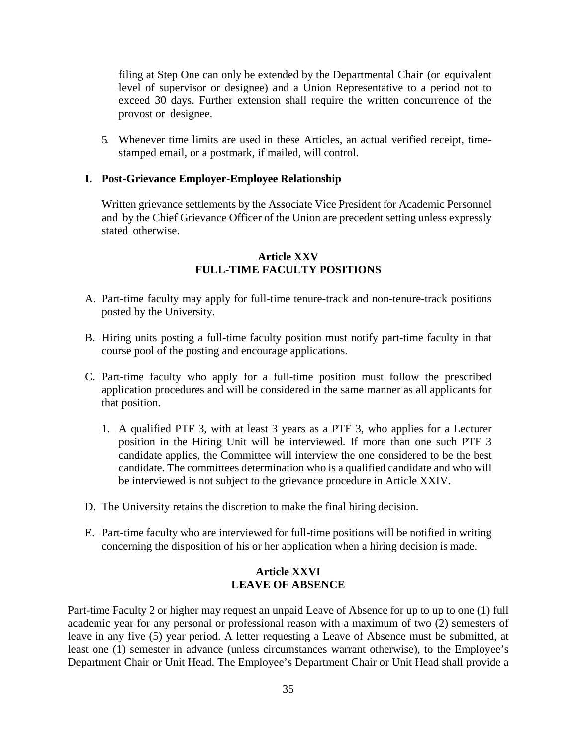filing at Step One can only be extended by the Departmental Chair (or equivalent level of supervisor or designee) and a Union Representative to a period not to exceed 30 days. Further extension shall require the written concurrence of the provost or designee.

5. Whenever time limits are used in these Articles, an actual verified receipt, time-stamped email, or a postmark, if mailed, will control.

**I. Post-Grievance Employer-Employee Relationship**

Written grievance settlements by the Associate Vice President for Academic Personnel and by the Chief Grievance Officer of the Union are precedent setting unless expressly stated otherwise.

## Article XXV
## FULL-TIME FACULTY POSITIONS

A. Part-time faculty may apply for full-time tenure-track and non-tenure-track positions posted by the University.

B. Hiring units posting a full-time faculty position must notify part-time faculty in that course pool of the posting and encourage applications.

C. Part-time faculty who apply for a full-time position must follow the prescribed application procedures and will be considered in the same manner as all applicants for that position.

   1. A qualified PTF 3, with at least 3 years as a PTF 3, who applies for a Lecturer position in the Hiring Unit will be interviewed. If more than one such PTF 3 candidate applies, the Committee will interview the one considered to be the best candidate. The committees determination who is a qualified candidate and who will be interviewed is not subject to the grievance procedure in Article XXIV.

D. The University retains the discretion to make the final hiring decision.

E. Part-time faculty who are interviewed for full-time positions will be notified in writing concerning the disposition of his or her application when a hiring decision is made.

## Article XXVI
## LEAVE OF ABSENCE

Part-time Faculty 2 or higher may request an unpaid Leave of Absence for up to up to one (1) full academic year for any personal or professional reason with a maximum of two (2) semesters of leave in any five (5) year period. A letter requesting a Leave of Absence must be submitted, at least one (1) semester in advance (unless circumstances warrant otherwise), to the Employee's Department Chair or Unit Head. The Employee's Department Chair or Unit Head shall provide a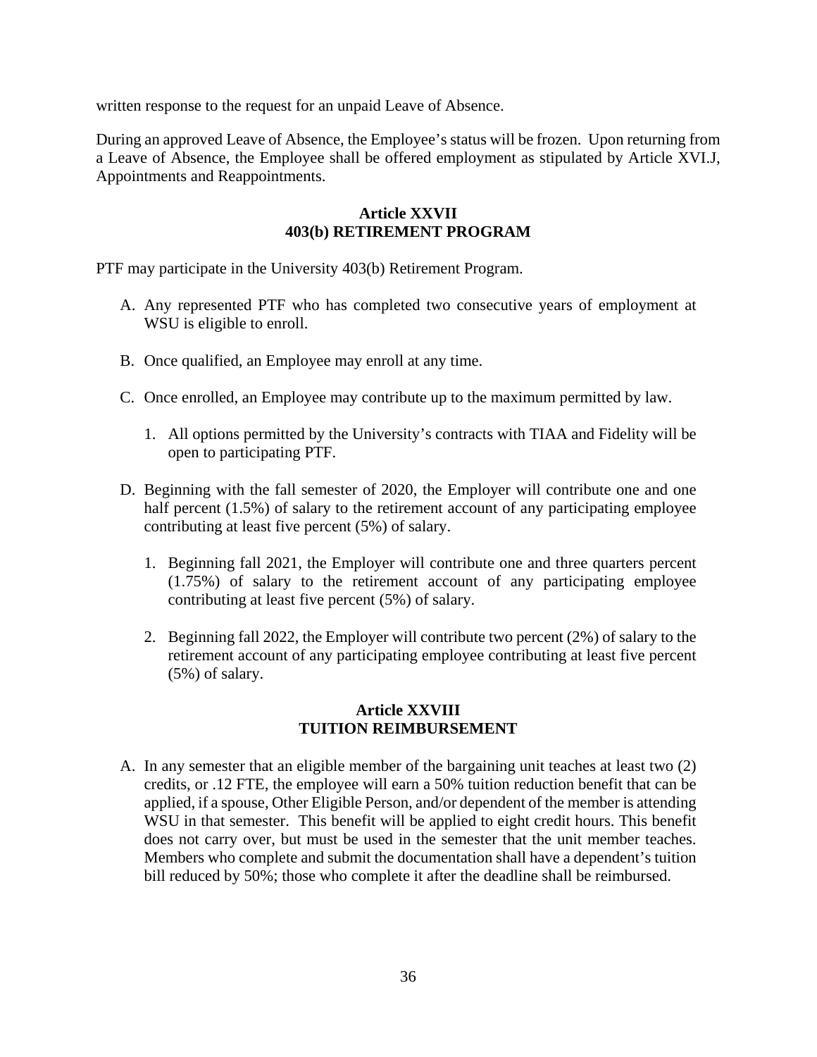written response to the request for an unpaid Leave of Absence.

During an approved Leave of Absence, the Employee's status will be frozen. Upon returning from a Leave of Absence, the Employee shall be offered employment as stipulated by Article XVI.J, Appointments and Reappointments.

## Article XXVII
## 403(b) RETIREMENT PROGRAM

PTF may participate in the University 403(b) Retirement Program.

A. Any represented PTF who has completed two consecutive years of employment at WSU is eligible to enroll.

B. Once qualified, an Employee may enroll at any time.

C. Once enrolled, an Employee may contribute up to the maximum permitted by law.

   1. All options permitted by the University's contracts with TIAA and Fidelity will be open to participating PTF.

D. Beginning with the fall semester of 2020, the Employer will contribute one and one half percent (1.5%) of salary to the retirement account of any participating employee contributing at least five percent (5%) of salary.

   1. Beginning fall 2021, the Employer will contribute one and three quarters percent (1.75%) of salary to the retirement account of any participating employee contributing at least five percent (5%) of salary.

   2. Beginning fall 2022, the Employer will contribute two percent (2%) of salary to the retirement account of any participating employee contributing at least five percent (5%) of salary.

## Article XXVIII
## TUITION REIMBURSEMENT

A. In any semester that an eligible member of the bargaining unit teaches at least two (2) credits, or .12 FTE, the employee will earn a 50% tuition reduction benefit that can be applied, if a spouse, Other Eligible Person, and/or dependent of the member is attending WSU in that semester. This benefit will be applied to eight credit hours. This benefit does not carry over, but must be used in the semester that the unit member teaches. Members who complete and submit the documentation shall have a dependent's tuition bill reduced by 50%; those who complete it after the deadline shall be reimbursed.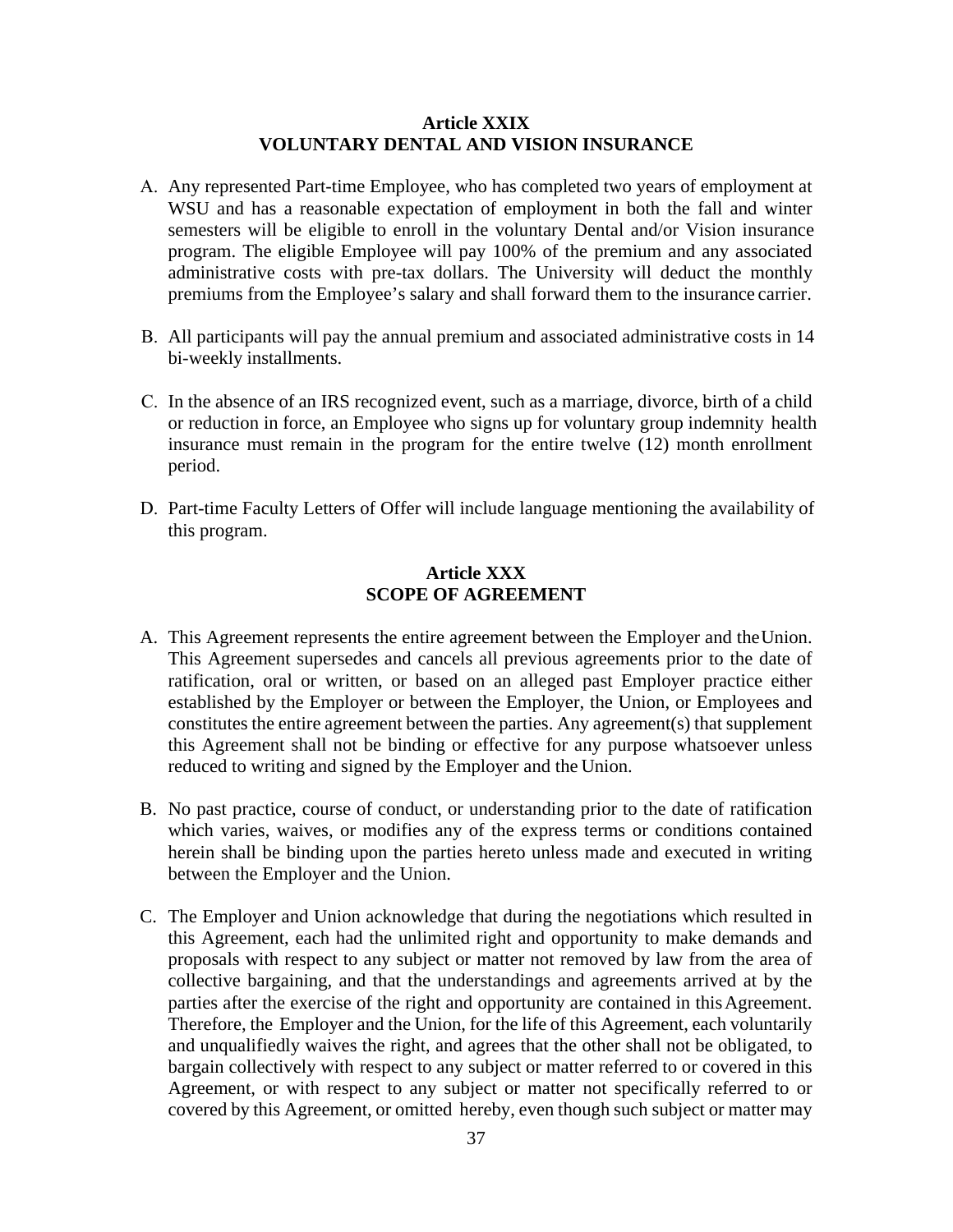## Article XXIX
## VOLUNTARY DENTAL AND VISION INSURANCE

A. Any represented Part-time Employee, who has completed two years of employment at WSU and has a reasonable expectation of employment in both the fall and winter semesters will be eligible to enroll in the voluntary Dental and/or Vision insurance program. The eligible Employee will pay 100% of the premium and any associated administrative costs with pre-tax dollars. The University will deduct the monthly premiums from the Employee's salary and shall forward them to the insurance carrier.

B. All participants will pay the annual premium and associated administrative costs in 14 bi-weekly installments.

C. In the absence of an IRS recognized event, such as a marriage, divorce, birth of a child or reduction in force, an Employee who signs up for voluntary group indemnity health insurance must remain in the program for the entire twelve (12) month enrollment period.

D. Part-time Faculty Letters of Offer will include language mentioning the availability of this program.

## Article XXX
## SCOPE OF AGREEMENT

A. This Agreement represents the entire agreement between the Employer and the Union. This Agreement supersedes and cancels all previous agreements prior to the date of ratification, oral or written, or based on an alleged past Employer practice either established by the Employer or between the Employer, the Union, or Employees and constitutes the entire agreement between the parties. Any agreement(s) that supplement this Agreement shall not be binding or effective for any purpose whatsoever unless reduced to writing and signed by the Employer and the Union.

B. No past practice, course of conduct, or understanding prior to the date of ratification which varies, waives, or modifies any of the express terms or conditions contained herein shall be binding upon the parties hereto unless made and executed in writing between the Employer and the Union.

C. The Employer and Union acknowledge that during the negotiations which resulted in this Agreement, each had the unlimited right and opportunity to make demands and proposals with respect to any subject or matter not removed by law from the area of collective bargaining, and that the understandings and agreements arrived at by the parties after the exercise of the right and opportunity are contained in this Agreement. Therefore, the Employer and the Union, for the life of this Agreement, each voluntarily and unqualifiedly waives the right, and agrees that the other shall not be obligated, to bargain collectively with respect to any subject or matter referred to or covered in this Agreement, or with respect to any subject or matter not specifically referred to or covered by this Agreement, or omitted hereby, even though such subject or matter may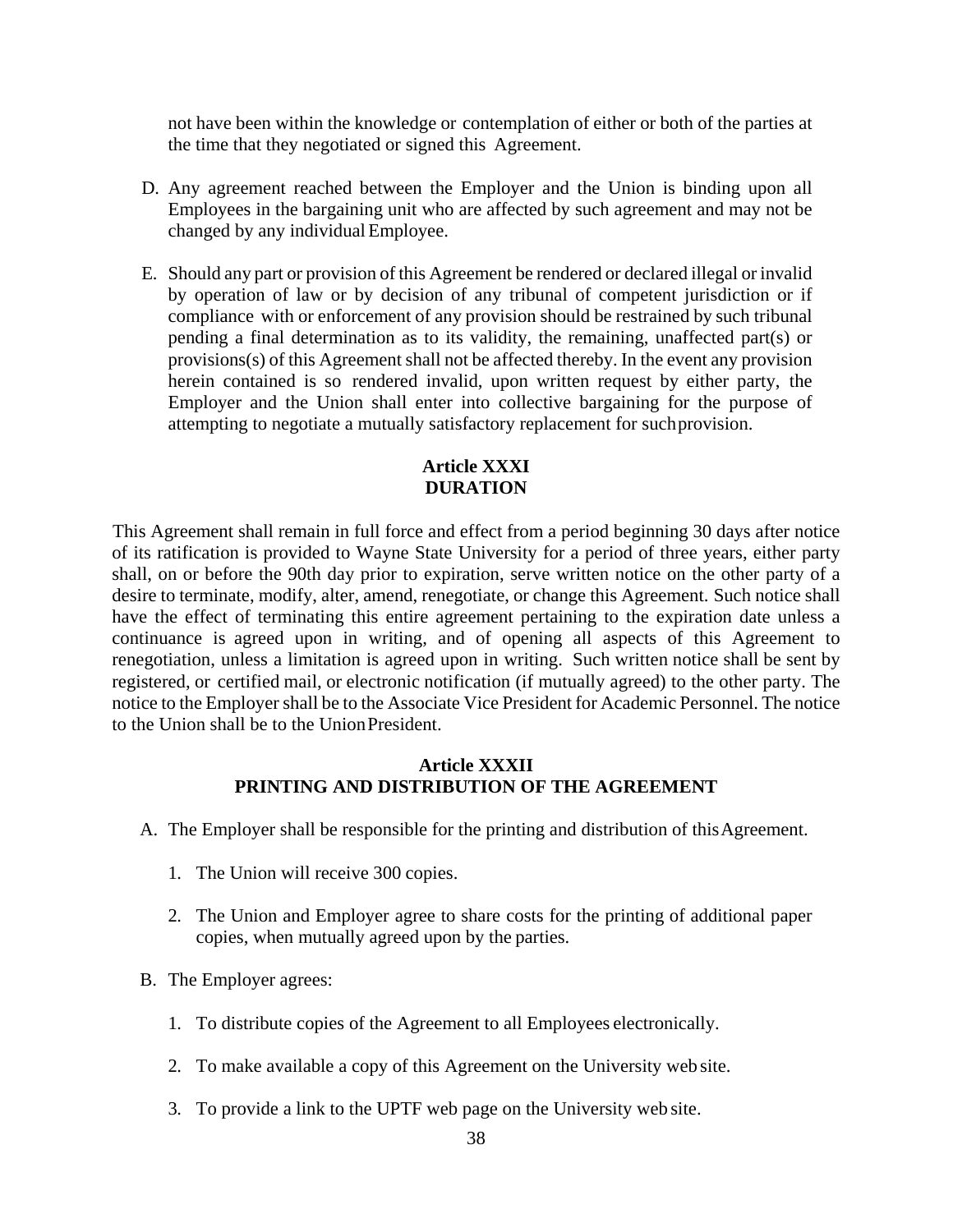not have been within the knowledge or contemplation of either or both of the parties at the time that they negotiated or signed this Agreement.

D. Any agreement reached between the Employer and the Union is binding upon all Employees in the bargaining unit who are affected by such agreement and may not be changed by any individual Employee.

E. Should any part or provision of this Agreement be rendered or declared illegal or invalid by operation of law or by decision of any tribunal of competent jurisdiction or if compliance with or enforcement of any provision should be restrained by such tribunal pending a final determination as to its validity, the remaining, unaffected part(s) or provisions(s) of this Agreement shall not be affected thereby. In the event any provision herein contained is so rendered invalid, upon written request by either party, the Employer and the Union shall enter into collective bargaining for the purpose of attempting to negotiate a mutually satisfactory replacement for such provision.

## Article XXXI
## DURATION

This Agreement shall remain in full force and effect from a period beginning 30 days after notice of its ratification is provided to Wayne State University for a period of three years, either party shall, on or before the 90th day prior to expiration, serve written notice on the other party of a desire to terminate, modify, alter, amend, renegotiate, or change this Agreement. Such notice shall have the effect of terminating this entire agreement pertaining to the expiration date unless a continuance is agreed upon in writing, and of opening all aspects of this Agreement to renegotiation, unless a limitation is agreed upon in writing. Such written notice shall be sent by registered, or certified mail, or electronic notification (if mutually agreed) to the other party. The notice to the Employer shall be to the Associate Vice President for Academic Personnel. The notice to the Union shall be to the Union President.

## Article XXXII
## PRINTING AND DISTRIBUTION OF THE AGREEMENT

A. The Employer shall be responsible for the printing and distribution of this Agreement.

   1. The Union will receive 300 copies.

   2. The Union and Employer agree to share costs for the printing of additional paper copies, when mutually agreed upon by the parties.

B. The Employer agrees:

   1. To distribute copies of the Agreement to all Employees electronically.

   2. To make available a copy of this Agreement on the University web site.

   3. To provide a link to the UPTF web page on the University web site.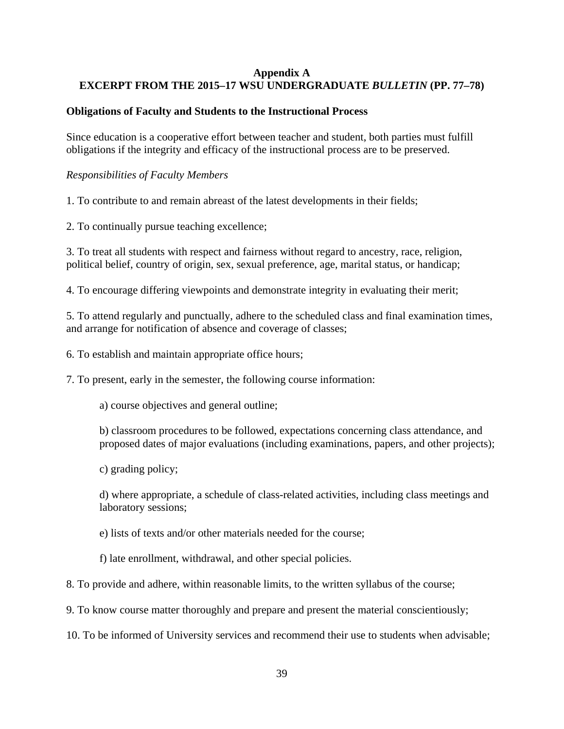# Appendix A
# EXCERPT FROM THE 2015–17 WSU UNDERGRADUATE *BULLETIN* (PP. 77–78)

**Obligations of Faculty and Students to the Instructional Process**

Since education is a cooperative effort between teacher and student, both parties must fulfill obligations if the integrity and efficacy of the instructional process are to be preserved.

*Responsibilities of Faculty Members*

1. To contribute to and remain abreast of the latest developments in their fields;

2. To continually pursue teaching excellence;

3. To treat all students with respect and fairness without regard to ancestry, race, religion, political belief, country of origin, sex, sexual preference, age, marital status, or handicap;

4. To encourage differing viewpoints and demonstrate integrity in evaluating their merit;

5. To attend regularly and punctually, adhere to the scheduled class and final examination times, and arrange for notification of absence and coverage of classes;

6. To establish and maintain appropriate office hours;

7. To present, early in the semester, the following course information:

    a) course objectives and general outline;

    b) classroom procedures to be followed, expectations concerning class attendance, and proposed dates of major evaluations (including examinations, papers, and other projects);

    c) grading policy;

    d) where appropriate, a schedule of class-related activities, including class meetings and laboratory sessions;

    e) lists of texts and/or other materials needed for the course;

    f) late enrollment, withdrawal, and other special policies.

8. To provide and adhere, within reasonable limits, to the written syllabus of the course;

9. To know course matter thoroughly and prepare and present the material conscientiously;

10. To be informed of University services and recommend their use to students when advisable;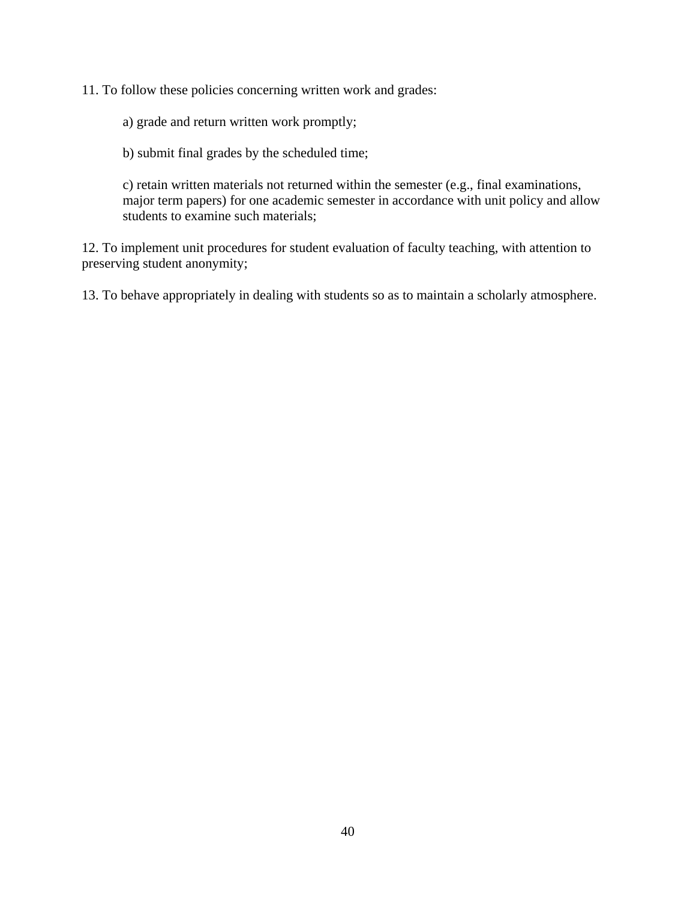11. To follow these policies concerning written work and grades:

   a) grade and return written work promptly;

   b) submit final grades by the scheduled time;

   c) retain written materials not returned within the semester (e.g., final examinations, major term papers) for one academic semester in accordance with unit policy and allow students to examine such materials;

12. To implement unit procedures for student evaluation of faculty teaching, with attention to preserving student anonymity;

13. To behave appropriately in dealing with students so as to maintain a scholarly atmosphere.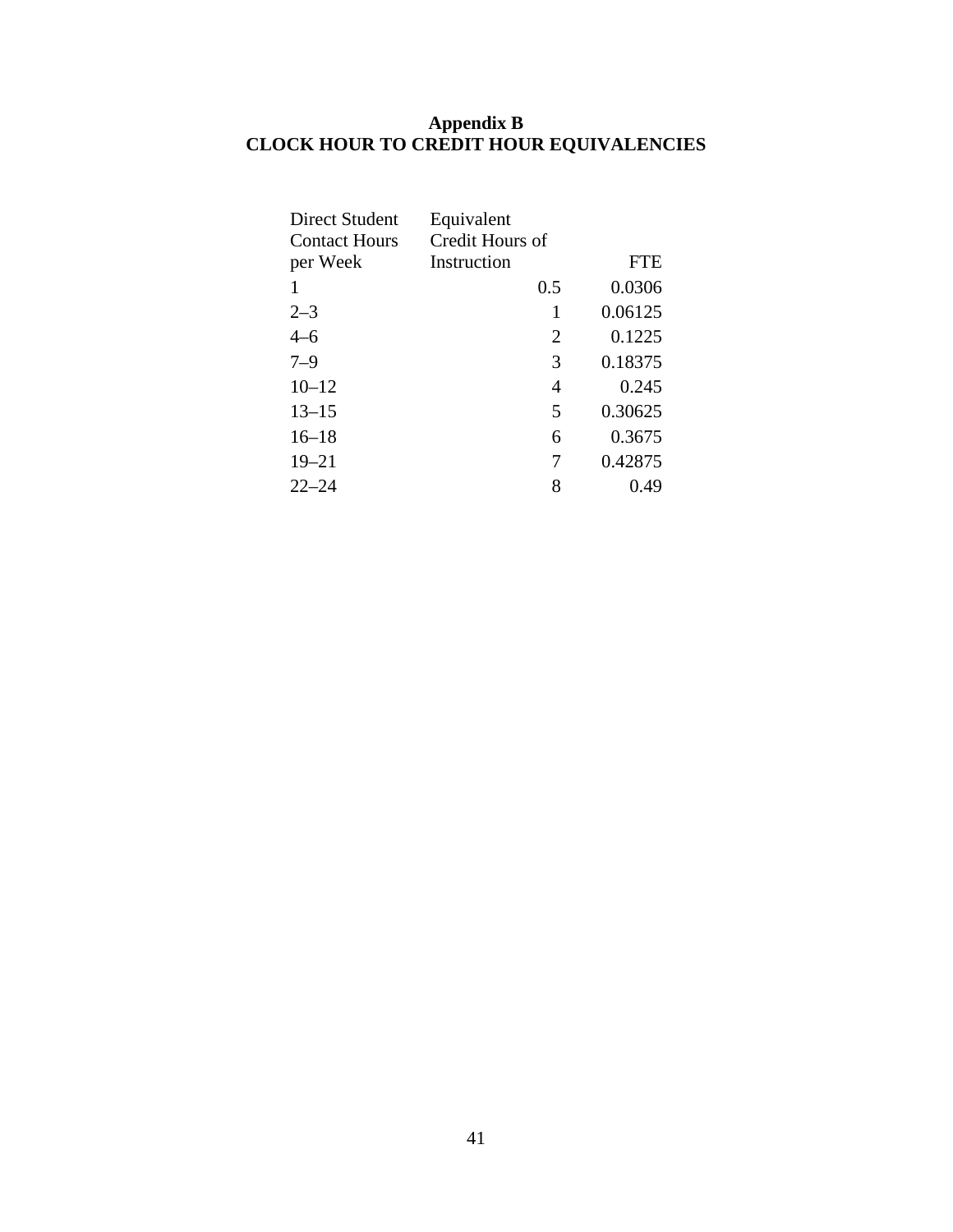## Appendix B
## CLOCK HOUR TO CREDIT HOUR EQUIVALENCIES

| Direct Student Contact Hours per Week | Equivalent Credit Hours of Instruction | FTE |
|---|---|---|
| 1 | 0.5 | 0.0306 |
| 2–3 | 1 | 0.06125 |
| 4–6 | 2 | 0.1225 |
| 7–9 | 3 | 0.18375 |
| 10–12 | 4 | 0.245 |
| 13–15 | 5 | 0.30625 |
| 16–18 | 6 | 0.3675 |
| 19–21 | 7 | 0.42875 |
| 22–24 | 8 | 0.49 |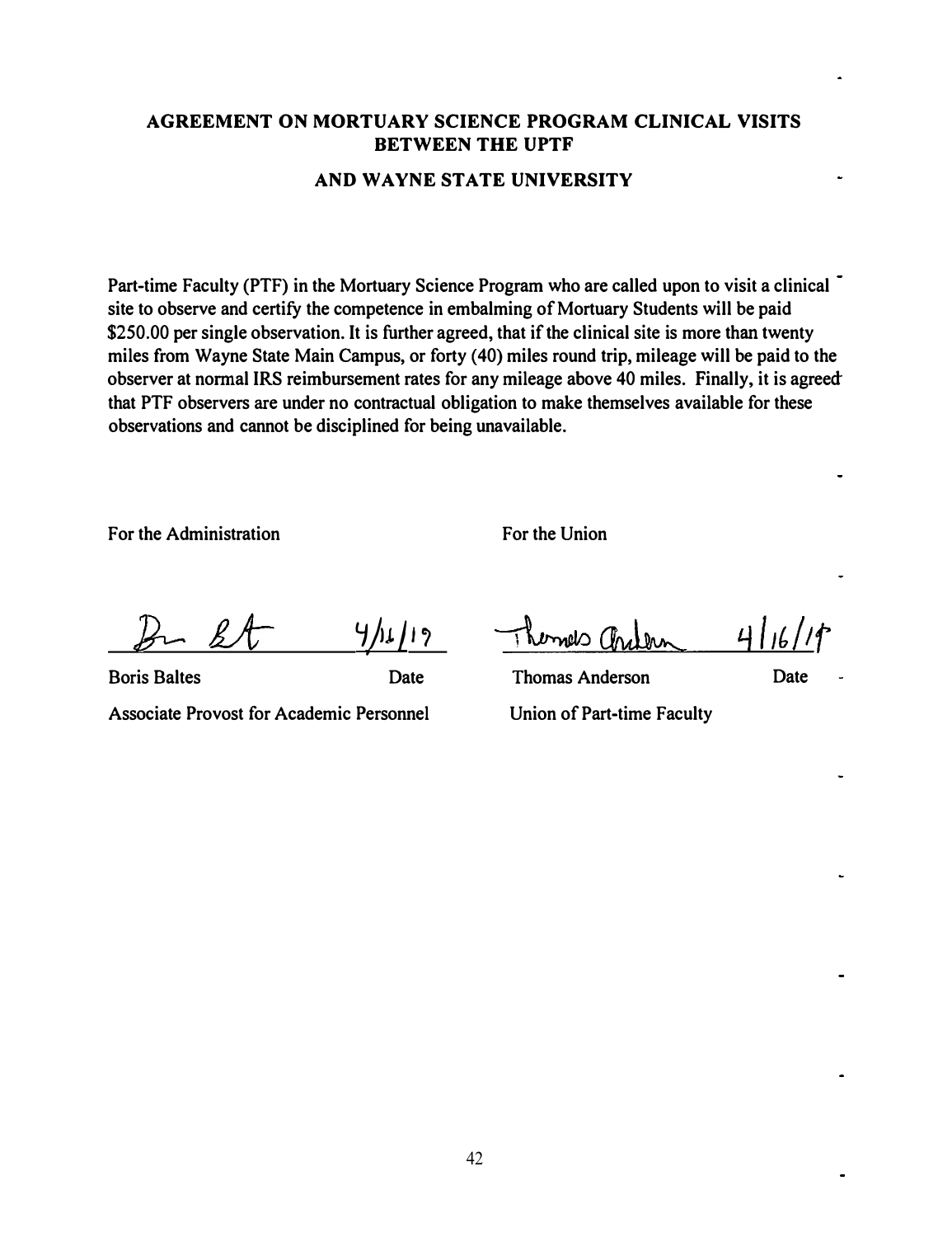# AGREEMENT ON MORTUARY SCIENCE PROGRAM CLINICAL VISITS BETWEEN THE UPTF

# AND WAYNE STATE UNIVERSITY

Part-time Faculty (PTF) in the Mortuary Science Program who are called upon to visit a clinical site to observe and certify the competence in embalming of Mortuary Students will be paid $250.00 per single observation. It is further agreed, that if the clinical site is more than twenty miles from Wayne State Main Campus, or forty (40) miles round trip, mileage will be paid to the observer at normal IRS reimbursement rates for any mileage above 40 miles. Finally, it is agreed that PTF observers are under no contractual obligation to make themselves available for these observations and cannot be disciplined for being unavailable.

| For the Administration | | For the Union | |
|---|---|---|---|
| *(signature)* | 4/16/19 | *(signature)* | 4/16/19 |
| Boris Baltes | Date | Thomas Anderson | Date |
| Associate Provost for Academic Personnel | | Union of Part-time Faculty | |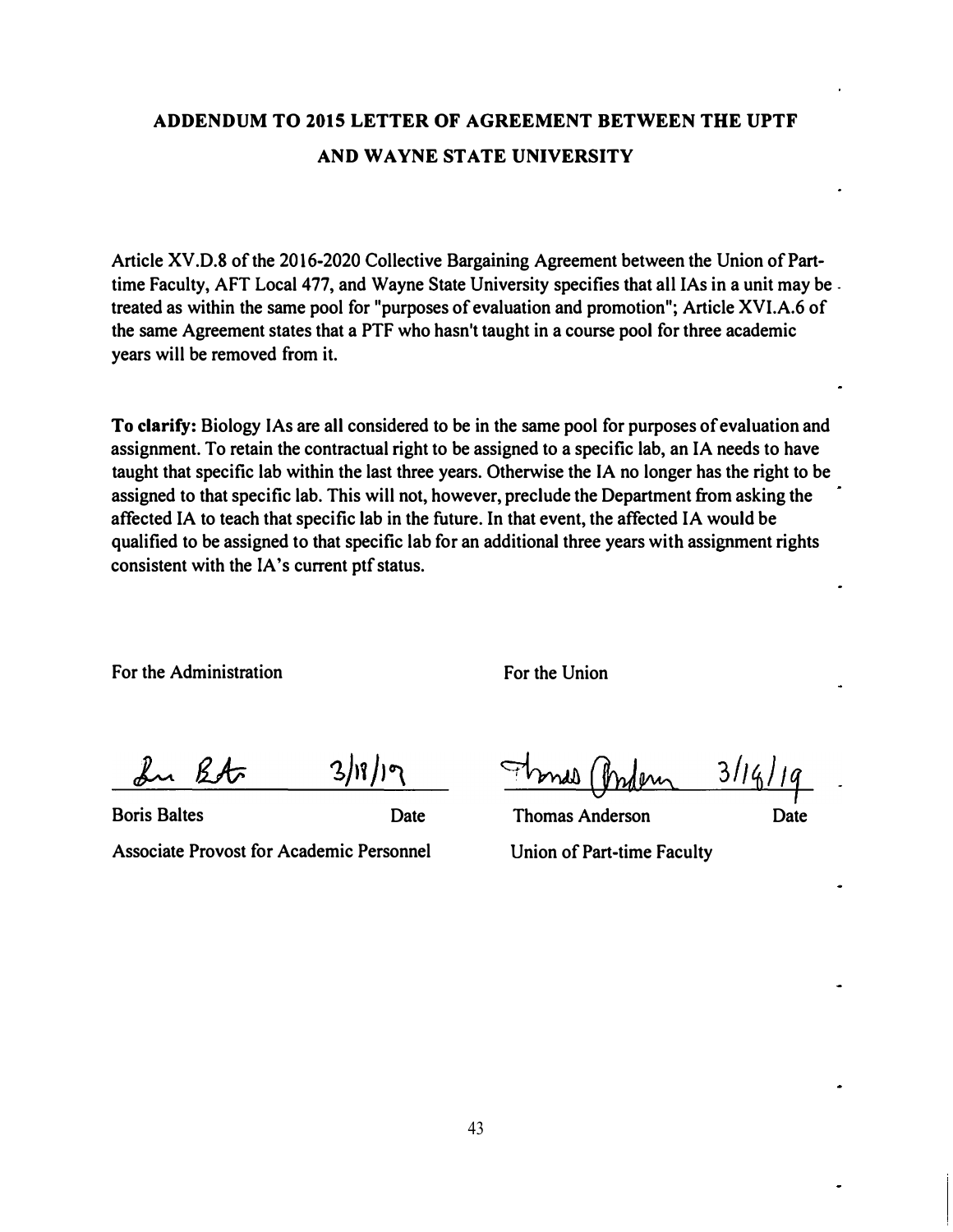# ADDENDUM TO 2015 LETTER OF AGREEMENT BETWEEN THE UPTF AND WAYNE STATE UNIVERSITY

Article XV.D.8 of the 2016-2020 Collective Bargaining Agreement between the Union of Part-time Faculty, AFT Local 477, and Wayne State University specifies that all IAs in a unit may be treated as within the same pool for "purposes of evaluation and promotion"; Article XVI.A.6 of the same Agreement states that a PTF who hasn't taught in a course pool for three academic years will be removed from it.

**To clarify:** Biology IAs are all considered to be in the same pool for purposes of evaluation and assignment. To retain the contractual right to be assigned to a specific lab, an IA needs to have taught that specific lab within the last three years. Otherwise the IA no longer has the right to be assigned to that specific lab. This will not, however, preclude the Department from asking the affected IA to teach that specific lab in the future. In that event, the affected IA would be qualified to be assigned to that specific lab for an additional three years with assignment rights consistent with the IA's current ptf status.

For the Administration

3/18/19

Boris Baltes — Date

Associate Provost for Academic Personnel

For the Union

3/14/19

Thomas Anderson — Date

Union of Part-time Faculty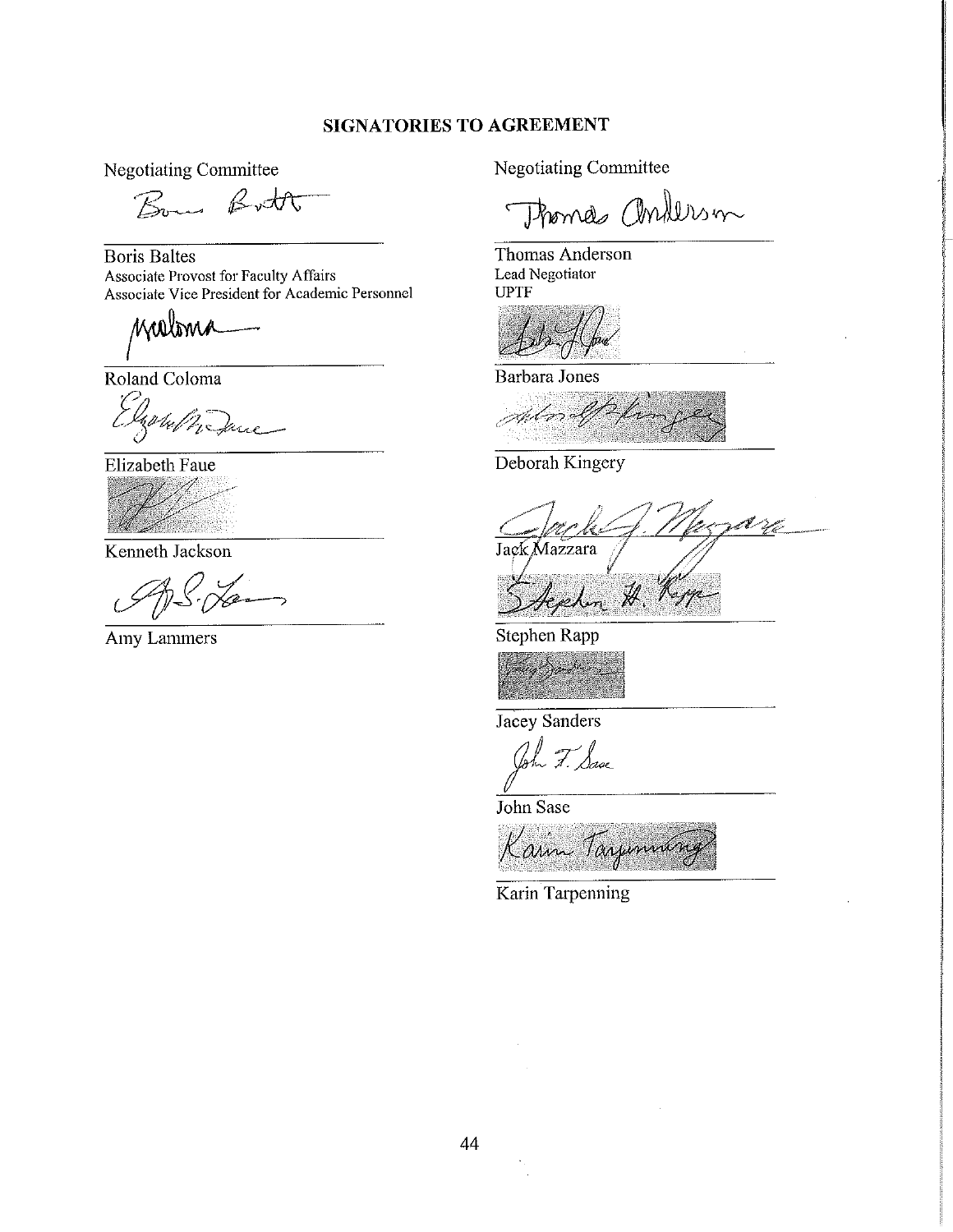## SIGNATORIES TO AGREEMENT

Negotiating Committee

Boris Baltes
Associate Provost for Faculty Affairs
Associate Vice President for Academic Personnel

Roland Coloma

Elizabeth Faue

Kenneth Jackson

Amy Lammers

Negotiating Committee

Thomas Anderson
Lead Negotiator
UPTF

Barbara Jones

Deborah Kingery

Jack Mazzara

Stephen Rapp

Jacey Sanders

John Sase

Karin Tarpenning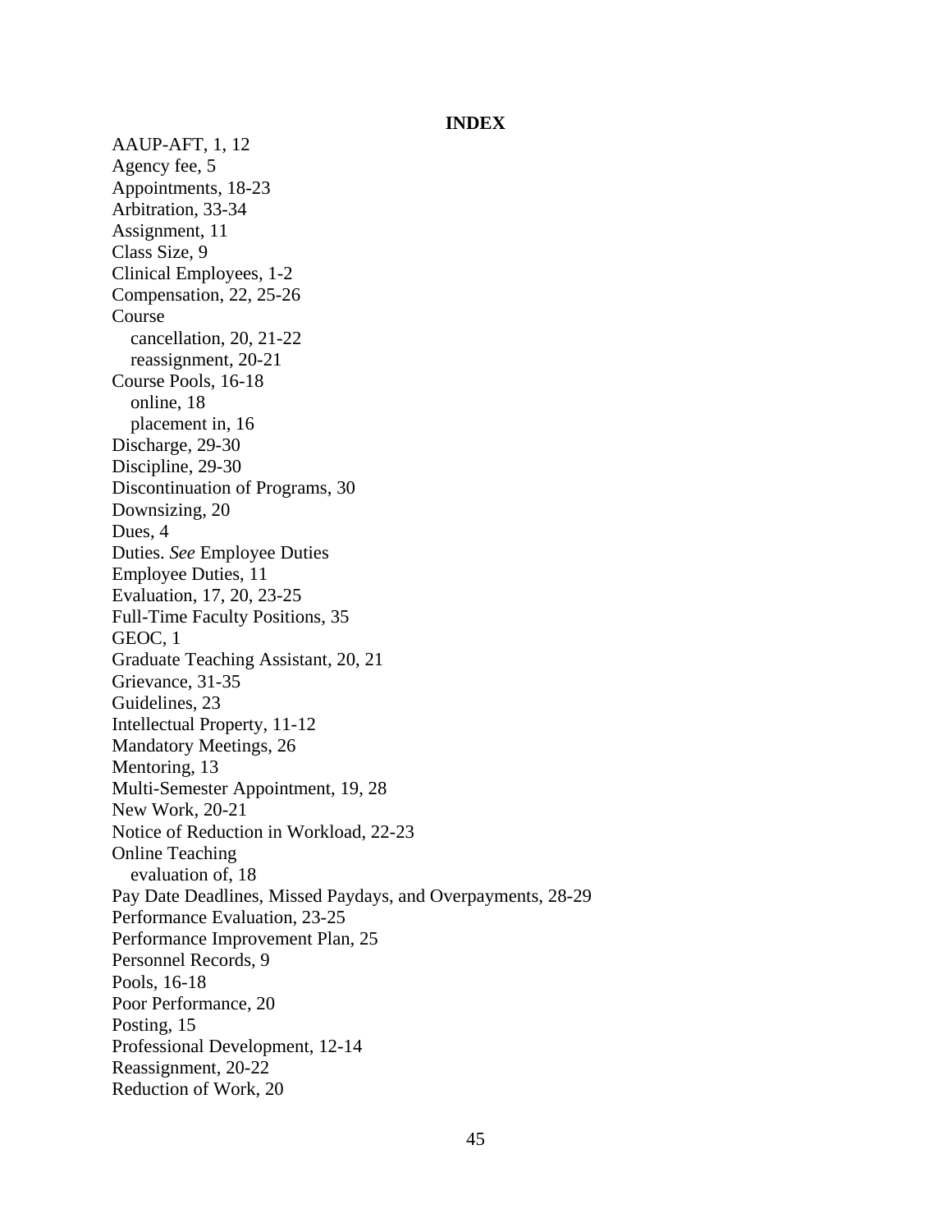**INDEX**

AAUP-AFT, 1, 12
Agency fee, 5
Appointments, 18-23
Arbitration, 33-34
Assignment, 11
Class Size, 9
Clinical Employees, 1-2
Compensation, 22, 25-26
Course
  cancellation, 20, 21-22
  reassignment, 20-21
Course Pools, 16-18
  online, 18
  placement in, 16
Discharge, 29-30
Discipline, 29-30
Discontinuation of Programs, 30
Downsizing, 20
Dues, 4
Duties. *See* Employee Duties
Employee Duties, 11
Evaluation, 17, 20, 23-25
Full-Time Faculty Positions, 35
GEOC, 1
Graduate Teaching Assistant, 20, 21
Grievance, 31-35
Guidelines, 23
Intellectual Property, 11-12
Mandatory Meetings, 26
Mentoring, 13
Multi-Semester Appointment, 19, 28
New Work, 20-21
Notice of Reduction in Workload, 22-23
Online Teaching
  evaluation of, 18
Pay Date Deadlines, Missed Paydays, and Overpayments, 28-29
Performance Evaluation, 23-25
Performance Improvement Plan, 25
Personnel Records, 9
Pools, 16-18
Poor Performance, 20
Posting, 15
Professional Development, 12-14
Reassignment, 20-22
Reduction of Work, 20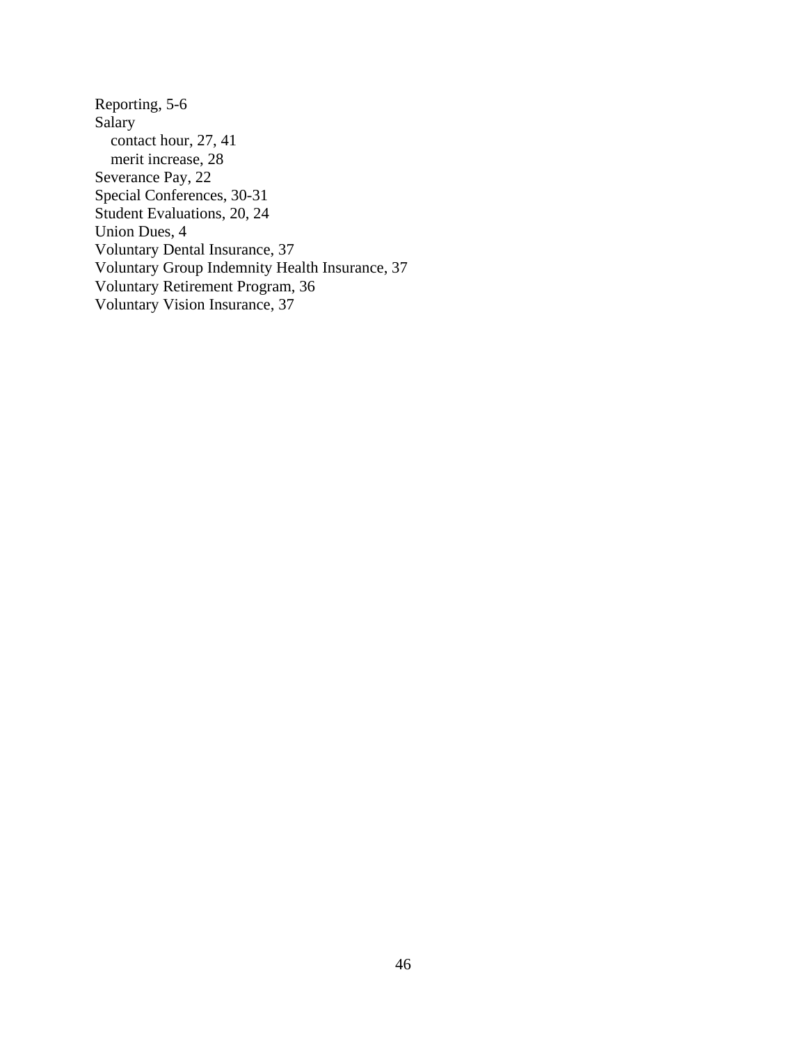Reporting, 5-6
Salary
   contact hour, 27, 41
   merit increase, 28
Severance Pay, 22
Special Conferences, 30-31
Student Evaluations, 20, 24
Union Dues, 4
Voluntary Dental Insurance, 37
Voluntary Group Indemnity Health Insurance, 37
Voluntary Retirement Program, 36
Voluntary Vision Insurance, 37